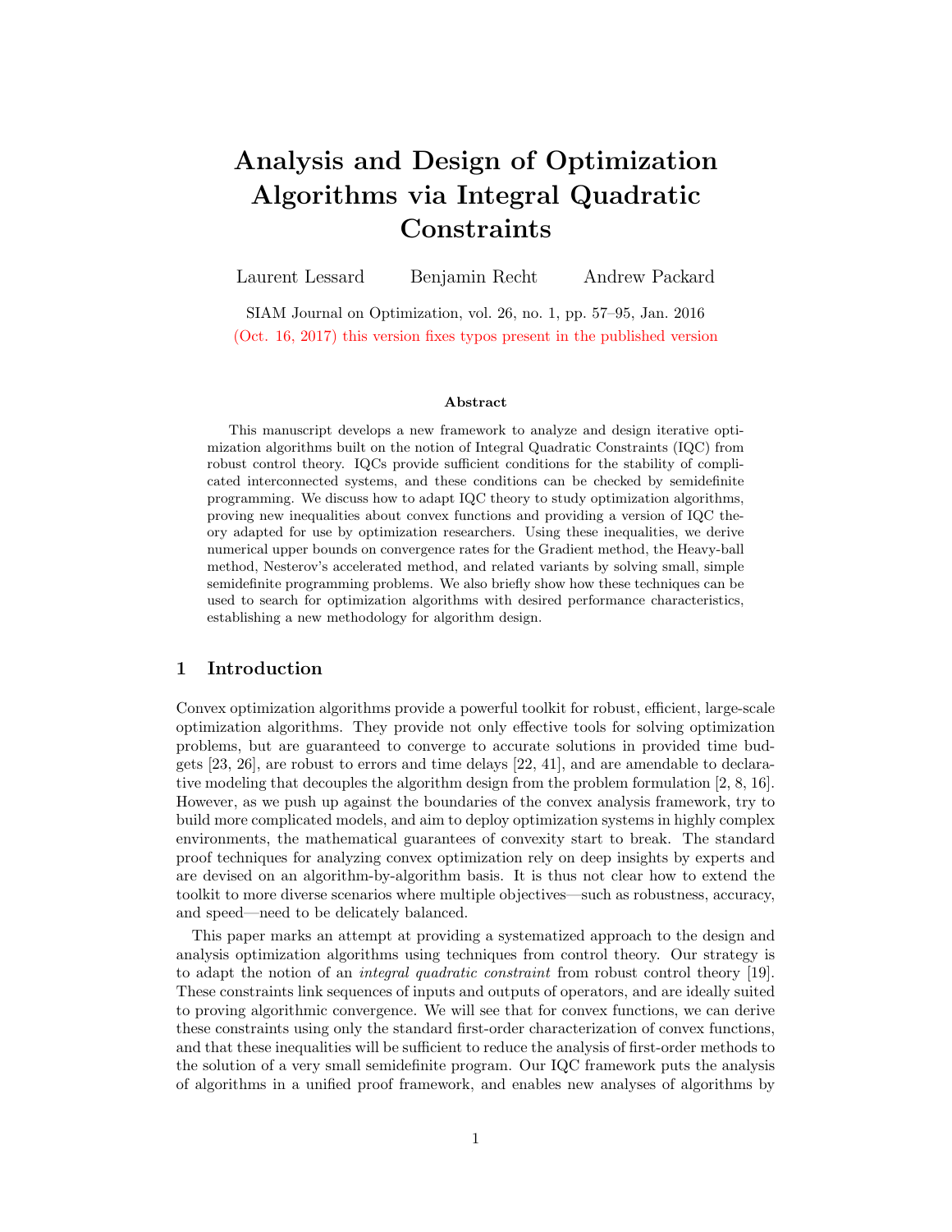# Analysis and Design of Optimization Algorithms via Integral Quadratic Constraints

Laurent Lessard    Benjamin Recht    Andrew Packard

SIAM Journal on Optimization, vol. 26, no. 1, pp. 57–95, Jan. 2016

(Oct. 16, 2017) this version fixes typos present in the published version

### Abstract

This manuscript develops a new framework to analyze and design iterative optimization algorithms built on the notion of Integral Quadratic Constraints (IQC) from robust control theory. IQCs provide sufficient conditions for the stability of complicated interconnected systems, and these conditions can be checked by semidefinite programming. We discuss how to adapt IQC theory to study optimization algorithms, proving new inequalities about convex functions and providing a version of IQC theory adapted for use by optimization researchers. Using these inequalities, we derive numerical upper bounds on convergence rates for the Gradient method, the Heavy-ball method, Nesterov's accelerated method, and related variants by solving small, simple semidefinite programming problems. We also briefly show how these techniques can be used to search for optimization algorithms with desired performance characteristics, establishing a new methodology for algorithm design.

## 1 Introduction

Convex optimization algorithms provide a powerful toolkit for robust, efficient, large-scale optimization algorithms. They provide not only effective tools for solving optimization problems, but are guaranteed to converge to accurate solutions in provided time budgets [23, 26], are robust to errors and time delays [22, 41], and are amendable to declarative modeling that decouples the algorithm design from the problem formulation [2, 8, 16]. However, as we push up against the boundaries of the convex analysis framework, try to build more complicated models, and aim to deploy optimization systems in highly complex environments, the mathematical guarantees of convexity start to break. The standard proof techniques for analyzing convex optimization rely on deep insights by experts and are devised on an algorithm-by-algorithm basis. It is thus not clear how to extend the toolkit to more diverse scenarios where multiple objectives—such as robustness, accuracy, and speed—need to be delicately balanced.

This paper marks an attempt at providing a systematized approach to the design and analysis optimization algorithms using techniques from control theory. Our strategy is to adapt the notion of an *integral quadratic constraint* from robust control theory [19]. These constraints link sequences of inputs and outputs of operators, and are ideally suited to proving algorithmic convergence. We will see that for convex functions, we can derive these constraints using only the standard first-order characterization of convex functions, and that these inequalities will be sufficient to reduce the analysis of first-order methods to the solution of a very small semidefinite program. Our IQC framework puts the analysis of algorithms in a unified proof framework, and enables new analyses of algorithms by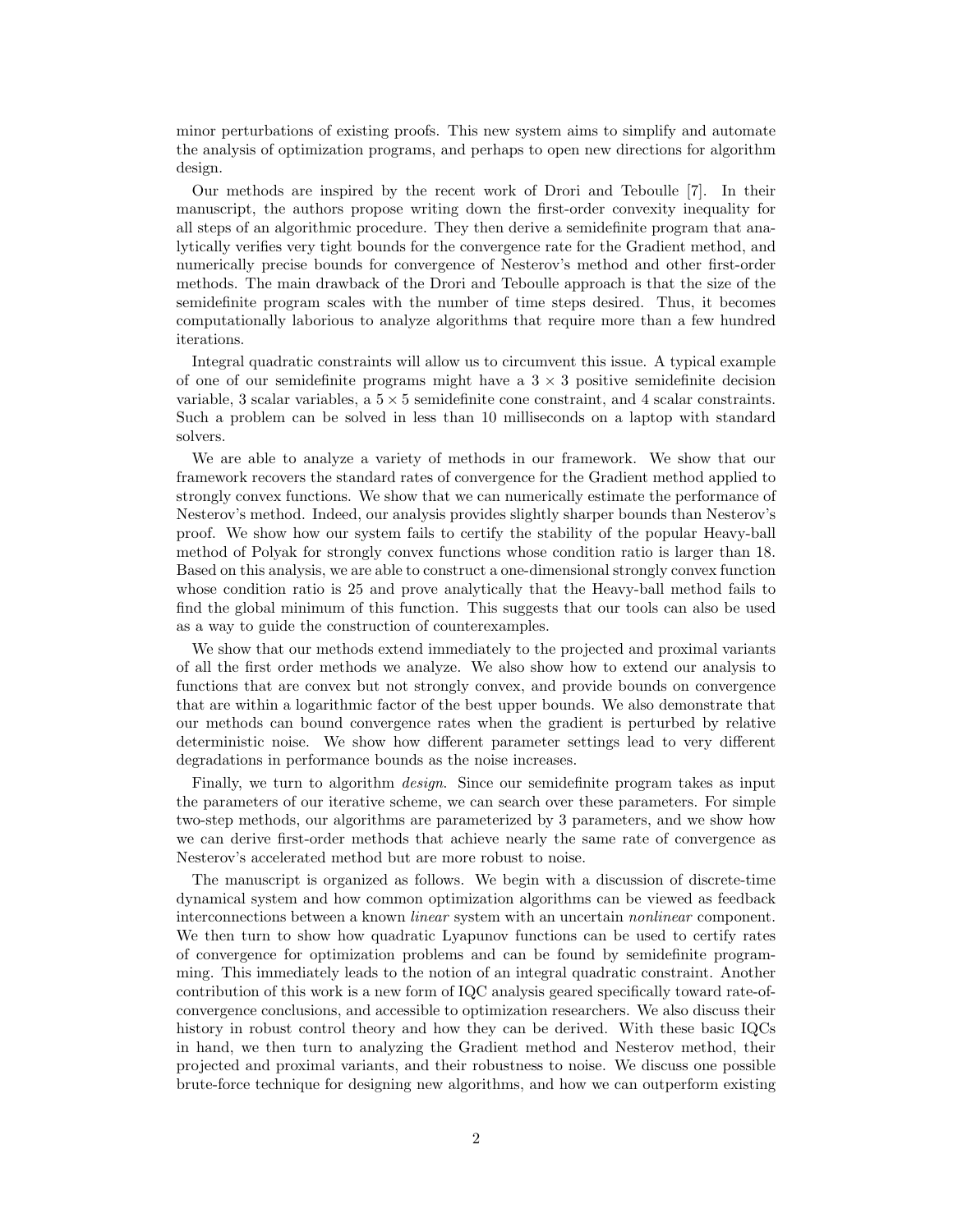minor perturbations of existing proofs. This new system aims to simplify and automate the analysis of optimization programs, and perhaps to open new directions for algorithm design.

Our methods are inspired by the recent work of Drori and Teboulle [7]. In their manuscript, the authors propose writing down the first-order convexity inequality for all steps of an algorithmic procedure. They then derive a semidefinite program that analytically verifies very tight bounds for the convergence rate for the Gradient method, and numerically precise bounds for convergence of Nesterov's method and other first-order methods. The main drawback of the Drori and Teboulle approach is that the size of the semidefinite program scales with the number of time steps desired. Thus, it becomes computationally laborious to analyze algorithms that require more than a few hundred iterations.

Integral quadratic constraints will allow us to circumvent this issue. A typical example of one of our semidefinite programs might have a $3 \times 3$ positive semidefinite decision variable, 3 scalar variables, a $5 \times 5$ semidefinite cone constraint, and 4 scalar constraints. Such a problem can be solved in less than 10 milliseconds on a laptop with standard solvers.

We are able to analyze a variety of methods in our framework. We show that our framework recovers the standard rates of convergence for the Gradient method applied to strongly convex functions. We show that we can numerically estimate the performance of Nesterov's method. Indeed, our analysis provides slightly sharper bounds than Nesterov's proof. We show how our system fails to certify the stability of the popular Heavy-ball method of Polyak for strongly convex functions whose condition ratio is larger than 18. Based on this analysis, we are able to construct a one-dimensional strongly convex function whose condition ratio is 25 and prove analytically that the Heavy-ball method fails to find the global minimum of this function. This suggests that our tools can also be used as a way to guide the construction of counterexamples.

We show that our methods extend immediately to the projected and proximal variants of all the first order methods we analyze. We also show how to extend our analysis to functions that are convex but not strongly convex, and provide bounds on convergence that are within a logarithmic factor of the best upper bounds. We also demonstrate that our methods can bound convergence rates when the gradient is perturbed by relative deterministic noise. We show how different parameter settings lead to very different degradations in performance bounds as the noise increases.

Finally, we turn to algorithm *design*. Since our semidefinite program takes as input the parameters of our iterative scheme, we can search over these parameters. For simple two-step methods, our algorithms are parameterized by 3 parameters, and we show how we can derive first-order methods that achieve nearly the same rate of convergence as Nesterov's accelerated method but are more robust to noise.

The manuscript is organized as follows. We begin with a discussion of discrete-time dynamical system and how common optimization algorithms can be viewed as feedback interconnections between a known *linear* system with an uncertain *nonlinear* component. We then turn to show how quadratic Lyapunov functions can be used to certify rates of convergence for optimization problems and can be found by semidefinite programming. This immediately leads to the notion of an integral quadratic constraint. Another contribution of this work is a new form of IQC analysis geared specifically toward rate-of-convergence conclusions, and accessible to optimization researchers. We also discuss their history in robust control theory and how they can be derived. With these basic IQCs in hand, we then turn to analyzing the Gradient method and Nesterov method, their projected and proximal variants, and their robustness to noise. We discuss one possible brute-force technique for designing new algorithms, and how we can outperform existing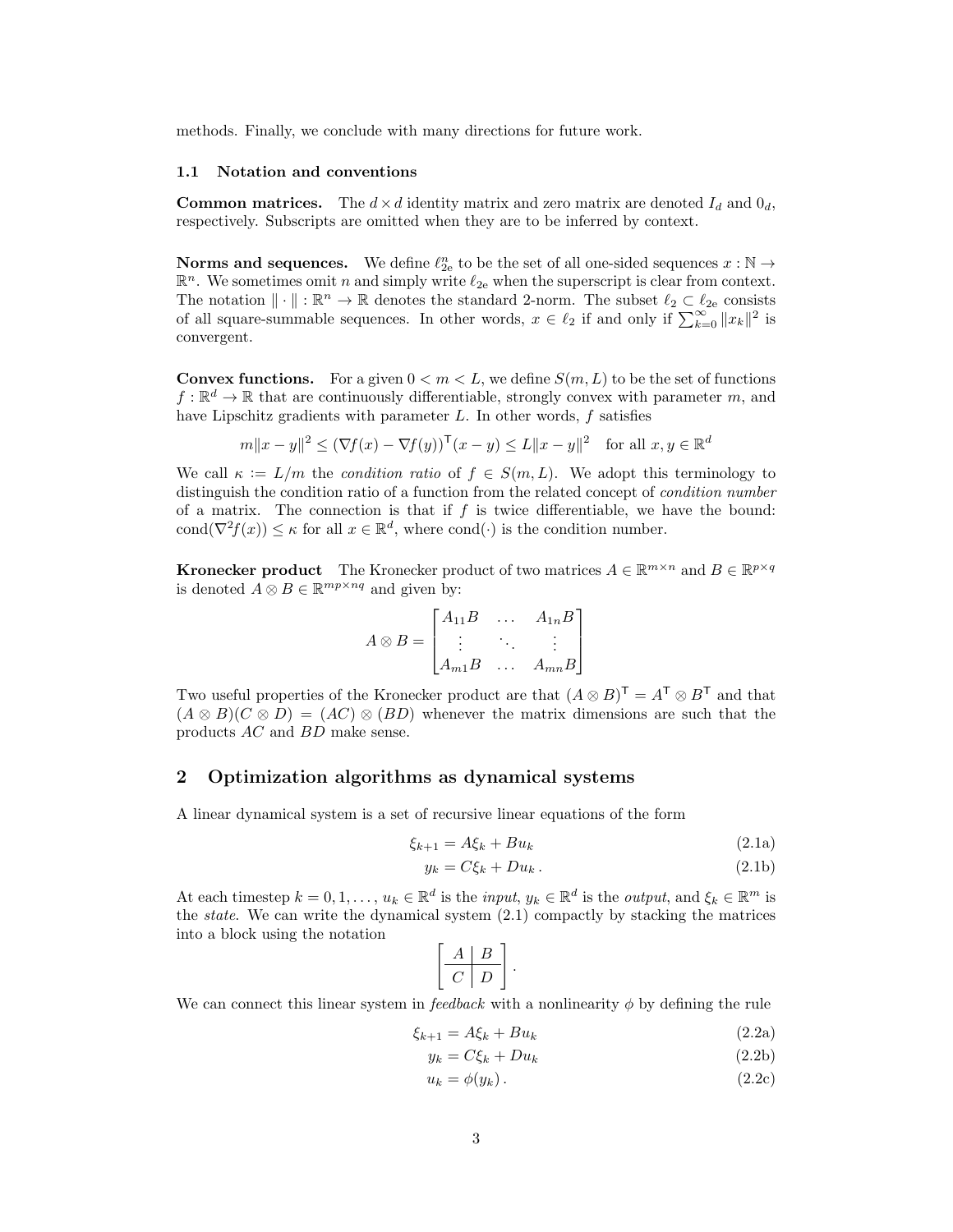methods. Finally, we conclude with many directions for future work.

### 1.1 Notation and conventions

**Common matrices.** The $d \times d$ identity matrix and zero matrix are denoted $I_d$ and $0_d$, respectively. Subscripts are omitted when they are to be inferred by context.

**Norms and sequences.** We define $\ell_{2e}^n$ to be the set of all one-sided sequences $x : \mathbb{N} \to \mathbb{R}^n$. We sometimes omit $n$ and simply write $\ell_{2e}$ when the superscript is clear from context. The notation $\|\cdot\| : \mathbb{R}^n \to \mathbb{R}$ denotes the standard 2-norm. The subset $\ell_2 \subset \ell_{2e}$ consists of all square-summable sequences. In other words, $x \in \ell_2$ if and only if $\sum_{k=0}^{\infty} \|x_k\|^2$ is convergent.

**Convex functions.** For a given $0 < m < L$, we define $S(m, L)$ to be the set of functions $f : \mathbb{R}^d \to \mathbb{R}$ that are continuously differentiable, strongly convex with parameter $m$, and have Lipschitz gradients with parameter $L$. In other words, $f$ satisfies

$$m\|x - y\|^2 \le (\nabla f(x) - \nabla f(y))^\mathsf{T}(x - y) \le L\|x - y\|^2 \quad \text{for all } x, y \in \mathbb{R}^d$$

We call $\kappa := L/m$ the *condition ratio* of $f \in S(m, L)$. We adopt this terminology to distinguish the condition ratio of a function from the related concept of *condition number* of a matrix. The connection is that if $f$ is twice differentiable, we have the bound: $\text{cond}(\nabla^2 f(x)) \le \kappa$ for all $x \in \mathbb{R}^d$, where $\text{cond}(\cdot)$ is the condition number.

**Kronecker product** The Kronecker product of two matrices $A \in \mathbb{R}^{m\times n}$ and $B \in \mathbb{R}^{p\times q}$ is denoted $A \otimes B \in \mathbb{R}^{mp\times nq}$ and given by:

$$A \otimes B = \begin{bmatrix} A_{11}B & \dots & A_{1n}B \\ \vdots & \ddots & \vdots \\ A_{m1}B & \dots & A_{mn}B \end{bmatrix}$$

Two useful properties of the Kronecker product are that $(A \otimes B)^\mathsf{T} = A^\mathsf{T} \otimes B^\mathsf{T}$ and that $(A \otimes B)(C \otimes D) = (AC) \otimes (BD)$ whenever the matrix dimensions are such that the products $AC$ and $BD$ make sense.

## 2 Optimization algorithms as dynamical systems

A linear dynamical system is a set of recursive linear equations of the form

$$\xi_{k+1} = A\xi_k + Bu_k \tag{2.1a}$$

$$y_k = C\xi_k + Du_k\,. \tag{2.1b}$$

At each timestep $k = 0, 1, \dots$, $u_k \in \mathbb{R}^d$ is the *input*, $y_k \in \mathbb{R}^d$ is the *output*, and $\xi_k \in \mathbb{R}^m$ is the *state*. We can write the dynamical system (2.1) compactly by stacking the matrices into a block using the notation

$$\left[\begin{array}{c|c} A & B \\ \hline C & D \end{array}\right].$$

We can connect this linear system in *feedback* with a nonlinearity $\phi$ by defining the rule

$$\xi_{k+1} = A\xi_k + Bu_k \tag{2.2a}$$

$$y_k = C\xi_k + Du_k \tag{2.2b}$$

$$u_k = \phi(y_k)\,. \tag{2.2c}$$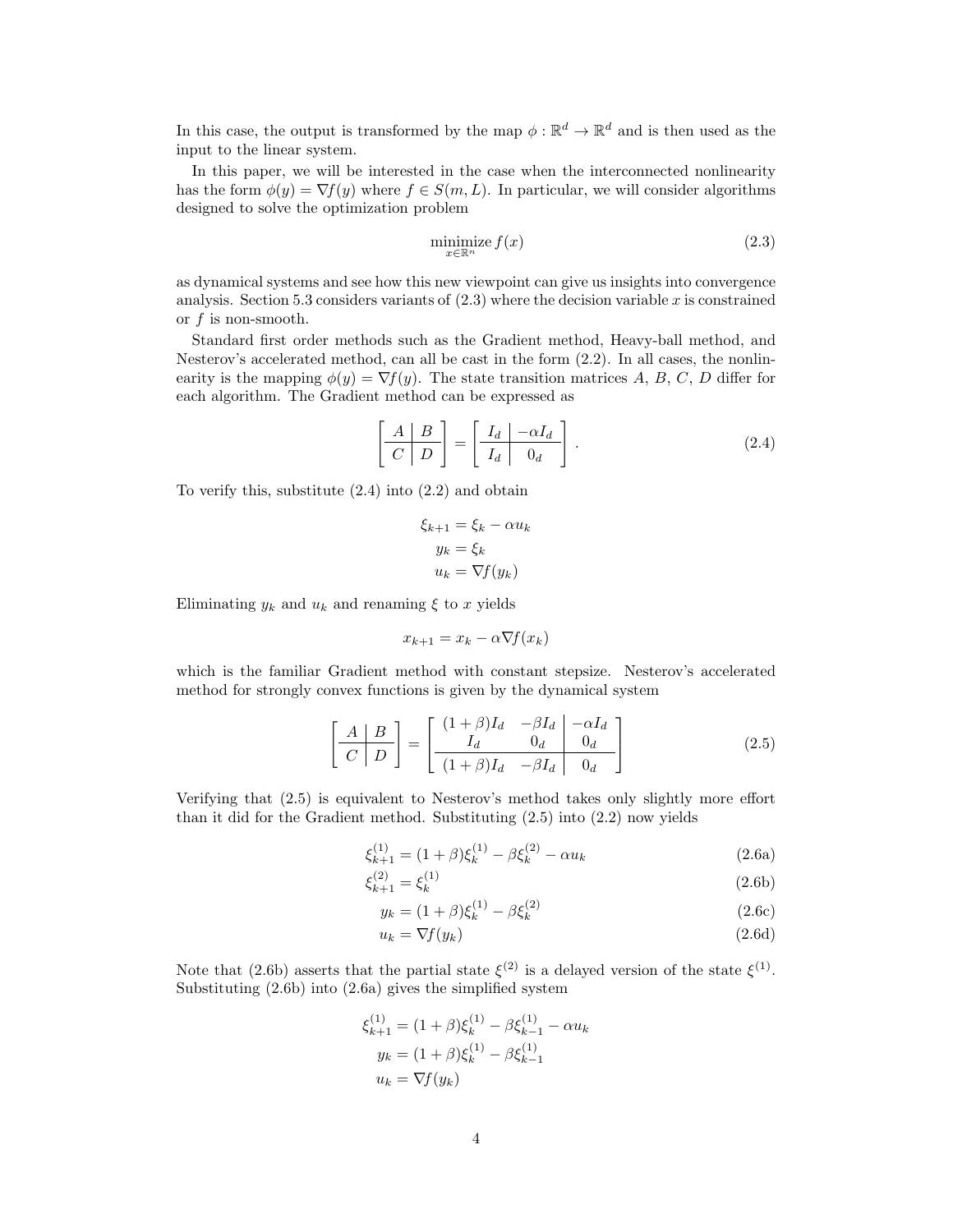In this case, the output is transformed by the map $\phi : \mathbb{R}^d \to \mathbb{R}^d$ and is then used as the input to the linear system.

In this paper, we will be interested in the case when the interconnected nonlinearity has the form $\phi(y) = \nabla f(y)$ where $f \in S(m, L)$. In particular, we will consider algorithms designed to solve the optimization problem

$$\underset{x \in \mathbb{R}^n}{\text{minimize}}\, f(x) \tag{2.3}$$

as dynamical systems and see how this new viewpoint can give us insights into convergence analysis. Section 5.3 considers variants of (2.3) where the decision variable $x$ is constrained or $f$ is non-smooth.

Standard first order methods such as the Gradient method, Heavy-ball method, and Nesterov's accelerated method, can all be cast in the form (2.2). In all cases, the nonlinearity is the mapping $\phi(y) = \nabla f(y)$. The state transition matrices $A$, $B$, $C$, $D$ differ for each algorithm. The Gradient method can be expressed as

$$\left[\begin{array}{c|c} A & B \\ \hline C & D \end{array}\right] = \left[\begin{array}{c|c} I_d & -\alpha I_d \\ \hline I_d & 0_d \end{array}\right]. \tag{2.4}$$

To verify this, substitute (2.4) into (2.2) and obtain

$$\begin{aligned} \xi_{k+1} &= \xi_k - \alpha u_k \\ y_k &= \xi_k \\ u_k &= \nabla f(y_k) \end{aligned}$$

Eliminating $y_k$ and $u_k$ and renaming $\xi$ to $x$ yields

$$x_{k+1} = x_k - \alpha \nabla f(x_k)$$

which is the familiar Gradient method with constant stepsize. Nesterov's accelerated method for strongly convex functions is given by the dynamical system

$$\left[\begin{array}{c|c} A & B \\ \hline C & D \end{array}\right] = \left[\begin{array}{cc|c} (1+\beta) I_d & -\beta I_d & -\alpha I_d \\ I_d & 0_d & 0_d \\ \hline (1+\beta) I_d & -\beta I_d & 0_d \end{array}\right] \tag{2.5}$$

Verifying that (2.5) is equivalent to Nesterov's method takes only slightly more effort than it did for the Gradient method. Substituting (2.5) into (2.2) now yields

$$\xi_{k+1}^{(1)} = (1+\beta)\xi_k^{(1)} - \beta \xi_k^{(2)} - \alpha u_k \tag{2.6a}$$

$$\xi_{k+1}^{(2)} = \xi_k^{(1)} \tag{2.6b}$$

$$y_k = (1+\beta)\xi_k^{(1)} - \beta \xi_k^{(2)} \tag{2.6c}$$

$$u_k = \nabla f(y_k) \tag{2.6d}$$

Note that (2.6b) asserts that the partial state $\xi^{(2)}$ is a delayed version of the state $\xi^{(1)}$. Substituting (2.6b) into (2.6a) gives the simplified system

$$\begin{aligned} \xi_{k+1}^{(1)} &= (1+\beta)\xi_k^{(1)} - \beta \xi_{k-1}^{(1)} - \alpha u_k \\ y_k &= (1+\beta)\xi_k^{(1)} - \beta \xi_{k-1}^{(1)} \\ u_k &= \nabla f(y_k) \end{aligned}$$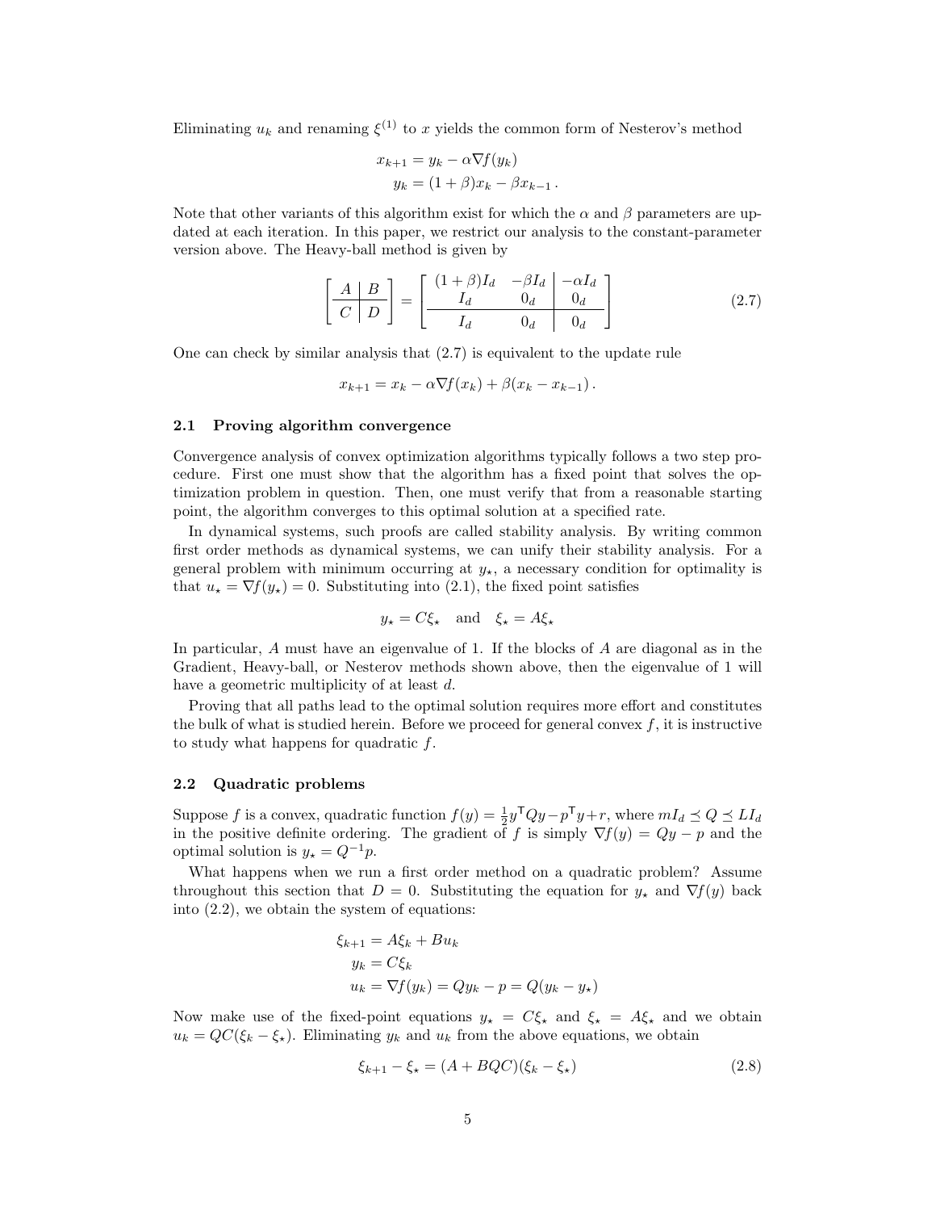Eliminating $u_k$ and renaming $\xi^{(1)}$ to $x$ yields the common form of Nesterov's method

$$
\begin{aligned}
x_{k+1} &= y_k - \alpha \nabla f(y_k) \\
y_k &= (1+\beta)x_k - \beta x_{k-1} \,.
\end{aligned}
$$

Note that other variants of this algorithm exist for which the $\alpha$ and $\beta$ parameters are updated at each iteration. In this paper, we restrict our analysis to the constant-parameter version above. The Heavy-ball method is given by

$$
\left[\begin{array}{c|c} A & B \\ \hline C & D \end{array}\right] = \left[\begin{array}{cc|c} (1+\beta)I_d & -\beta I_d & -\alpha I_d \\ I_d & 0_d & 0_d \\ \hline I_d & 0_d & 0_d \end{array}\right] \tag{2.7}
$$

One can check by similar analysis that (2.7) is equivalent to the update rule

$$
x_{k+1} = x_k - \alpha \nabla f(x_k) + \beta(x_k - x_{k-1}) \,.
$$

### 2.1 Proving algorithm convergence

Convergence analysis of convex optimization algorithms typically follows a two step procedure. First one must show that the algorithm has a fixed point that solves the optimization problem in question. Then, one must verify that from a reasonable starting point, the algorithm converges to this optimal solution at a specified rate.

In dynamical systems, such proofs are called stability analysis. By writing common first order methods as dynamical systems, we can unify their stability analysis. For a general problem with minimum occurring at $y_\star$, a necessary condition for optimality is that $u_\star = \nabla f(y_\star) = 0$. Substituting into (2.1), the fixed point satisfies

$$
y_\star = C\xi_\star \quad \text{and} \quad \xi_\star = A\xi_\star
$$

In particular, $A$ must have an eigenvalue of 1. If the blocks of $A$ are diagonal as in the Gradient, Heavy-ball, or Nesterov methods shown above, then the eigenvalue of 1 will have a geometric multiplicity of at least $d$.

Proving that all paths lead to the optimal solution requires more effort and constitutes the bulk of what is studied herein. Before we proceed for general convex $f$, it is instructive to study what happens for quadratic $f$.

### 2.2 Quadratic problems

Suppose $f$ is a convex, quadratic function $f(y) = \frac{1}{2}y^\mathsf{T}Qy - p^\mathsf{T}y + r$, where $mI_d \preceq Q \preceq LI_d$ in the positive definite ordering. The gradient of $f$ is simply $\nabla f(y) = Qy - p$ and the optimal solution is $y_\star = Q^{-1}p$.

What happens when we run a first order method on a quadratic problem? Assume throughout this section that $D = 0$. Substituting the equation for $y_\star$ and $\nabla f(y)$ back into (2.2), we obtain the system of equations:

$$
\begin{aligned}
\xi_{k+1} &= A\xi_k + Bu_k \\
y_k &= C\xi_k \\
u_k &= \nabla f(y_k) = Qy_k - p = Q(y_k - y_\star)
\end{aligned}
$$

Now make use of the fixed-point equations $y_\star = C\xi_\star$ and $\xi_\star = A\xi_\star$ and we obtain $u_k = QC(\xi_k - \xi_\star)$. Eliminating $y_k$ and $u_k$ from the above equations, we obtain

$$
\xi_{k+1} - \xi_\star = (A + BQC)(\xi_k - \xi_\star) \tag{2.8}
$$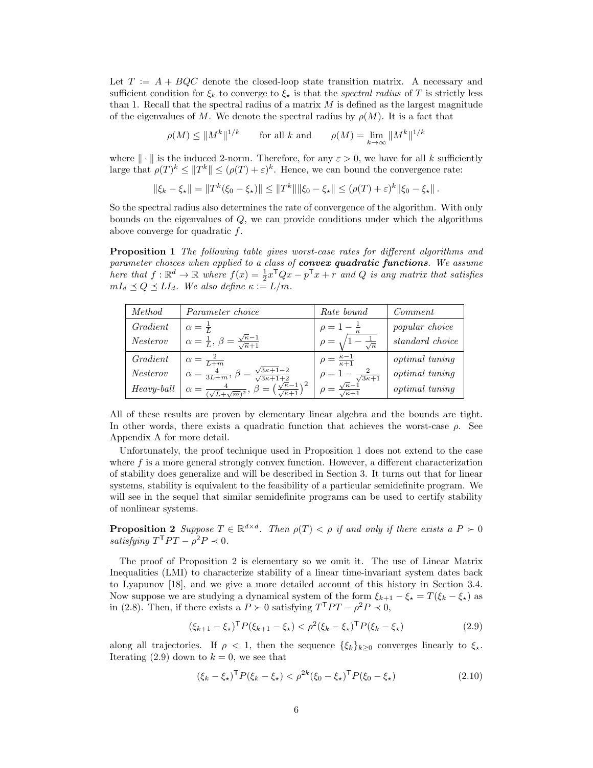Let $T := A + BQC$ denote the closed-loop state transition matrix. A necessary and sufficient condition for $\xi_k$ to converge to $\xi_\star$ is that the *spectral radius* of $T$ is strictly less than 1. Recall that the spectral radius of a matrix $M$ is defined as the largest magnitude of the eigenvalues of $M$. We denote the spectral radius by $\rho(M)$. It is a fact that

$$\rho(M) \le \|M^k\|^{1/k} \qquad \text{for all } k \text{ and} \qquad \rho(M) = \lim_{k\to\infty} \|M^k\|^{1/k}$$

where $\|\cdot\|$ is the induced 2-norm. Therefore, for any $\varepsilon > 0$, we have for all $k$ sufficiently large that $\rho(T)^k \le \|T^k\| \le (\rho(T) + \varepsilon)^k$. Hence, we can bound the convergence rate:

$$\|\xi_k - \xi_\star\| = \|T^k(\xi_0 - \xi_\star)\| \le \|T^k\|\|\xi_0 - \xi_\star\| \le (\rho(T) + \varepsilon)^k \|\xi_0 - \xi_\star\|.$$

So the spectral radius also determines the rate of convergence of the algorithm. With only bounds on the eigenvalues of $Q$, we can provide conditions under which the algorithms above converge for quadratic $f$.

**Proposition 1** *The following table gives worst-case rates for different algorithms and parameter choices when applied to a class of* ***convex quadratic functions****. We assume here that $f : \mathbb{R}^d \to \mathbb{R}$ where $f(x) = \frac{1}{2}x^\mathsf{T}Qx - p^\mathsf{T}x + r$ and $Q$ is any matrix that satisfies $mI_d \preceq Q \preceq LI_d$. We also define $\kappa := L/m$.*

| *Method* | *Parameter choice* | *Rate bound* | *Comment* |
|---|---|---|---|
| *Gradient* | $\alpha = \frac{1}{L}$ | $\rho = 1 - \frac{1}{\kappa}$ | *popular choice* |
| *Nesterov* | $\alpha = \frac{1}{L}$, $\beta = \frac{\sqrt{\kappa}-1}{\sqrt{\kappa}+1}$ | $\rho = \sqrt{1 - \frac{1}{\sqrt{\kappa}}}$ | *standard choice* |
| *Gradient* | $\alpha = \frac{2}{L+m}$ | $\rho = \frac{\kappa-1}{\kappa+1}$ | *optimal tuning* |
| *Nesterov* | $\alpha = \frac{4}{3L+m}$, $\beta = \frac{\sqrt{3\kappa+1}-2}{\sqrt{3\kappa+1}+2}$ | $\rho = 1 - \frac{2}{\sqrt{3\kappa+1}}$ | *optimal tuning* |
| *Heavy-ball* | $\alpha = \frac{4}{(\sqrt{L}+\sqrt{m})^2}$, $\beta = \left(\frac{\sqrt{\kappa}-1}{\sqrt{\kappa}+1}\right)^2$ | $\rho = \frac{\sqrt{\kappa}-1}{\sqrt{\kappa}+1}$ | *optimal tuning* |

All of these results are proven by elementary linear algebra and the bounds are tight. In other words, there exists a quadratic function that achieves the worst-case $\rho$. See Appendix A for more detail.

Unfortunately, the proof technique used in Proposition 1 does not extend to the case where $f$ is a more general strongly convex function. However, a different characterization of stability does generalize and will be described in Section 3. It turns out that for linear systems, stability is equivalent to the feasibility of a particular semidefinite program. We will see in the sequel that similar semidefinite programs can be used to certify stability of nonlinear systems.

**Proposition 2** *Suppose $T \in \mathbb{R}^{d\times d}$. Then $\rho(T) < \rho$ if and only if there exists a $P \succ 0$ satisfying $T^\mathsf{T}PT - \rho^2 P \prec 0$.*

The proof of Proposition 2 is elementary so we omit it. The use of Linear Matrix Inequalities (LMI) to characterize stability of a linear time-invariant system dates back to Lyapunov [18], and we give a more detailed account of this history in Section 3.4. Now suppose we are studying a dynamical system of the form $\xi_{k+1} - \xi_\star = T(\xi_k - \xi_\star)$ as in (2.8). Then, if there exists a $P \succ 0$ satisfying $T^\mathsf{T}PT - \rho^2 P \prec 0$,

$$(\xi_{k+1} - \xi_\star)^\mathsf{T} P(\xi_{k+1} - \xi_\star) < \rho^2(\xi_k - \xi_\star)^\mathsf{T} P(\xi_k - \xi_\star) \tag{2.9}$$

along all trajectories. If $\rho < 1$, then the sequence $\{\xi_k\}_{k\ge 0}$ converges linearly to $\xi_\star$. Iterating (2.9) down to $k = 0$, we see that

$$(\xi_k - \xi_\star)^\mathsf{T} P(\xi_k - \xi_\star) < \rho^{2k}(\xi_0 - \xi_\star)^\mathsf{T} P(\xi_0 - \xi_\star) \tag{2.10}$$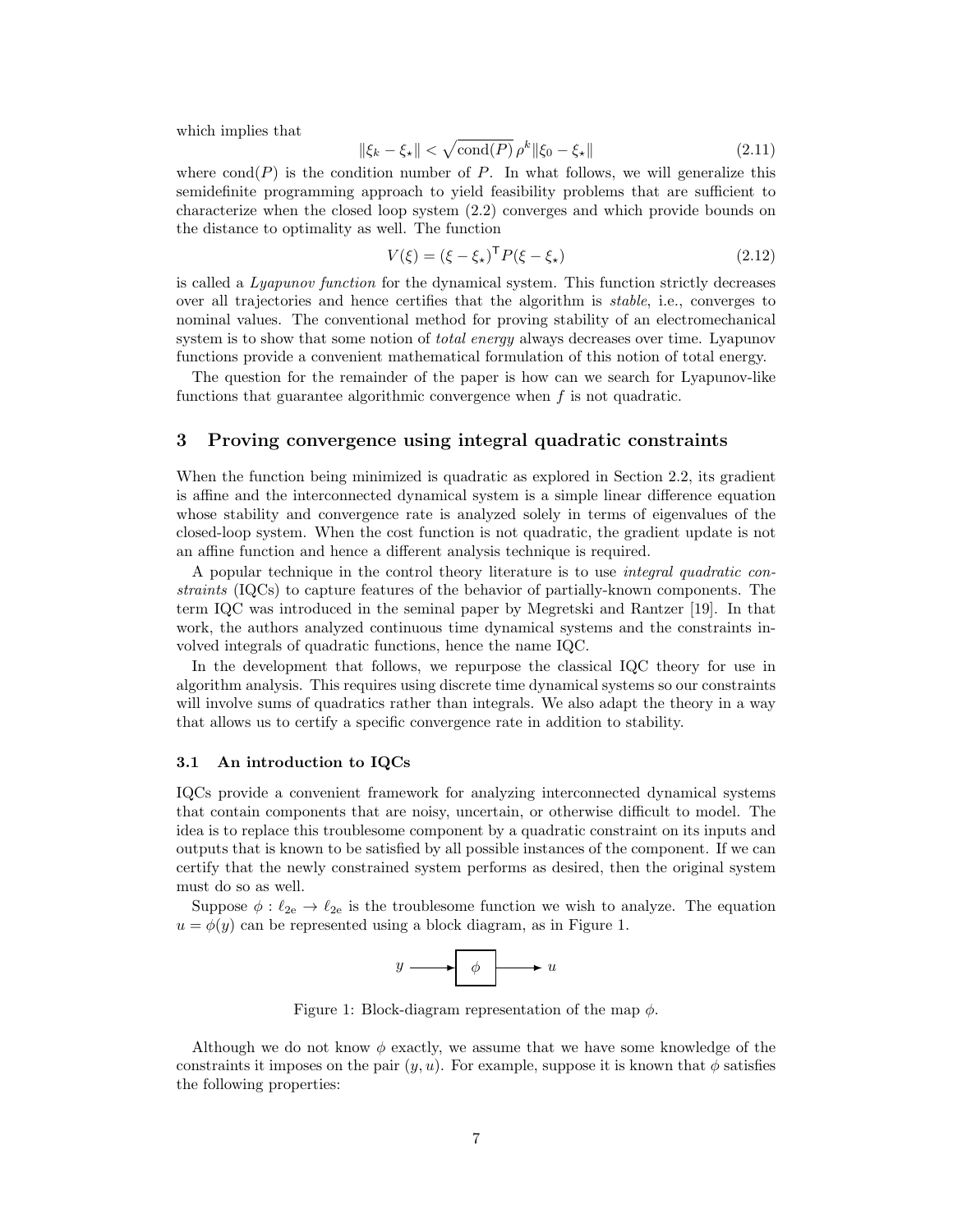which implies that

$$
\|\xi_k - \xi_\star\| < \sqrt{\operatorname{cond}(P)}\, \rho^k \|\xi_0 - \xi_\star\| \tag{2.11}
$$

where $\operatorname{cond}(P)$ is the condition number of $P$. In what follows, we will generalize this semidefinite programming approach to yield feasibility problems that are sufficient to characterize when the closed loop system (2.2) converges and which provide bounds on the distance to optimality as well. The function

$$
V(\xi) = (\xi - \xi_\star)^\mathsf{T} P (\xi - \xi_\star) \tag{2.12}
$$

is called a *Lyapunov function* for the dynamical system. This function strictly decreases over all trajectories and hence certifies that the algorithm is *stable*, i.e., converges to nominal values. The conventional method for proving stability of an electromechanical system is to show that some notion of *total energy* always decreases over time. Lyapunov functions provide a convenient mathematical formulation of this notion of total energy.

The question for the remainder of the paper is how can we search for Lyapunov-like functions that guarantee algorithmic convergence when $f$ is not quadratic.

## 3 Proving convergence using integral quadratic constraints

When the function being minimized is quadratic as explored in Section 2.2, its gradient is affine and the interconnected dynamical system is a simple linear difference equation whose stability and convergence rate is analyzed solely in terms of eigenvalues of the closed-loop system. When the cost function is not quadratic, the gradient update is not an affine function and hence a different analysis technique is required.

A popular technique in the control theory literature is to use *integral quadratic constraints* (IQCs) to capture features of the behavior of partially-known components. The term IQC was introduced in the seminal paper by Megretski and Rantzer [19]. In that work, the authors analyzed continuous time dynamical systems and the constraints involved integrals of quadratic functions, hence the name IQC.

In the development that follows, we repurpose the classical IQC theory for use in algorithm analysis. This requires using discrete time dynamical systems so our constraints will involve sums of quadratics rather than integrals. We also adapt the theory in a way that allows us to certify a specific convergence rate in addition to stability.

### 3.1 An introduction to IQCs

IQCs provide a convenient framework for analyzing interconnected dynamical systems that contain components that are noisy, uncertain, or otherwise difficult to model. The idea is to replace this troublesome component by a quadratic constraint on its inputs and outputs that is known to be satisfied by all possible instances of the component. If we can certify that the newly constrained system performs as desired, then the original system must do so as well.

Suppose $\phi : \ell_{2e} \to \ell_{2e}$ is the troublesome function we wish to analyze. The equation $u = \phi(y)$ can be represented using a block diagram, as in Figure 1.

$y \longrightarrow \boxed{\phi} \longrightarrow u$

Figure 1: Block-diagram representation of the map $\phi$.

Although we do not know $\phi$ exactly, we assume that we have some knowledge of the constraints it imposes on the pair $(y, u)$. For example, suppose it is known that $\phi$ satisfies the following properties: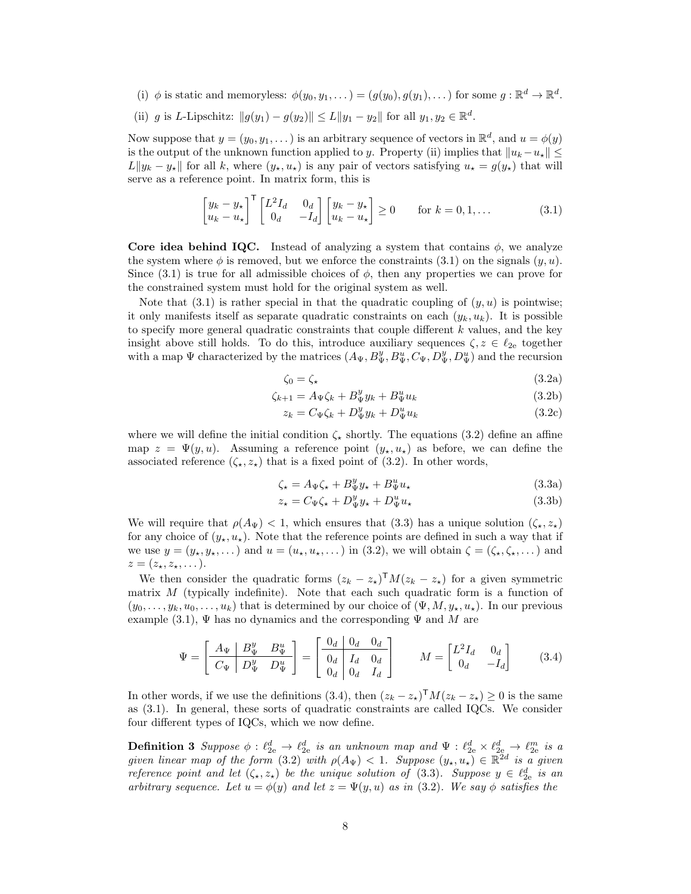(i) $\phi$ is static and memoryless: $\phi(y_0, y_1, \dots) = (g(y_0), g(y_1), \dots)$ for some $g : \mathbb{R}^d \to \mathbb{R}^d$.

(ii) $g$ is $L$-Lipschitz: $\|g(y_1) - g(y_2)\| \le L\|y_1 - y_2\|$ for all $y_1, y_2 \in \mathbb{R}^d$.

Now suppose that $y = (y_0, y_1, \dots)$ is an arbitrary sequence of vectors in $\mathbb{R}^d$, and $u = \phi(y)$ is the output of the unknown function applied to $y$. Property (ii) implies that $\|u_k - u_\star\| \le L\|y_k - y_\star\|$ for all $k$, where $(y_\star, u_\star)$ is any pair of vectors satisfying $u_\star = g(y_\star)$ that will serve as a reference point. In matrix form, this is

$$\begin{bmatrix} y_k - y_\star \\ u_k - u_\star \end{bmatrix}^\mathsf{T} \begin{bmatrix} L^2 I_d & 0_d \\ 0_d & -I_d \end{bmatrix} \begin{bmatrix} y_k - y_\star \\ u_k - u_\star \end{bmatrix} \ge 0 \qquad \text{for } k = 0, 1, \dots \tag{3.1}$$

**Core idea behind IQC.** Instead of analyzing a system that contains $\phi$, we analyze the system where $\phi$ is removed, but we enforce the constraints (3.1) on the signals $(y, u)$. Since (3.1) is true for all admissible choices of $\phi$, then any properties we can prove for the constrained system must hold for the original system as well.

Note that (3.1) is rather special in that the quadratic coupling of $(y, u)$ is pointwise; it only manifests itself as separate quadratic constraints on each $(y_k, u_k)$. It is possible to specify more general quadratic constraints that couple different $k$ values, and the key insight above still holds. To do this, introduce auxiliary sequences $\zeta, z \in \ell_{2e}$ together with a map $\Psi$ characterized by the matrices $(A_\Psi, B_\Psi^y, B_\Psi^u, C_\Psi, D_\Psi^y, D_\Psi^u)$ and the recursion

$$\zeta_0 = \zeta_\star \tag{3.2a}$$

$$\zeta_{k+1} = A_\Psi \zeta_k + B_\Psi^y y_k + B_\Psi^u u_k \tag{3.2b}$$

$$z_k = C_\Psi \zeta_k + D_\Psi^y y_k + D_\Psi^u u_k \tag{3.2c}$$

where we will define the initial condition $\zeta_\star$ shortly. The equations (3.2) define an affine map $z = \Psi(y, u)$. Assuming a reference point $(y_\star, u_\star)$ as before, we can define the associated reference $(\zeta_\star, z_\star)$ that is a fixed point of (3.2). In other words,

$$\zeta_\star = A_\Psi \zeta_\star + B_\Psi^y y_\star + B_\Psi^u u_\star \tag{3.3a}$$

$$z_\star = C_\Psi \zeta_\star + D_\Psi^y y_\star + D_\Psi^u u_\star \tag{3.3b}$$

We will require that $\rho(A_\Psi) < 1$, which ensures that (3.3) has a unique solution $(\zeta_\star, z_\star)$ for any choice of $(y_\star, u_\star)$. Note that the reference points are defined in such a way that if we use $y = (y_\star, y_\star, \dots)$ and $u = (u_\star, u_\star, \dots)$ in (3.2), we will obtain $\zeta = (\zeta_\star, \zeta_\star, \dots)$ and $z = (z_\star, z_\star, \dots)$.

We then consider the quadratic forms $(z_k - z_\star)^\mathsf{T} M (z_k - z_\star)$ for a given symmetric matrix $M$ (typically indefinite). Note that each such quadratic form is a function of $(y_0, \dots, y_k, u_0, \dots, u_k)$ that is determined by our choice of $(\Psi, M, y_\star, u_\star)$. In our previous example (3.1), $\Psi$ has no dynamics and the corresponding $\Psi$ and $M$ are

$$\Psi = \left[\begin{array}{c|cc} A_\Psi & B_\Psi^y & B_\Psi^u \\ \hline C_\Psi & D_\Psi^y & D_\Psi^u \end{array}\right] = \left[\begin{array}{c|cc} 0_d & 0_d & 0_d \\ \hline 0_d & I_d & 0_d \\ 0_d & 0_d & I_d \end{array}\right] \qquad M = \begin{bmatrix} L^2 I_d & 0_d \\ 0_d & -I_d \end{bmatrix} \tag{3.4}$$

In other words, if we use the definitions (3.4), then $(z_k - z_\star)^\mathsf{T} M (z_k - z_\star) \ge 0$ is the same as (3.1). In general, these sorts of quadratic constraints are called IQCs. We consider four different types of IQCs, which we now define.

**Definition 3** *Suppose $\phi : \ell_{2e}^d \to \ell_{2e}^d$ is an unknown map and $\Psi : \ell_{2e}^d \times \ell_{2e}^d \to \ell_{2e}^m$ is a given linear map of the form (3.2) with $\rho(A_\Psi) < 1$. Suppose $(y_\star, u_\star) \in \mathbb{R}^{2d}$ is a given reference point and let $(\zeta_\star, z_\star)$ be the unique solution of (3.3). Suppose $y \in \ell_{2e}^d$ is an arbitrary sequence. Let $u = \phi(y)$ and let $z = \Psi(y, u)$ as in (3.2). We say $\phi$ satisfies the*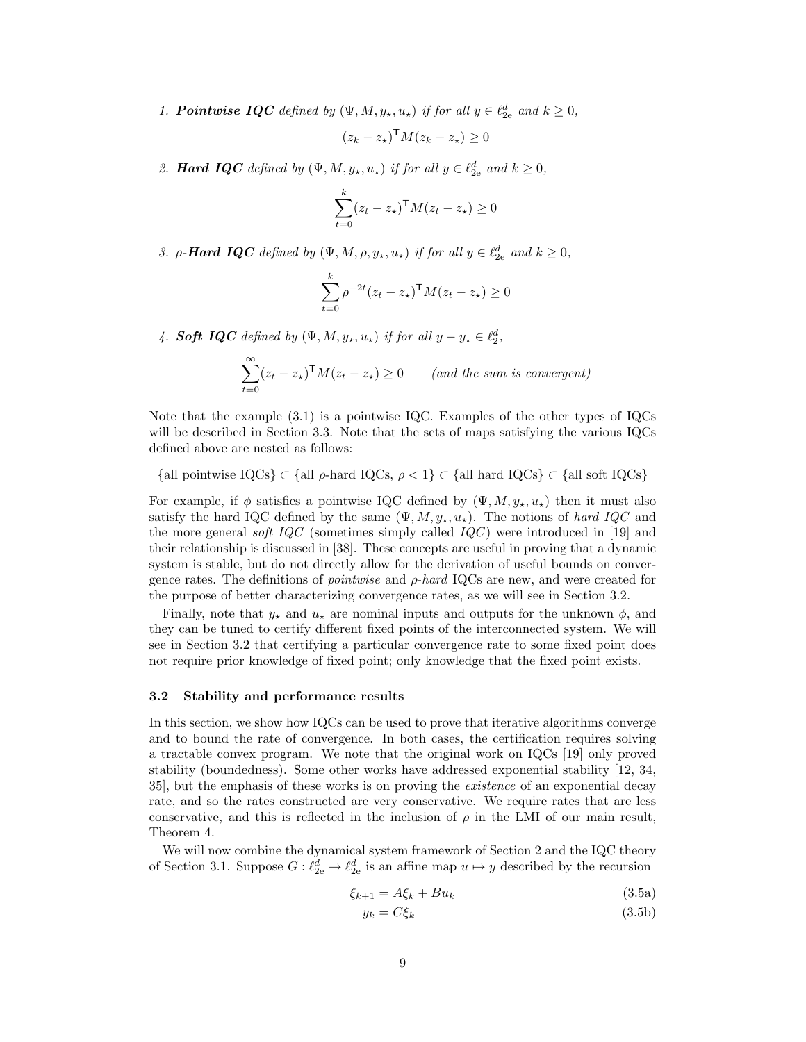1. ***Pointwise IQC*** *defined by* $(\Psi, M, y_\star, u_\star)$ *if for all* $y \in \ell_{2\mathrm{e}}^d$ *and* $k \geq 0$,

$$(z_k - z_\star)^\mathsf{T} M (z_k - z_\star) \geq 0$$

2. ***Hard IQC*** *defined by* $(\Psi, M, y_\star, u_\star)$ *if for all* $y \in \ell_{2\mathrm{e}}^d$ *and* $k \geq 0$,

$$\sum_{t=0}^{k} (z_t - z_\star)^\mathsf{T} M (z_t - z_\star) \geq 0$$

3. $\rho$-***Hard IQC*** *defined by* $(\Psi, M, \rho, y_\star, u_\star)$ *if for all* $y \in \ell_{2\mathrm{e}}^d$ *and* $k \geq 0$,

$$\sum_{t=0}^{k} \rho^{-2t} (z_t - z_\star)^\mathsf{T} M (z_t - z_\star) \geq 0$$

4. ***Soft IQC*** *defined by* $(\Psi, M, y_\star, u_\star)$ *if for all* $y - y_\star \in \ell_2^d$,

$$\sum_{t=0}^{\infty} (z_t - z_\star)^\mathsf{T} M (z_t - z_\star) \geq 0 \qquad \textit{(and the sum is convergent)}$$

Note that the example (3.1) is a pointwise IQC. Examples of the other types of IQCs will be described in Section 3.3. Note that the sets of maps satisfying the various IQCs defined above are nested as follows:

$$\{\text{all pointwise IQCs}\} \subset \{\text{all } \rho\text{-hard IQCs, } \rho < 1\} \subset \{\text{all hard IQCs}\} \subset \{\text{all soft IQCs}\}$$

For example, if $\phi$ satisfies a pointwise IQC defined by $(\Psi, M, y_\star, u_\star)$ then it must also satisfy the hard IQC defined by the same $(\Psi, M, y_\star, u_\star)$. The notions of *hard IQC* and the more general *soft IQC* (sometimes simply called *IQC*) were introduced in [19] and their relationship is discussed in [38]. These concepts are useful in proving that a dynamic system is stable, but do not directly allow for the derivation of useful bounds on convergence rates. The definitions of *pointwise* and $\rho$*-hard* IQCs are new, and were created for the purpose of better characterizing convergence rates, as we will see in Section 3.2.

Finally, note that $y_\star$ and $u_\star$ are nominal inputs and outputs for the unknown $\phi$, and they can be tuned to certify different fixed points of the interconnected system. We will see in Section 3.2 that certifying a particular convergence rate to some fixed point does not require prior knowledge of fixed point; only knowledge that the fixed point exists.

### 3.2 Stability and performance results

In this section, we show how IQCs can be used to prove that iterative algorithms converge and to bound the rate of convergence. In both cases, the certification requires solving a tractable convex program. We note that the original work on IQCs [19] only proved stability (boundedness). Some other works have addressed exponential stability [12, 34, 35], but the emphasis of these works is on proving the *existence* of an exponential decay rate, and so the rates constructed are very conservative. We require rates that are less conservative, and this is reflected in the inclusion of $\rho$ in the LMI of our main result, Theorem 4.

We will now combine the dynamical system framework of Section 2 and the IQC theory of Section 3.1. Suppose $G : \ell_{2\mathrm{e}}^d \to \ell_{2\mathrm{e}}^d$ is an affine map $u \mapsto y$ described by the recursion

$$\xi_{k+1} = A\xi_k + Bu_k \tag{3.5a}$$

$$y_k = C\xi_k \tag{3.5b}$$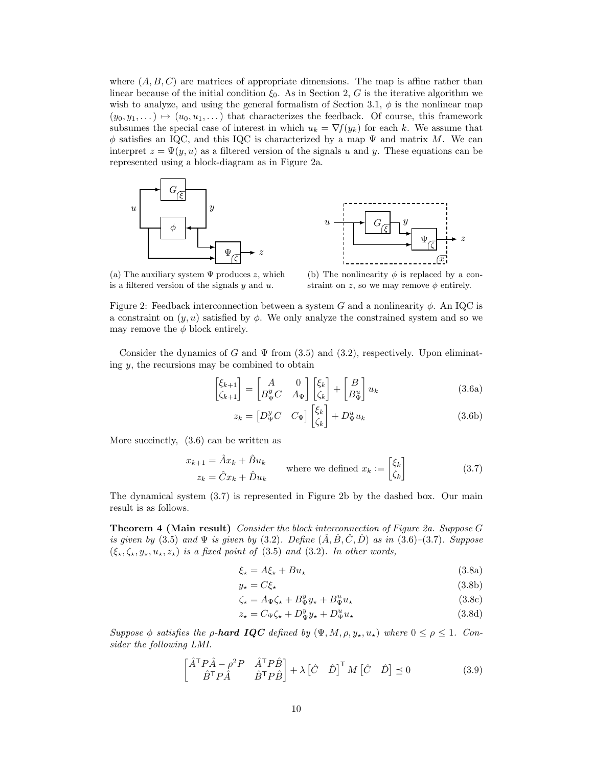where $(A, B, C)$ are matrices of appropriate dimensions. The map is affine rather than linear because of the initial condition $\xi_0$. As in Section 2, $G$ is the iterative algorithm we wish to analyze, and using the general formalism of Section 3.1, $\phi$ is the nonlinear map $(y_0, y_1, \dots) \mapsto (u_0, u_1, \dots)$ that characterizes the feedback. Of course, this framework subsumes the special case of interest in which $u_k = \nabla f(y_k)$ for each $k$. We assume that $\phi$ satisfies an IQC, and this IQC is characterized by a map $\Psi$ and matrix $M$. We can interpret $z = \Psi(y, u)$ as a filtered version of the signals $u$ and $y$. These equations can be represented using a block-diagram as in Figure 2a.

(a) The auxiliary system $\Psi$ produces $z$, which is a filtered version of the signals $y$ and $u$.

(b) The nonlinearity $\phi$ is replaced by a constraint on $z$, so we may remove $\phi$ entirely.

Figure 2: Feedback interconnection between a system $G$ and a nonlinearity $\phi$. An IQC is a constraint on $(y, u)$ satisfied by $\phi$. We only analyze the constrained system and so we may remove the $\phi$ block entirely.

Consider the dynamics of $G$ and $\Psi$ from (3.5) and (3.2), respectively. Upon eliminating $y$, the recursions may be combined to obtain

$$\begin{bmatrix} \xi_{k+1} \\ \zeta_{k+1} \end{bmatrix} = \begin{bmatrix} A & 0 \\ B_\Psi^y C & A_\Psi \end{bmatrix} \begin{bmatrix} \xi_k \\ \zeta_k \end{bmatrix} + \begin{bmatrix} B \\ B_\Psi^u \end{bmatrix} u_k \tag{3.6a}$$

$$z_k = \begin{bmatrix} D_\Psi^y C & C_\Psi \end{bmatrix} \begin{bmatrix} \xi_k \\ \zeta_k \end{bmatrix} + D_\Psi^u u_k \tag{3.6b}$$

More succinctly, (3.6) can be written as

$$\begin{aligned} x_{k+1} &= \hat{A} x_k + \hat{B} u_k \\ z_k &= \hat{C} x_k + \hat{D} u_k \end{aligned} \qquad \text{where we defined } x_k := \begin{bmatrix} \xi_k \\ \zeta_k \end{bmatrix} \tag{3.7}$$

The dynamical system (3.7) is represented in Figure 2b by the dashed box. Our main result is as follows.

**Theorem 4 (Main result)** *Consider the block interconnection of Figure 2a. Suppose $G$ is given by (3.5) and $\Psi$ is given by (3.2). Define $(\hat{A}, \hat{B}, \hat{C}, \hat{D})$ as in (3.6)–(3.7). Suppose $(\xi_\star, \zeta_\star, y_\star, u_\star, z_\star)$ is a fixed point of (3.5) and (3.2). In other words,*

$$\xi_\star = A\xi_\star + Bu_\star \tag{3.8a}$$

$$y_\star = C\xi_\star \tag{3.8b}$$

$$\zeta_\star = A_\Psi \zeta_\star + B_\Psi^y y_\star + B_\Psi^u u_\star \tag{3.8c}$$

$$z_\star = C_\Psi \zeta_\star + D_\Psi^y y_\star + D_\Psi^u u_\star \tag{3.8d}$$

*Suppose $\phi$ satisfies the $\rho$-**hard IQC** defined by $(\Psi, M, \rho, y_\star, u_\star)$ where $0 \le \rho \le 1$. Consider the following LMI.*

$$\begin{bmatrix} \hat{A}^\mathsf{T} P \hat{A} - \rho^2 P & \hat{A}^\mathsf{T} P \hat{B} \\ \hat{B}^\mathsf{T} P \hat{A} & \hat{B}^\mathsf{T} P \hat{B} \end{bmatrix} + \lambda \begin{bmatrix} \hat{C} & \hat{D} \end{bmatrix}^\mathsf{T} M \begin{bmatrix} \hat{C} & \hat{D} \end{bmatrix} \preceq 0 \tag{3.9}$$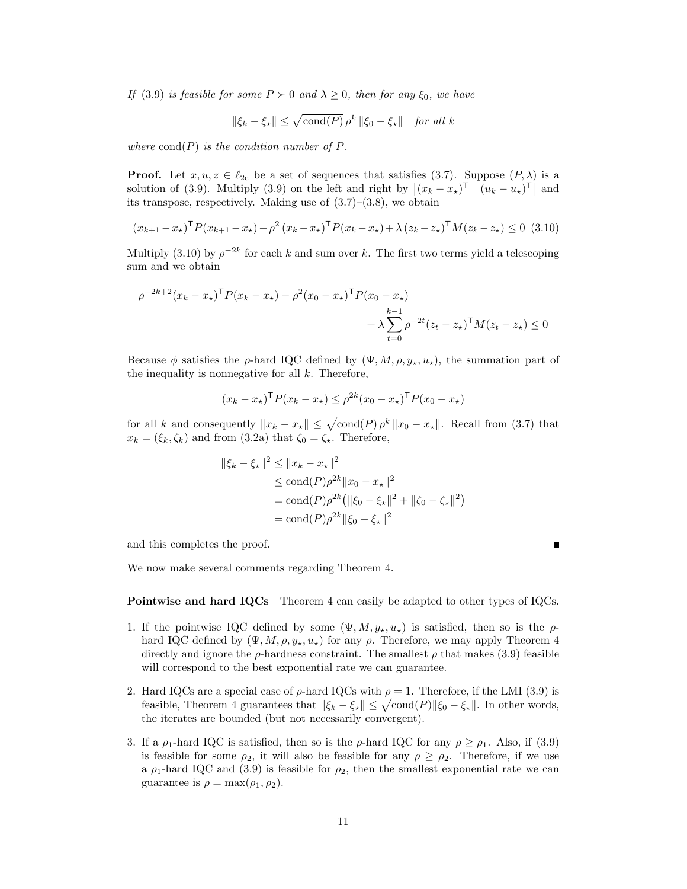*If (3.9) is feasible for some $P \succ 0$ and $\lambda \geq 0$, then for any $\xi_0$, we have*

$$\|\xi_k - \xi_\star\| \leq \sqrt{\operatorname{cond}(P)}\, \rho^k \, \|\xi_0 - \xi_\star\| \quad \textit{for all } k$$

*where* $\operatorname{cond}(P)$ *is the condition number of* $P$.

**Proof.** Let $x, u, z \in \ell_{2e}$ be a set of sequences that satisfies (3.7). Suppose $(P, \lambda)$ is a solution of (3.9). Multiply (3.9) on the left and right by $\begin{bmatrix}(x_k - x_\star)^\mathsf{T} & (u_k - u_\star)^\mathsf{T}\end{bmatrix}$ and its transpose, respectively. Making use of (3.7)–(3.8), we obtain

$$(x_{k+1} - x_\star)^\mathsf{T} P (x_{k+1} - x_\star) - \rho^2 \, (x_k - x_\star)^\mathsf{T} P (x_k - x_\star) + \lambda \, (z_k - z_\star)^\mathsf{T} M (z_k - z_\star) \leq 0 \quad (3.10)$$

Multiply (3.10) by $\rho^{-2k}$ for each $k$ and sum over $k$. The first two terms yield a telescoping sum and we obtain

$$\rho^{-2k+2} (x_k - x_\star)^\mathsf{T} P (x_k - x_\star) - \rho^2 (x_0 - x_\star)^\mathsf{T} P (x_0 - x_\star) + \lambda \sum_{t=0}^{k-1} \rho^{-2t} (z_t - z_\star)^\mathsf{T} M (z_t - z_\star) \leq 0$$

Because $\phi$ satisfies the $\rho$-hard IQC defined by $(\Psi, M, \rho, y_\star, u_\star)$, the summation part of the inequality is nonnegative for all $k$. Therefore,

$$(x_k - x_\star)^\mathsf{T} P (x_k - x_\star) \leq \rho^{2k} (x_0 - x_\star)^\mathsf{T} P (x_0 - x_\star)$$

for all $k$ and consequently $\|x_k - x_\star\| \leq \sqrt{\operatorname{cond}(P)}\, \rho^k \, \|x_0 - x_\star\|$. Recall from (3.7) that $x_k = (\xi_k, \zeta_k)$ and from (3.2a) that $\zeta_0 = \zeta_\star$. Therefore,

$$\begin{aligned}
\|\xi_k - \xi_\star\|^2 &\leq \|x_k - x_\star\|^2 \\
&\leq \operatorname{cond}(P) \rho^{2k} \|x_0 - x_\star\|^2 \\
&= \operatorname{cond}(P) \rho^{2k} \big( \|\xi_0 - \xi_\star\|^2 + \|\zeta_0 - \zeta_\star\|^2 \big) \\
&= \operatorname{cond}(P) \rho^{2k} \|\xi_0 - \xi_\star\|^2
\end{aligned}$$

and this completes the proof. ∎

We now make several comments regarding Theorem 4.

**Pointwise and hard IQCs** Theorem 4 can easily be adapted to other types of IQCs.

1. If the pointwise IQC defined by some $(\Psi, M, y_\star, u_\star)$ is satisfied, then so is the $\rho$-hard IQC defined by $(\Psi, M, \rho, y_\star, u_\star)$ for any $\rho$. Therefore, we may apply Theorem 4 directly and ignore the $\rho$-hardness constraint. The smallest $\rho$ that makes (3.9) feasible will correspond to the best exponential rate we can guarantee.
2. Hard IQCs are a special case of $\rho$-hard IQCs with $\rho = 1$. Therefore, if the LMI (3.9) is feasible, Theorem 4 guarantees that $\|\xi_k - \xi_\star\| \leq \sqrt{\operatorname{cond}(P)} \|\xi_0 - \xi_\star\|$. In other words, the iterates are bounded (but not necessarily convergent).
3. If a $\rho_1$-hard IQC is satisfied, then so is the $\rho$-hard IQC for any $\rho \geq \rho_1$. Also, if (3.9) is feasible for some $\rho_2$, it will also be feasible for any $\rho \geq \rho_2$. Therefore, if we use a $\rho_1$-hard IQC and (3.9) is feasible for $\rho_2$, then the smallest exponential rate we can guarantee is $\rho = \max(\rho_1, \rho_2)$.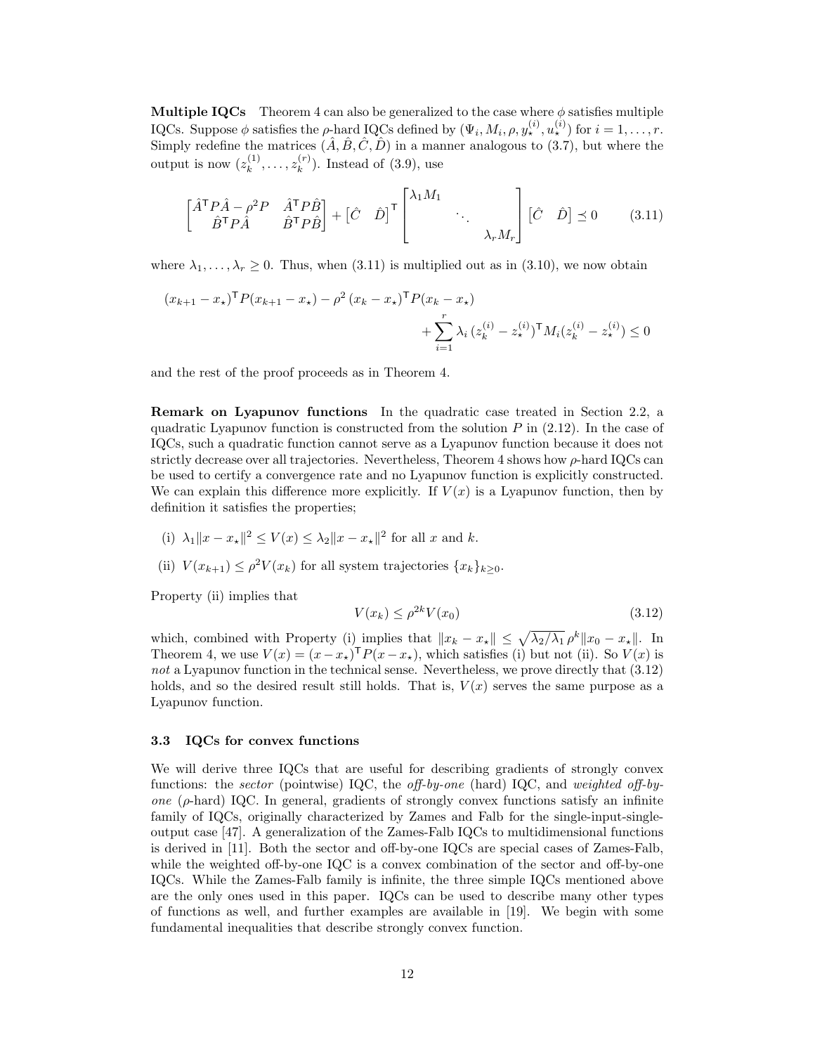**Multiple IQCs** Theorem 4 can also be generalized to the case where $\phi$ satisfies multiple IQCs. Suppose $\phi$ satisfies the $\rho$-hard IQCs defined by $(\Psi_i, M_i, \rho, y_\star^{(i)}, u_\star^{(i)})$ for $i = 1, \dots, r$. Simply redefine the matrices $(\hat{A}, \hat{B}, \hat{C}, \hat{D})$ in a manner analogous to (3.7), but where the output is now $(z_k^{(1)}, \dots, z_k^{(r)})$. Instead of (3.9), use

$$\begin{bmatrix} \hat{A}^\mathsf{T} P \hat{A} - \rho^2 P & \hat{A}^\mathsf{T} P \hat{B} \\ \hat{B}^\mathsf{T} P \hat{A} & \hat{B}^\mathsf{T} P \hat{B} \end{bmatrix} + \begin{bmatrix} \hat{C} & \hat{D} \end{bmatrix}^\mathsf{T} \begin{bmatrix} \lambda_1 M_1 & & \\ & \ddots & \\ & & \lambda_r M_r \end{bmatrix} \begin{bmatrix} \hat{C} & \hat{D} \end{bmatrix} \preceq 0 \tag{3.11}$$

where $\lambda_1, \dots, \lambda_r \geq 0$. Thus, when (3.11) is multiplied out as in (3.10), we now obtain

$$(x_{k+1} - x_\star)^\mathsf{T} P (x_{k+1} - x_\star) - \rho^2 \, (x_k - x_\star)^\mathsf{T} P (x_k - x_\star) \\ + \sum_{i=1}^{r} \lambda_i \, (z_k^{(i)} - z_\star^{(i)})^\mathsf{T} M_i (z_k^{(i)} - z_\star^{(i)}) \leq 0$$

and the rest of the proof proceeds as in Theorem 4.

**Remark on Lyapunov functions** In the quadratic case treated in Section 2.2, a quadratic Lyapunov function is constructed from the solution $P$ in (2.12). In the case of IQCs, such a quadratic function cannot serve as a Lyapunov function because it does not strictly decrease over all trajectories. Nevertheless, Theorem 4 shows how $\rho$-hard IQCs can be used to certify a convergence rate and no Lyapunov function is explicitly constructed. We can explain this difference more explicitly. If $V(x)$ is a Lyapunov function, then by definition it satisfies the properties;

(i) $\lambda_1 \|x - x_\star\|^2 \leq V(x) \leq \lambda_2 \|x - x_\star\|^2$ for all $x$ and $k$.

(ii) $V(x_{k+1}) \leq \rho^2 V(x_k)$ for all system trajectories $\{x_k\}_{k \geq 0}$.

Property (ii) implies that

$$V(x_k) \leq \rho^{2k} V(x_0) \tag{3.12}$$

which, combined with Property (i) implies that $\|x_k - x_\star\| \leq \sqrt{\lambda_2/\lambda_1}\, \rho^k \|x_0 - x_\star\|$. In Theorem 4, we use $V(x) = (x - x_\star)^\mathsf{T} P (x - x_\star)$, which satisfies (i) but not (ii). So $V(x)$ is *not* a Lyapunov function in the technical sense. Nevertheless, we prove directly that (3.12) holds, and so the desired result still holds. That is, $V(x)$ serves the same purpose as a Lyapunov function.

### 3.3 IQCs for convex functions

We will derive three IQCs that are useful for describing gradients of strongly convex functions: the *sector* (pointwise) IQC, the *off-by-one* (hard) IQC, and *weighted off-by-one* ($\rho$-hard) IQC. In general, gradients of strongly convex functions satisfy an infinite family of IQCs, originally characterized by Zames and Falb for the single-input-single-output case [47]. A generalization of the Zames-Falb IQCs to multidimensional functions is derived in [11]. Both the sector and off-by-one IQCs are special cases of Zames-Falb, while the weighted off-by-one IQC is a convex combination of the sector and off-by-one IQCs. While the Zames-Falb family is infinite, the three simple IQCs mentioned above are the only ones used in this paper. IQCs can be used to describe many other types of functions as well, and further examples are available in [19]. We begin with some fundamental inequalities that describe strongly convex function.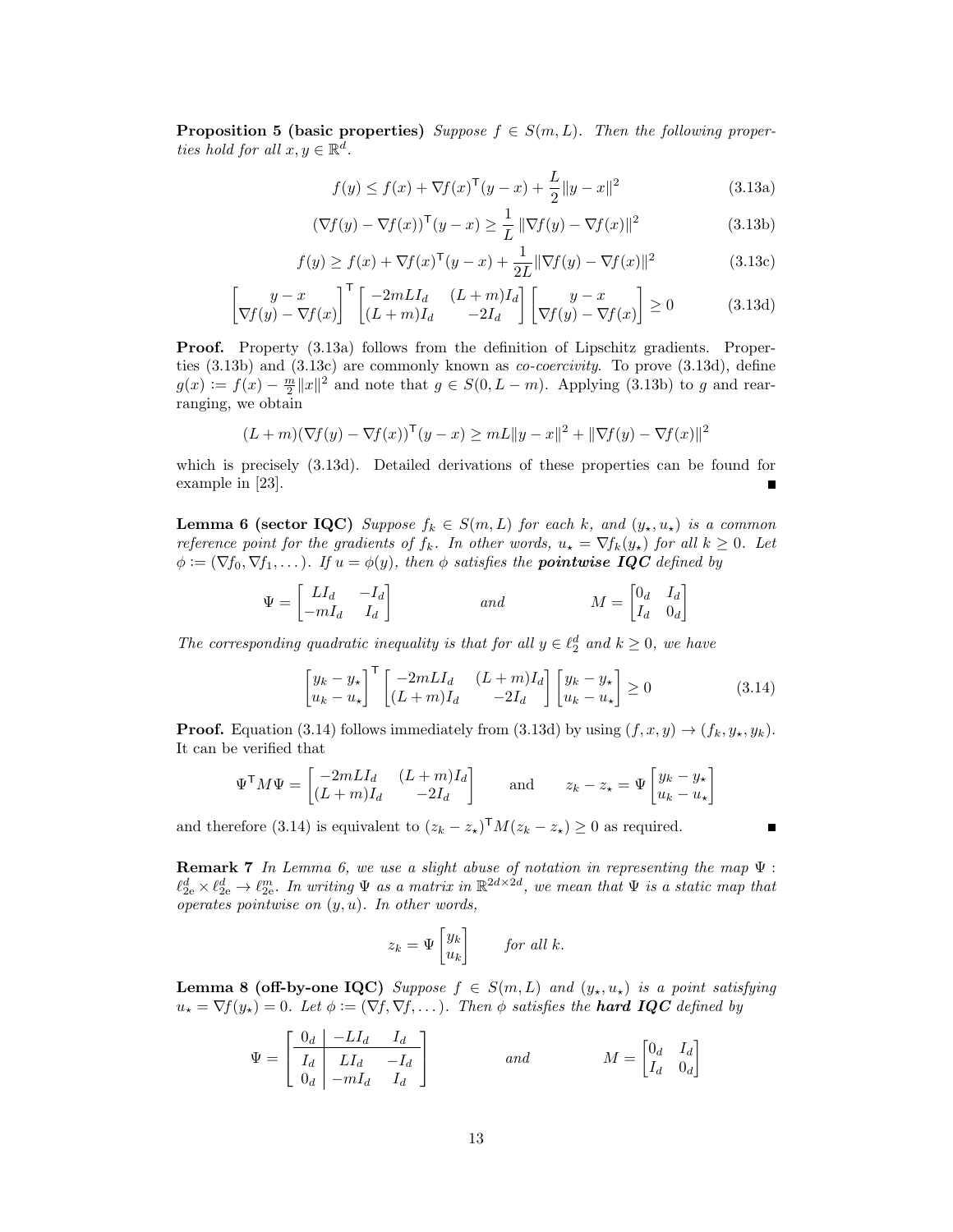**Proposition 5 (basic properties)** *Suppose $f \in S(m, L)$. Then the following properties hold for all $x, y \in \mathbb{R}^d$.*

$$f(y) \leq f(x) + \nabla f(x)^\mathsf{T}(y - x) + \frac{L}{2}\|y - x\|^2 \tag{3.13a}$$

$$(\nabla f(y) - \nabla f(x))^\mathsf{T}(y - x) \geq \frac{1}{L}\|\nabla f(y) - \nabla f(x)\|^2 \tag{3.13b}$$

$$f(y) \geq f(x) + \nabla f(x)^\mathsf{T}(y - x) + \frac{1}{2L}\|\nabla f(y) - \nabla f(x)\|^2 \tag{3.13c}$$

$$\begin{bmatrix} y - x \\ \nabla f(y) - \nabla f(x) \end{bmatrix}^\mathsf{T} \begin{bmatrix} -2mLI_d & (L+m)I_d \\ (L+m)I_d & -2I_d \end{bmatrix} \begin{bmatrix} y - x \\ \nabla f(y) - \nabla f(x) \end{bmatrix} \geq 0 \tag{3.13d}$$

**Proof.** Property (3.13a) follows from the definition of Lipschitz gradients. Properties (3.13b) and (3.13c) are commonly known as *co-coercivity*. To prove (3.13d), define $g(x) := f(x) - \frac{m}{2}\|x\|^2$ and note that $g \in S(0, L - m)$. Applying (3.13b) to $g$ and rearranging, we obtain

$$(L + m)(\nabla f(y) - \nabla f(x))^\mathsf{T}(y - x) \geq mL\|y - x\|^2 + \|\nabla f(y) - \nabla f(x)\|^2$$

which is precisely (3.13d). Detailed derivations of these properties can be found for example in [23]. ∎

**Lemma 6 (sector IQC)** *Suppose $f_k \in S(m, L)$ for each $k$, and $(y_\star, u_\star)$ is a common reference point for the gradients of $f_k$. In other words, $u_\star = \nabla f_k(y_\star)$ for all $k \geq 0$. Let $\phi := (\nabla f_0, \nabla f_1, \dots)$. If $u = \phi(y)$, then $\phi$ satisfies the* ***pointwise IQC*** *defined by*

$$\Psi = \begin{bmatrix} LI_d & -I_d \\ -mI_d & I_d \end{bmatrix} \qquad \text{and} \qquad M = \begin{bmatrix} 0_d & I_d \\ I_d & 0_d \end{bmatrix}$$

*The corresponding quadratic inequality is that for all $y \in \ell_2^d$ and $k \geq 0$, we have*

$$\begin{bmatrix} y_k - y_\star \\ u_k - u_\star \end{bmatrix}^\mathsf{T} \begin{bmatrix} -2mLI_d & (L+m)I_d \\ (L+m)I_d & -2I_d \end{bmatrix} \begin{bmatrix} y_k - y_\star \\ u_k - u_\star \end{bmatrix} \geq 0 \tag{3.14}$$

**Proof.** Equation (3.14) follows immediately from (3.13d) by using $(f, x, y) \to (f_k, y_\star, y_k)$. It can be verified that

$$\Psi^\mathsf{T} M \Psi = \begin{bmatrix} -2mLI_d & (L+m)I_d \\ (L+m)I_d & -2I_d \end{bmatrix} \qquad \text{and} \qquad z_k - z_\star = \Psi \begin{bmatrix} y_k - y_\star \\ u_k - u_\star \end{bmatrix}$$

and therefore (3.14) is equivalent to $(z_k - z_\star)^\mathsf{T} M (z_k - z_\star) \geq 0$ as required. ∎

**Remark 7** *In Lemma 6, we use a slight abuse of notation in representing the map $\Psi : \ell_{2\mathrm{e}}^d \times \ell_{2\mathrm{e}}^d \to \ell_{2\mathrm{e}}^m$. In writing $\Psi$ as a matrix in $\mathbb{R}^{2d \times 2d}$, we mean that $\Psi$ is a static map that operates pointwise on $(y, u)$. In other words,*

$$z_k = \Psi \begin{bmatrix} y_k \\ u_k \end{bmatrix} \qquad \text{for all } k.$$

**Lemma 8 (off-by-one IQC)** *Suppose $f \in S(m, L)$ and $(y_\star, u_\star)$ is a point satisfying $u_\star = \nabla f(y_\star) = 0$. Let $\phi := (\nabla f, \nabla f, \dots)$. Then $\phi$ satisfies the* ***hard IQC*** *defined by*

$$\Psi = \left[\begin{array}{c|cc} 0_d & -LI_d & I_d \\ \hline I_d & LI_d & -I_d \\ 0_d & -mI_d & I_d \end{array}\right] \qquad \text{and} \qquad M = \begin{bmatrix} 0_d & I_d \\ I_d & 0_d \end{bmatrix}$$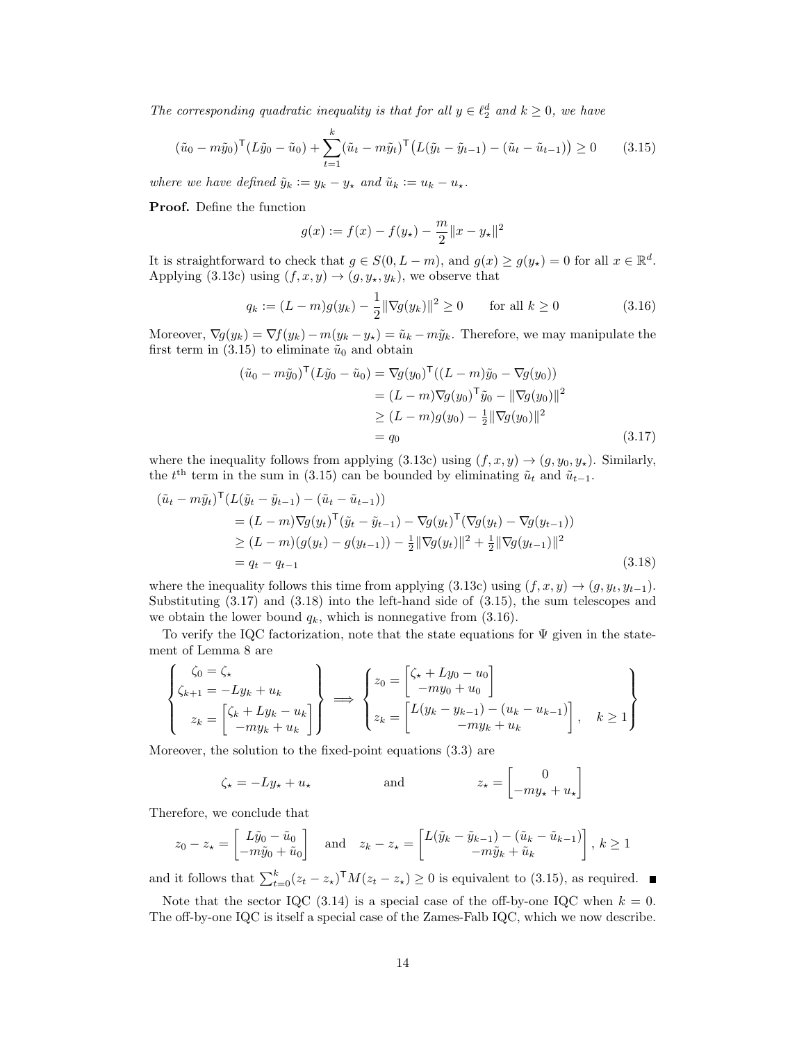*The corresponding quadratic inequality is that for all $y \in \ell_2^d$ and $k \geq 0$, we have*

$$(\tilde{u}_0 - m\tilde{y}_0)^\mathsf{T}(L\tilde{y}_0 - \tilde{u}_0) + \sum_{t=1}^{k} (\tilde{u}_t - m\tilde{y}_t)^\mathsf{T}\big(L(\tilde{y}_t - \tilde{y}_{t-1}) - (\tilde{u}_t - \tilde{u}_{t-1})\big) \geq 0 \tag{3.15}$$

*where we have defined $\tilde{y}_k := y_k - y_\star$ and $\tilde{u}_k := u_k - u_\star$.*

**Proof.** Define the function

$$g(x) := f(x) - f(y_\star) - \frac{m}{2}\|x - y_\star\|^2$$

It is straightforward to check that $g \in S(0, L-m)$, and $g(x) \geq g(y_\star) = 0$ for all $x \in \mathbb{R}^d$. Applying (3.13c) using $(f, x, y) \to (g, y_\star, y_k)$, we observe that

$$q_k := (L-m)g(y_k) - \frac{1}{2}\|\nabla g(y_k)\|^2 \geq 0 \qquad \text{for all } k \geq 0 \tag{3.16}$$

Moreover, $\nabla g(y_k) = \nabla f(y_k) - m(y_k - y_\star) = \tilde{u}_k - m\tilde{y}_k$. Therefore, we may manipulate the first term in (3.15) to eliminate $\tilde{u}_0$ and obtain

$$\begin{aligned}
(\tilde{u}_0 - m\tilde{y}_0)^\mathsf{T}(L\tilde{y}_0 - \tilde{u}_0) &= \nabla g(y_0)^\mathsf{T}((L-m)\tilde{y}_0 - \nabla g(y_0)) \\
&= (L-m)\nabla g(y_0)^\mathsf{T}\tilde{y}_0 - \|\nabla g(y_0)\|^2 \\
&\geq (L-m)g(y_0) - \tfrac{1}{2}\|\nabla g(y_0)\|^2 \\
&= q_0
\end{aligned} \tag{3.17}$$

where the inequality follows from applying (3.13c) using $(f, x, y) \to (g, y_0, y_\star)$. Similarly, the $t^{\text{th}}$ term in the sum in (3.15) can be bounded by eliminating $\tilde{u}_t$ and $\tilde{u}_{t-1}$.

$$\begin{aligned}
&(\tilde{u}_t - m\tilde{y}_t)^\mathsf{T}(L(\tilde{y}_t - \tilde{y}_{t-1}) - (\tilde{u}_t - \tilde{u}_{t-1})) \\
&\qquad = (L-m)\nabla g(y_t)^\mathsf{T}(\tilde{y}_t - \tilde{y}_{t-1}) - \nabla g(y_t)^\mathsf{T}(\nabla g(y_t) - \nabla g(y_{t-1})) \\
&\qquad \geq (L-m)(g(y_t) - g(y_{t-1})) - \tfrac{1}{2}\|\nabla g(y_t)\|^2 + \tfrac{1}{2}\|\nabla g(y_{t-1})\|^2 \\
&\qquad = q_t - q_{t-1}
\end{aligned} \tag{3.18}$$

where the inequality follows this time from applying (3.13c) using $(f, x, y) \to (g, y_t, y_{t-1})$. Substituting (3.17) and (3.18) into the left-hand side of (3.15), the sum telescopes and we obtain the lower bound $q_k$, which is nonnegative from (3.16).

To verify the IQC factorization, note that the state equations for $\Psi$ given in the statement of Lemma 8 are

$$\left\{\begin{aligned}
\zeta_0 &= \zeta_\star \\
\zeta_{k+1} &= -Ly_k + u_k \\
z_k &= \begin{bmatrix} \zeta_k + Ly_k - u_k \\ -my_k + u_k \end{bmatrix}
\end{aligned}\right\} \implies \left\{\begin{aligned}
z_0 &= \begin{bmatrix} \zeta_\star + Ly_0 - u_0 \\ -my_0 + u_0 \end{bmatrix} \\
z_k &= \begin{bmatrix} L(y_k - y_{k-1}) - (u_k - u_{k-1}) \\ -my_k + u_k \end{bmatrix}, \quad k \geq 1
\end{aligned}\right\}$$

Moreover, the solution to the fixed-point equations (3.3) are

$$\zeta_\star = -Ly_\star + u_\star \qquad\qquad \text{and} \qquad\qquad z_\star = \begin{bmatrix} 0 \\ -my_\star + u_\star \end{bmatrix}$$

Therefore, we conclude that

$$z_0 - z_\star = \begin{bmatrix} L\tilde{y}_0 - \tilde{u}_0 \\ -m\tilde{y}_0 + \tilde{u}_0 \end{bmatrix} \quad \text{and} \quad z_k - z_\star = \begin{bmatrix} L(\tilde{y}_k - \tilde{y}_{k-1}) - (\tilde{u}_k - \tilde{u}_{k-1}) \\ -m\tilde{y}_k + \tilde{u}_k \end{bmatrix}, \; k \geq 1$$

and it follows that $\sum_{t=0}^{k}(z_t - z_\star)^\mathsf{T} M (z_t - z_\star) \geq 0$ is equivalent to (3.15), as required. ■

Note that the sector IQC (3.14) is a special case of the off-by-one IQC when $k = 0$. The off-by-one IQC is itself a special case of the Zames-Falb IQC, which we now describe.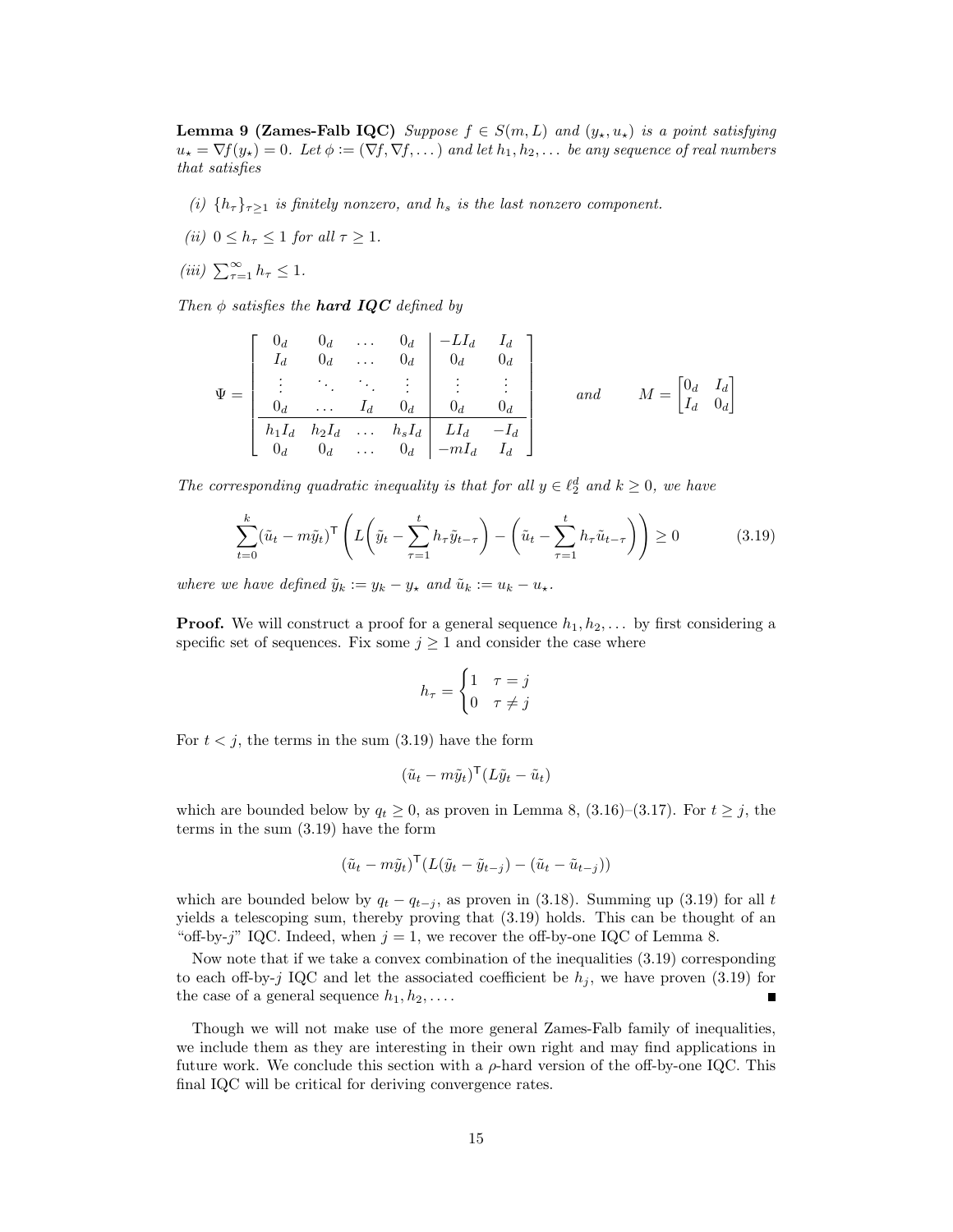**Lemma 9 (Zames-Falb IQC)** *Suppose $f \in S(m, L)$ and $(y_\star, u_\star)$ is a point satisfying $u_\star = \nabla f(y_\star) = 0$. Let $\phi := (\nabla f, \nabla f, \dots)$ and let $h_1, h_2, \dots$ be any sequence of real numbers that satisfies*

*(i) $\{h_\tau\}_{\tau \geq 1}$ is finitely nonzero, and $h_s$ is the last nonzero component.*

*(ii) $0 \leq h_\tau \leq 1$ for all $\tau \geq 1$.*

*(iii) $\sum_{\tau=1}^{\infty} h_\tau \leq 1$.*

*Then $\phi$ satisfies the **hard IQC** defined by*

$$
\Psi = \left[\begin{array}{cccc|cc}
0_d & 0_d & \dots & 0_d & -LI_d & I_d \\
I_d & 0_d & \dots & 0_d & 0_d & 0_d \\
\vdots & \ddots & \ddots & \vdots & \vdots & \vdots \\
0_d & \dots & I_d & 0_d & 0_d & 0_d \\
\hline
h_1 I_d & h_2 I_d & \dots & h_s I_d & LI_d & -I_d \\
0_d & 0_d & \dots & 0_d & -mI_d & I_d
\end{array}\right]
\qquad \text{and} \qquad
M = \begin{bmatrix} 0_d & I_d \\ I_d & 0_d \end{bmatrix}
$$

*The corresponding quadratic inequality is that for all $y \in \ell_2^d$ and $k \geq 0$, we have*

$$
\sum_{t=0}^{k} (\tilde{u}_t - m\tilde{y}_t)^\mathsf{T} \left( L\bigg( \tilde{y}_t - \sum_{\tau=1}^{t} h_\tau \tilde{y}_{t-\tau} \bigg) - \bigg( \tilde{u}_t - \sum_{\tau=1}^{t} h_\tau \tilde{u}_{t-\tau} \bigg) \right) \geq 0 \tag{3.19}
$$

*where we have defined $\tilde{y}_k := y_k - y_\star$ and $\tilde{u}_k := u_k - u_\star$.*

**Proof.** We will construct a proof for a general sequence $h_1, h_2, \dots$ by first considering a specific set of sequences. Fix some $j \geq 1$ and consider the case where

$$
h_\tau = \begin{cases} 1 & \tau = j \\ 0 & \tau \neq j \end{cases}
$$

For $t < j$, the terms in the sum (3.19) have the form

$$
(\tilde{u}_t - m\tilde{y}_t)^\mathsf{T} (L\tilde{y}_t - \tilde{u}_t)
$$

which are bounded below by $q_t \geq 0$, as proven in Lemma 8, (3.16)–(3.17). For $t \geq j$, the terms in the sum (3.19) have the form

$$
(\tilde{u}_t - m\tilde{y}_t)^\mathsf{T} (L(\tilde{y}_t - \tilde{y}_{t-j}) - (\tilde{u}_t - \tilde{u}_{t-j}))
$$

which are bounded below by $q_t - q_{t-j}$, as proven in (3.18). Summing up (3.19) for all $t$ yields a telescoping sum, thereby proving that (3.19) holds. This can be thought of an "off-by-$j$" IQC. Indeed, when $j = 1$, we recover the off-by-one IQC of Lemma 8.

Now note that if we take a convex combination of the inequalities (3.19) corresponding to each off-by-$j$ IQC and let the associated coefficient be $h_j$, we have proven (3.19) for the case of a general sequence $h_1, h_2, \dots$. ∎

Though we will not make use of the more general Zames-Falb family of inequalities, we include them as they are interesting in their own right and may find applications in future work. We conclude this section with a $\rho$-hard version of the off-by-one IQC. This final IQC will be critical for deriving convergence rates.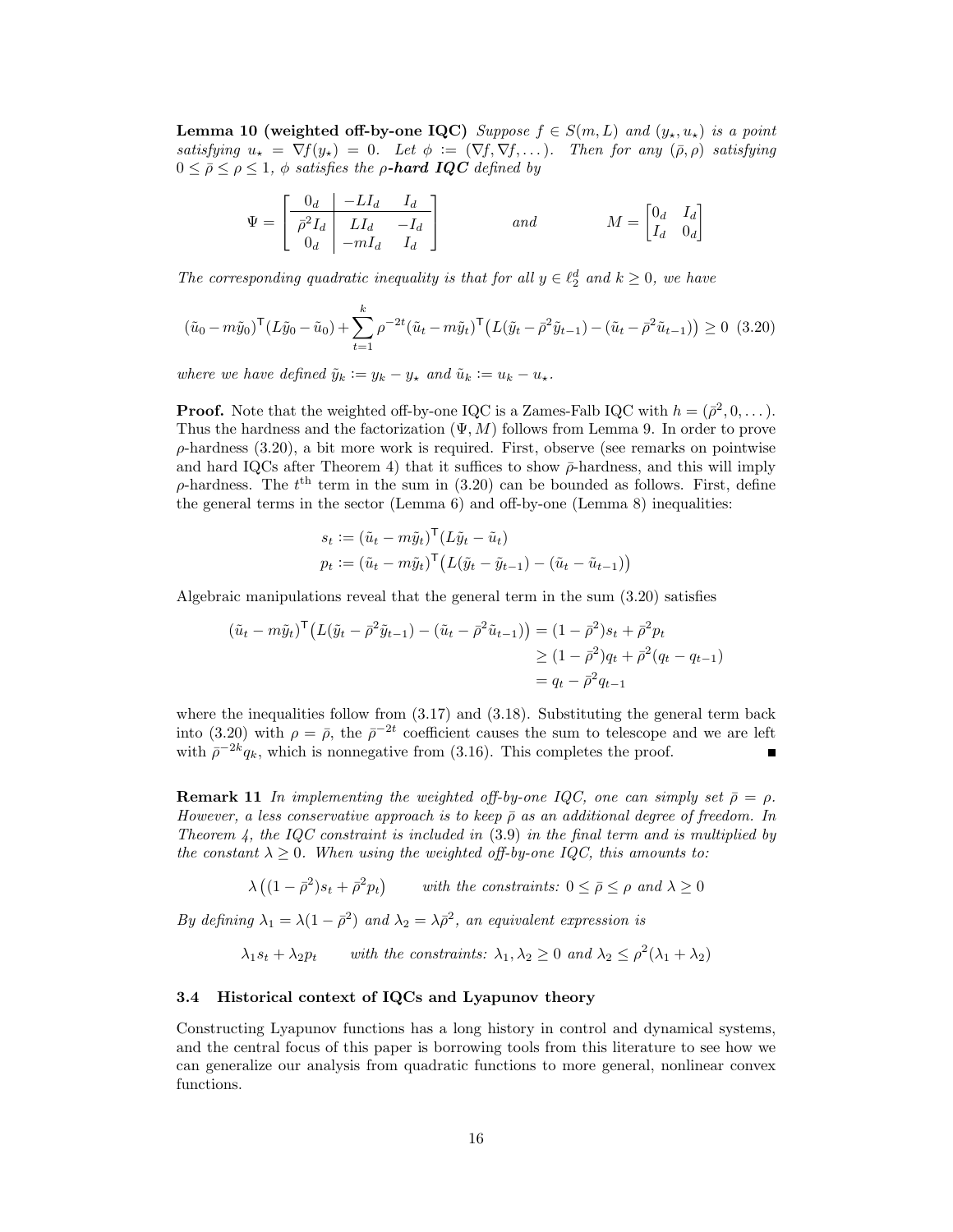**Lemma 10 (weighted off-by-one IQC)** *Suppose $f \in S(m, L)$ and $(y_\star, u_\star)$ is a point satisfying $u_\star = \nabla f(y_\star) = 0$. Let $\phi := (\nabla f, \nabla f, \dots)$. Then for any $(\bar\rho, \rho)$ satisfying $0 \le \bar\rho \le \rho \le 1$, $\phi$ satisfies the $\rho$-**hard IQC** defined by*

$$
\Psi = \left[\begin{array}{c|cc} 0_d & -LI_d & I_d \\ \hline \bar\rho^2 I_d & LI_d & -I_d \\ 0_d & -mI_d & I_d \end{array}\right] \qquad \text{and} \qquad M = \begin{bmatrix} 0_d & I_d \\ I_d & 0_d \end{bmatrix}
$$

*The corresponding quadratic inequality is that for all $y \in \ell_2^d$ and $k \ge 0$, we have*

$$
(\tilde u_0 - m\tilde y_0)^\mathsf{T}(L\tilde y_0 - \tilde u_0) + \sum_{t=1}^{k} \rho^{-2t}(\tilde u_t - m\tilde y_t)^\mathsf{T}\big(L(\tilde y_t - \bar\rho^2 \tilde y_{t-1}) - (\tilde u_t - \bar\rho^2 \tilde u_{t-1})\big) \ge 0 \quad (3.20)
$$

*where we have defined $\tilde y_k := y_k - y_\star$ and $\tilde u_k := u_k - u_\star$.*

**Proof.** Note that the weighted off-by-one IQC is a Zames-Falb IQC with $h = (\bar\rho^2, 0, \dots)$. Thus the hardness and the factorization $(\Psi, M)$ follows from Lemma 9. In order to prove $\rho$-hardness (3.20), a bit more work is required. First, observe (see remarks on pointwise and hard IQCs after Theorem 4) that it suffices to show $\bar\rho$-hardness, and this will imply $\rho$-hardness. The $t^{\text{th}}$ term in the sum in (3.20) can be bounded as follows. First, define the general terms in the sector (Lemma 6) and off-by-one (Lemma 8) inequalities:

$$
\begin{aligned}
s_t &:= (\tilde u_t - m\tilde y_t)^\mathsf{T}(L\tilde y_t - \tilde u_t) \\
p_t &:= (\tilde u_t - m\tilde y_t)^\mathsf{T}\big(L(\tilde y_t - \tilde y_{t-1}) - (\tilde u_t - \tilde u_{t-1})\big)
\end{aligned}
$$

Algebraic manipulations reveal that the general term in the sum (3.20) satisfies

$$
\begin{aligned}
(\tilde u_t - m\tilde y_t)^\mathsf{T}\big(L(\tilde y_t - \bar\rho^2 \tilde y_{t-1}) - (\tilde u_t - \bar\rho^2 \tilde u_{t-1})\big) &= (1 - \bar\rho^2)s_t + \bar\rho^2 p_t \\
&\ge (1 - \bar\rho^2)q_t + \bar\rho^2(q_t - q_{t-1}) \\
&= q_t - \bar\rho^2 q_{t-1}
\end{aligned}
$$

where the inequalities follow from (3.17) and (3.18). Substituting the general term back into (3.20) with $\rho = \bar\rho$, the $\bar\rho^{-2t}$ coefficient causes the sum to telescope and we are left with $\bar\rho^{-2k} q_k$, which is nonnegative from (3.16). This completes the proof. ∎

**Remark 11** *In implementing the weighted off-by-one IQC, one can simply set $\bar\rho = \rho$. However, a less conservative approach is to keep $\bar\rho$ as an additional degree of freedom. In Theorem 4, the IQC constraint is included in (3.9) in the final term and is multiplied by the constant $\lambda \ge 0$. When using the weighted off-by-one IQC, this amounts to:*

$$
\lambda\big((1 - \bar\rho^2)s_t + \bar\rho^2 p_t\big) \qquad \text{with the constraints: } 0 \le \bar\rho \le \rho \text{ and } \lambda \ge 0
$$

*By defining $\lambda_1 = \lambda(1 - \bar\rho^2)$ and $\lambda_2 = \lambda\bar\rho^2$, an equivalent expression is*

$$
\lambda_1 s_t + \lambda_2 p_t \qquad \text{with the constraints: } \lambda_1, \lambda_2 \ge 0 \text{ and } \lambda_2 \le \rho^2(\lambda_1 + \lambda_2)
$$

### 3.4 Historical context of IQCs and Lyapunov theory

Constructing Lyapunov functions has a long history in control and dynamical systems, and the central focus of this paper is borrowing tools from this literature to see how we can generalize our analysis from quadratic functions to more general, nonlinear convex functions.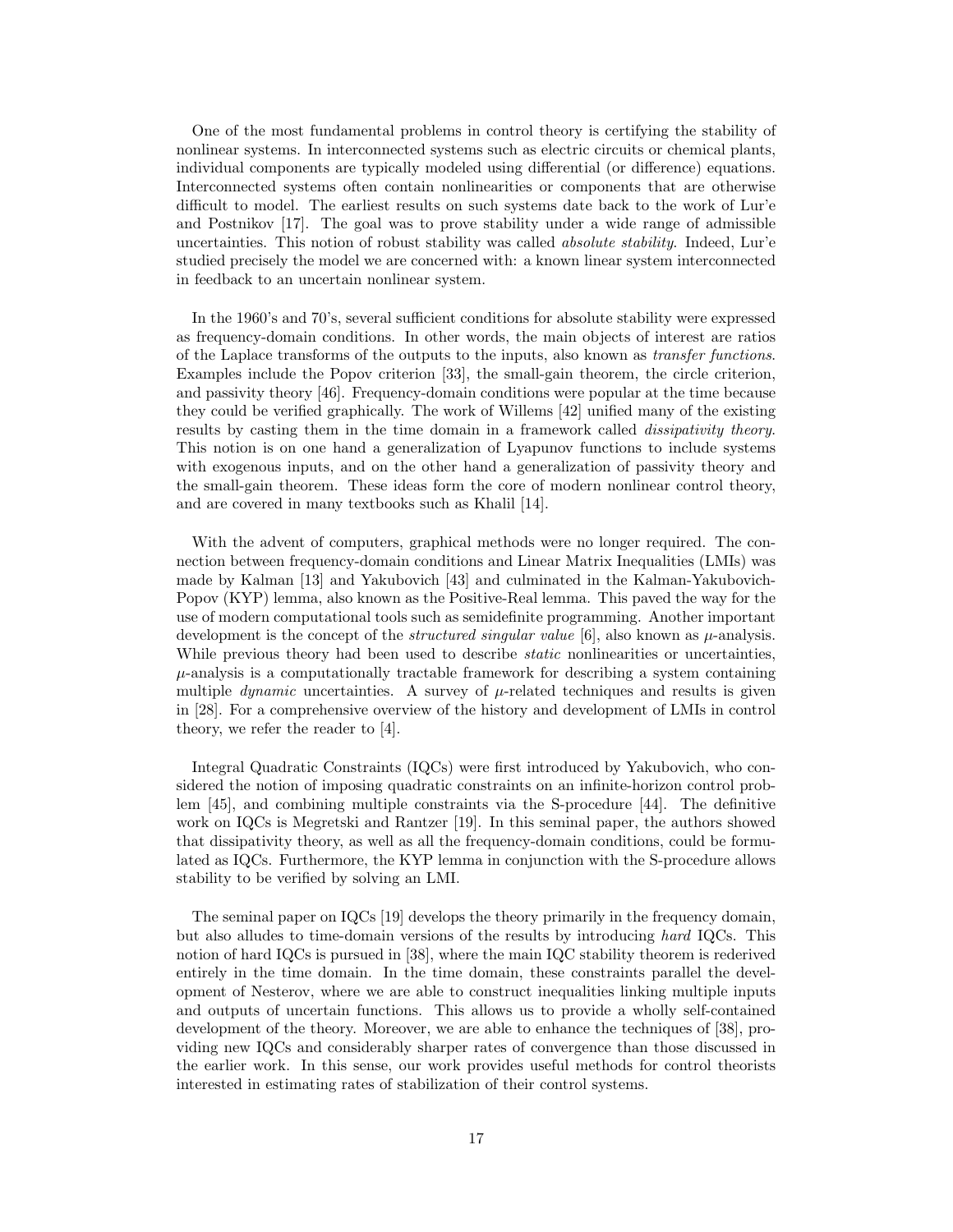One of the most fundamental problems in control theory is certifying the stability of nonlinear systems. In interconnected systems such as electric circuits or chemical plants, individual components are typically modeled using differential (or difference) equations. Interconnected systems often contain nonlinearities or components that are otherwise difficult to model. The earliest results on such systems date back to the work of Lur'e and Postnikov [17]. The goal was to prove stability under a wide range of admissible uncertainties. This notion of robust stability was called *absolute stability*. Indeed, Lur'e studied precisely the model we are concerned with: a known linear system interconnected in feedback to an uncertain nonlinear system.

In the 1960's and 70's, several sufficient conditions for absolute stability were expressed as frequency-domain conditions. In other words, the main objects of interest are ratios of the Laplace transforms of the outputs to the inputs, also known as *transfer functions*. Examples include the Popov criterion [33], the small-gain theorem, the circle criterion, and passivity theory [46]. Frequency-domain conditions were popular at the time because they could be verified graphically. The work of Willems [42] unified many of the existing results by casting them in the time domain in a framework called *dissipativity theory*. This notion is on one hand a generalization of Lyapunov functions to include systems with exogenous inputs, and on the other hand a generalization of passivity theory and the small-gain theorem. These ideas form the core of modern nonlinear control theory, and are covered in many textbooks such as Khalil [14].

With the advent of computers, graphical methods were no longer required. The connection between frequency-domain conditions and Linear Matrix Inequalities (LMIs) was made by Kalman [13] and Yakubovich [43] and culminated in the Kalman-Yakubovich-Popov (KYP) lemma, also known as the Positive-Real lemma. This paved the way for the use of modern computational tools such as semidefinite programming. Another important development is the concept of the *structured singular value* [6], also known as $\mu$-analysis. While previous theory had been used to describe *static* nonlinearities or uncertainties, $\mu$-analysis is a computationally tractable framework for describing a system containing multiple *dynamic* uncertainties. A survey of $\mu$-related techniques and results is given in [28]. For a comprehensive overview of the history and development of LMIs in control theory, we refer the reader to [4].

Integral Quadratic Constraints (IQCs) were first introduced by Yakubovich, who considered the notion of imposing quadratic constraints on an infinite-horizon control problem [45], and combining multiple constraints via the S-procedure [44]. The definitive work on IQCs is Megretski and Rantzer [19]. In this seminal paper, the authors showed that dissipativity theory, as well as all the frequency-domain conditions, could be formulated as IQCs. Furthermore, the KYP lemma in conjunction with the S-procedure allows stability to be verified by solving an LMI.

The seminal paper on IQCs [19] develops the theory primarily in the frequency domain, but also alludes to time-domain versions of the results by introducing *hard* IQCs. This notion of hard IQCs is pursued in [38], where the main IQC stability theorem is rederived entirely in the time domain. In the time domain, these constraints parallel the development of Nesterov, where we are able to construct inequalities linking multiple inputs and outputs of uncertain functions. This allows us to provide a wholly self-contained development of the theory. Moreover, we are able to enhance the techniques of [38], providing new IQCs and considerably sharper rates of convergence than those discussed in the earlier work. In this sense, our work provides useful methods for control theorists interested in estimating rates of stabilization of their control systems.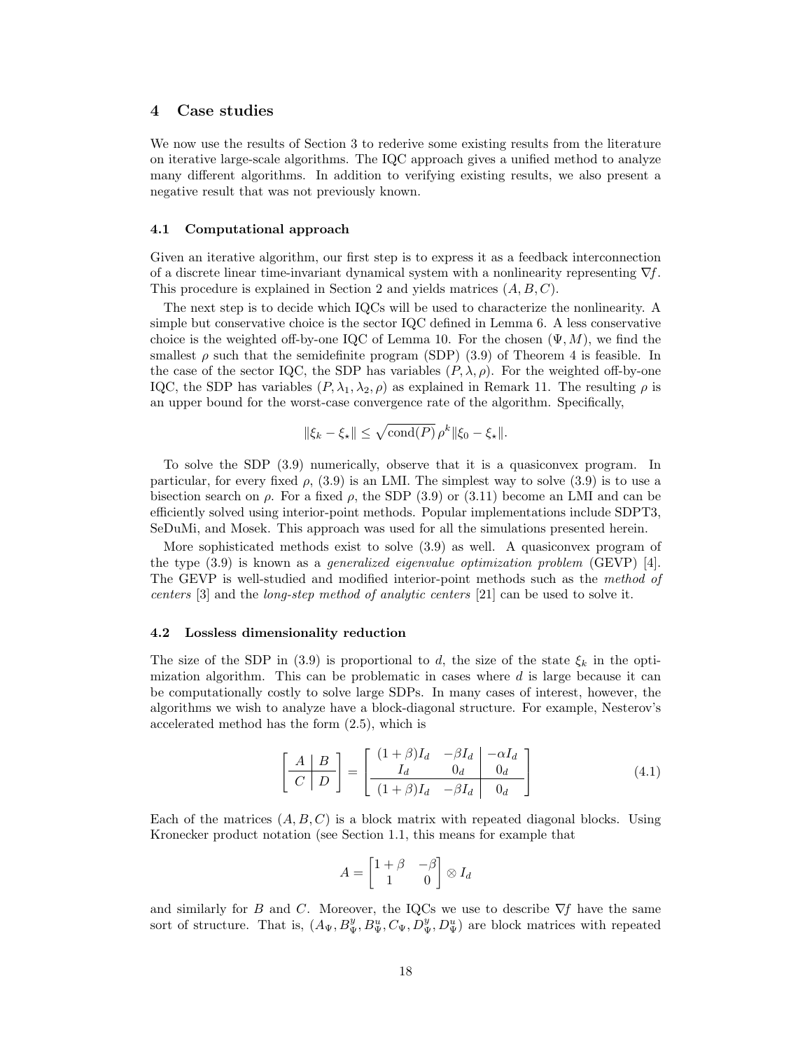## 4 Case studies

We now use the results of Section 3 to rederive some existing results from the literature on iterative large-scale algorithms. The IQC approach gives a unified method to analyze many different algorithms. In addition to verifying existing results, we also present a negative result that was not previously known.

### 4.1 Computational approach

Given an iterative algorithm, our first step is to express it as a feedback interconnection of a discrete linear time-invariant dynamical system with a nonlinearity representing $\nabla f$. This procedure is explained in Section 2 and yields matrices $(A, B, C)$.

The next step is to decide which IQCs will be used to characterize the nonlinearity. A simple but conservative choice is the sector IQC defined in Lemma 6. A less conservative choice is the weighted off-by-one IQC of Lemma 10. For the chosen $(\Psi, M)$, we find the smallest $\rho$ such that the semidefinite program (SDP) (3.9) of Theorem 4 is feasible. In the case of the sector IQC, the SDP has variables $(P, \lambda, \rho)$. For the weighted off-by-one IQC, the SDP has variables $(P, \lambda_1, \lambda_2, \rho)$ as explained in Remark 11. The resulting $\rho$ is an upper bound for the worst-case convergence rate of the algorithm. Specifically,

$$\|\xi_k - \xi_\star\| \le \sqrt{\operatorname{cond}(P)}\, \rho^k \|\xi_0 - \xi_\star\|.$$

To solve the SDP (3.9) numerically, observe that it is a quasiconvex program. In particular, for every fixed $\rho$, (3.9) is an LMI. The simplest way to solve (3.9) is to use a bisection search on $\rho$. For a fixed $\rho$, the SDP (3.9) or (3.11) become an LMI and can be efficiently solved using interior-point methods. Popular implementations include SDPT3, SeDuMi, and Mosek. This approach was used for all the simulations presented herein.

More sophisticated methods exist to solve (3.9) as well. A quasiconvex program of the type (3.9) is known as a *generalized eigenvalue optimization problem* (GEVP) [4]. The GEVP is well-studied and modified interior-point methods such as the *method of centers* [3] and the *long-step method of analytic centers* [21] can be used to solve it.

### 4.2 Lossless dimensionality reduction

The size of the SDP in (3.9) is proportional to $d$, the size of the state $\xi_k$ in the optimization algorithm. This can be problematic in cases where $d$ is large because it can be computationally costly to solve large SDPs. In many cases of interest, however, the algorithms we wish to analyze have a block-diagonal structure. For example, Nesterov's accelerated method has the form (2.5), which is

$$\left[\begin{array}{c|c} A & B \\ \hline C & D \end{array}\right] = \left[\begin{array}{cc|c} (1+\beta)I_d & -\beta I_d & -\alpha I_d \\ I_d & 0_d & 0_d \\ \hline (1+\beta)I_d & -\beta I_d & 0_d \end{array}\right] \tag{4.1}$$

Each of the matrices $(A, B, C)$ is a block matrix with repeated diagonal blocks. Using Kronecker product notation (see Section 1.1, this means for example that

$$A = \begin{bmatrix} 1+\beta & -\beta \\ 1 & 0 \end{bmatrix} \otimes I_d$$

and similarly for $B$ and $C$. Moreover, the IQCs we use to describe $\nabla f$ have the same sort of structure. That is, $(A_\Psi, B_\Psi^y, B_\Psi^u, C_\Psi, D_\Psi^y, D_\Psi^u)$ are block matrices with repeated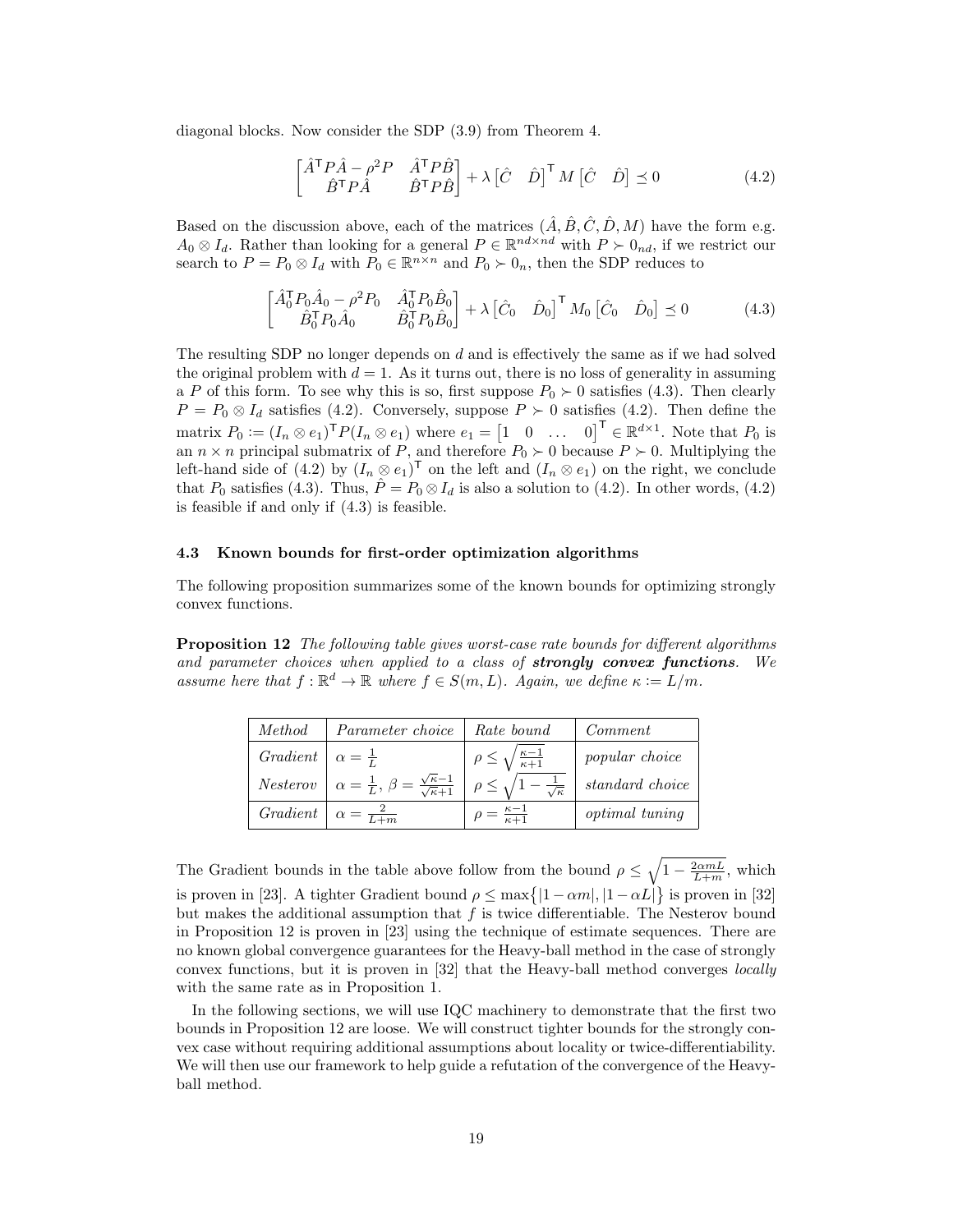diagonal blocks. Now consider the SDP (3.9) from Theorem 4.

$$\begin{bmatrix} \hat{A}^\mathsf{T} P \hat{A} - \rho^2 P & \hat{A}^\mathsf{T} P \hat{B} \\ \hat{B}^\mathsf{T} P \hat{A} & \hat{B}^\mathsf{T} P \hat{B} \end{bmatrix} + \lambda \begin{bmatrix} \hat{C} & \hat{D} \end{bmatrix}^\mathsf{T} M \begin{bmatrix} \hat{C} & \hat{D} \end{bmatrix} \preceq 0 \tag{4.2}$$

Based on the discussion above, each of the matrices $(\hat{A}, \hat{B}, \hat{C}, \hat{D}, M)$ have the form e.g. $A_0 \otimes I_d$. Rather than looking for a general $P \in \mathbb{R}^{nd \times nd}$ with $P \succ 0_{nd}$, if we restrict our search to $P = P_0 \otimes I_d$ with $P_0 \in \mathbb{R}^{n \times n}$ and $P_0 \succ 0_n$, then the SDP reduces to

$$\begin{bmatrix} \hat{A}_0^\mathsf{T} P_0 \hat{A}_0 - \rho^2 P_0 & \hat{A}_0^\mathsf{T} P_0 \hat{B}_0 \\ \hat{B}_0^\mathsf{T} P_0 \hat{A}_0 & \hat{B}_0^\mathsf{T} P_0 \hat{B}_0 \end{bmatrix} + \lambda \begin{bmatrix} \hat{C}_0 & \hat{D}_0 \end{bmatrix}^\mathsf{T} M_0 \begin{bmatrix} \hat{C}_0 & \hat{D}_0 \end{bmatrix} \preceq 0 \tag{4.3}$$

The resulting SDP no longer depends on $d$ and is effectively the same as if we had solved the original problem with $d = 1$. As it turns out, there is no loss of generality in assuming a $P$ of this form. To see why this is so, first suppose $P_0 \succ 0$ satisfies (4.3). Then clearly $P = P_0 \otimes I_d$ satisfies (4.2). Conversely, suppose $P \succ 0$ satisfies (4.2). Then define the matrix $P_0 := (I_n \otimes e_1)^\mathsf{T} P (I_n \otimes e_1)$ where $e_1 = \begin{bmatrix} 1 & 0 & \dots & 0 \end{bmatrix}^\mathsf{T} \in \mathbb{R}^{d \times 1}$. Note that $P_0$ is an $n \times n$ principal submatrix of $P$, and therefore $P_0 \succ 0$ because $P \succ 0$. Multiplying the left-hand side of (4.2) by $(I_n \otimes e_1)^\mathsf{T}$ on the left and $(I_n \otimes e_1)$ on the right, we conclude that $P_0$ satisfies (4.3). Thus, $\hat{P} = P_0 \otimes I_d$ is also a solution to (4.2). In other words, (4.2) is feasible if and only if (4.3) is feasible.

### 4.3 Known bounds for first-order optimization algorithms

The following proposition summarizes some of the known bounds for optimizing strongly convex functions.

**Proposition 12** *The following table gives worst-case rate bounds for different algorithms and parameter choices when applied to a class of* ***strongly convex functions****. We assume here that $f : \mathbb{R}^d \to \mathbb{R}$ where $f \in S(m, L)$. Again, we define $\kappa := L/m$.*

| *Method* | *Parameter choice* | *Rate bound* | *Comment* |
|---|---|---|---|
| *Gradient* | $\alpha = \frac{1}{L}$ | $\rho \le \sqrt{\frac{\kappa-1}{\kappa+1}}$ | *popular choice* |
| *Nesterov* | $\alpha = \frac{1}{L},\ \beta = \frac{\sqrt{\kappa}-1}{\sqrt{\kappa}+1}$ | $\rho \le \sqrt{1 - \frac{1}{\sqrt{\kappa}}}$ | *standard choice* |
| *Gradient* | $\alpha = \frac{2}{L+m}$ | $\rho = \frac{\kappa-1}{\kappa+1}$ | *optimal tuning* |

The Gradient bounds in the table above follow from the bound $\rho \le \sqrt{1 - \frac{2\alpha m L}{L+m}}$, which is proven in [23]. A tighter Gradient bound $\rho \le \max\{|1 - \alpha m|, |1 - \alpha L|\}$ is proven in [32] but makes the additional assumption that $f$ is twice differentiable. The Nesterov bound in Proposition 12 is proven in [23] using the technique of estimate sequences. There are no known global convergence guarantees for the Heavy-ball method in the case of strongly convex functions, but it is proven in [32] that the Heavy-ball method converges *locally* with the same rate as in Proposition 1.

In the following sections, we will use IQC machinery to demonstrate that the first two bounds in Proposition 12 are loose. We will construct tighter bounds for the strongly convex case without requiring additional assumptions about locality or twice-differentiability. We will then use our framework to help guide a refutation of the convergence of the Heavy-ball method.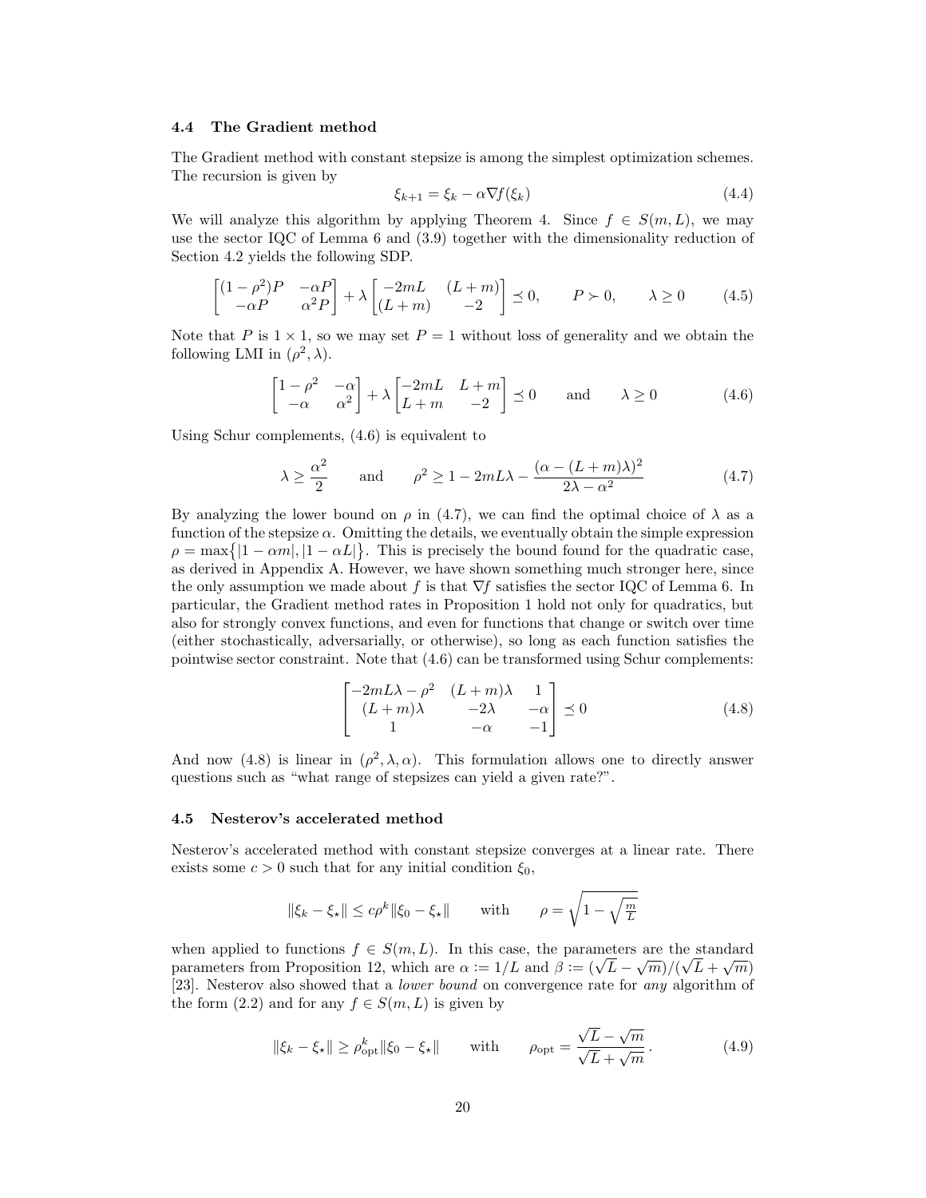### 4.4 The Gradient method

The Gradient method with constant stepsize is among the simplest optimization schemes. The recursion is given by

$$\xi_{k+1} = \xi_k - \alpha \nabla f(\xi_k) \tag{4.4}$$

We will analyze this algorithm by applying Theorem 4. Since $f \in S(m, L)$, we may use the sector IQC of Lemma 6 and (3.9) together with the dimensionality reduction of Section 4.2 yields the following SDP.

$$\begin{bmatrix} (1-\rho^2)P & -\alpha P \\ -\alpha P & \alpha^2 P \end{bmatrix} + \lambda \begin{bmatrix} -2mL & (L+m) \\ (L+m) & -2 \end{bmatrix} \preceq 0, \qquad P \succ 0, \qquad \lambda \geq 0 \tag{4.5}$$

Note that $P$ is $1 \times 1$, so we may set $P = 1$ without loss of generality and we obtain the following LMI in $(\rho^2, \lambda)$.

$$\begin{bmatrix} 1-\rho^2 & -\alpha \\ -\alpha & \alpha^2 \end{bmatrix} + \lambda \begin{bmatrix} -2mL & L+m \\ L+m & -2 \end{bmatrix} \preceq 0 \qquad \text{and} \qquad \lambda \geq 0 \tag{4.6}$$

Using Schur complements, (4.6) is equivalent to

$$\lambda \geq \frac{\alpha^2}{2} \qquad \text{and} \qquad \rho^2 \geq 1 - 2mL\lambda - \frac{(\alpha - (L+m)\lambda)^2}{2\lambda - \alpha^2} \tag{4.7}$$

By analyzing the lower bound on $\rho$ in (4.7), we can find the optimal choice of $\lambda$ as a function of the stepsize $\alpha$. Omitting the details, we eventually obtain the simple expression $\rho = \max\{|1 - \alpha m|, |1 - \alpha L|\}$. This is precisely the bound found for the quadratic case, as derived in Appendix A. However, we have shown something much stronger here, since the only assumption we made about $f$ is that $\nabla f$ satisfies the sector IQC of Lemma 6. In particular, the Gradient method rates in Proposition 1 hold not only for quadratics, but also for strongly convex functions, and even for functions that change or switch over time (either stochastically, adversarially, or otherwise), so long as each function satisfies the pointwise sector constraint. Note that (4.6) can be transformed using Schur complements:

$$\begin{bmatrix} -2mL\lambda - \rho^2 & (L+m)\lambda & 1 \\ (L+m)\lambda & -2\lambda & -\alpha \\ 1 & -\alpha & -1 \end{bmatrix} \preceq 0 \tag{4.8}$$

And now (4.8) is linear in $(\rho^2, \lambda, \alpha)$. This formulation allows one to directly answer questions such as "what range of stepsizes can yield a given rate?".

### 4.5 Nesterov's accelerated method

Nesterov's accelerated method with constant stepsize converges at a linear rate. There exists some $c > 0$ such that for any initial condition $\xi_0$,

$$\|\xi_k - \xi_\star\| \leq c\rho^k \|\xi_0 - \xi_\star\| \qquad \text{with} \qquad \rho = \sqrt{1 - \sqrt{\tfrac{m}{L}}}$$

when applied to functions $f \in S(m, L)$. In this case, the parameters are the standard parameters from Proposition 12, which are $\alpha := 1/L$ and $\beta := (\sqrt{L} - \sqrt{m})/(\sqrt{L} + \sqrt{m})$ [23]. Nesterov also showed that a *lower bound* on convergence rate for *any* algorithm of the form (2.2) and for any $f \in S(m, L)$ is given by

$$\|\xi_k - \xi_\star\| \geq \rho_{\text{opt}}^k \|\xi_0 - \xi_\star\| \qquad \text{with} \qquad \rho_{\text{opt}} = \frac{\sqrt{L} - \sqrt{m}}{\sqrt{L} + \sqrt{m}}. \tag{4.9}$$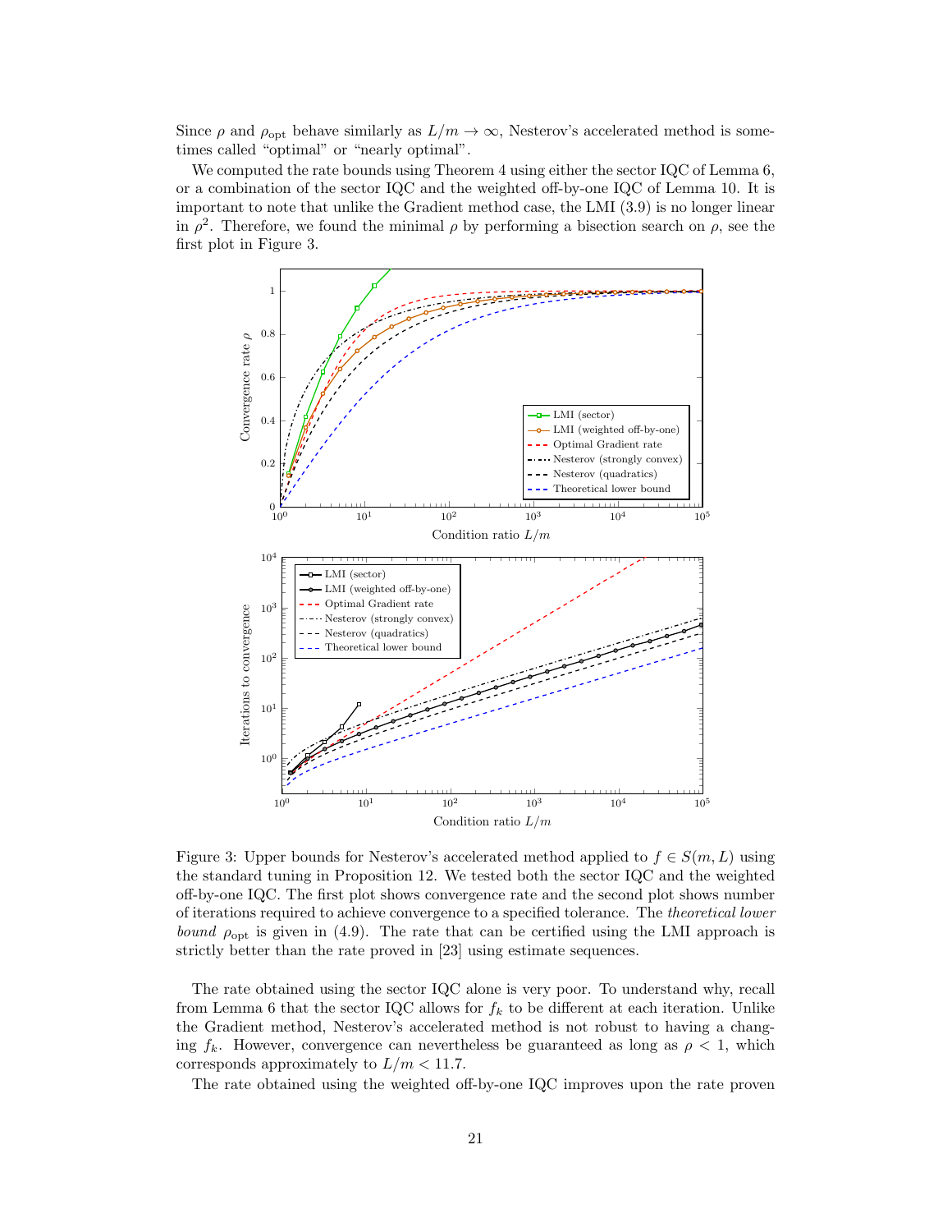Since $\rho$ and $\rho_{\text{opt}}$ behave similarly as $L/m \to \infty$, Nesterov's accelerated method is sometimes called "optimal" or "nearly optimal".

We computed the rate bounds using Theorem 4 using either the sector IQC of Lemma 6, or a combination of the sector IQC and the weighted off-by-one IQC of Lemma 10. It is important to note that unlike the Gradient method case, the LMI (3.9) is no longer linear in $\rho^2$. Therefore, we found the minimal $\rho$ by performing a bisection search on $\rho$, see the first plot in Figure 3.

Figure 3: Upper bounds for Nesterov's accelerated method applied to $f \in S(m, L)$ using the standard tuning in Proposition 12. We tested both the sector IQC and the weighted off-by-one IQC. The first plot shows convergence rate and the second plot shows number of iterations required to achieve convergence to a specified tolerance. The *theoretical lower bound* $\rho_{\text{opt}}$ is given in (4.9). The rate that can be certified using the LMI approach is strictly better than the rate proved in [23] using estimate sequences.

The rate obtained using the sector IQC alone is very poor. To understand why, recall from Lemma 6 that the sector IQC allows for $f_k$ to be different at each iteration. Unlike the Gradient method, Nesterov's accelerated method is not robust to having a changing $f_k$. However, convergence can nevertheless be guaranteed as long as $\rho < 1$, which corresponds approximately to $L/m < 11.7$.

The rate obtained using the weighted off-by-one IQC improves upon the rate proven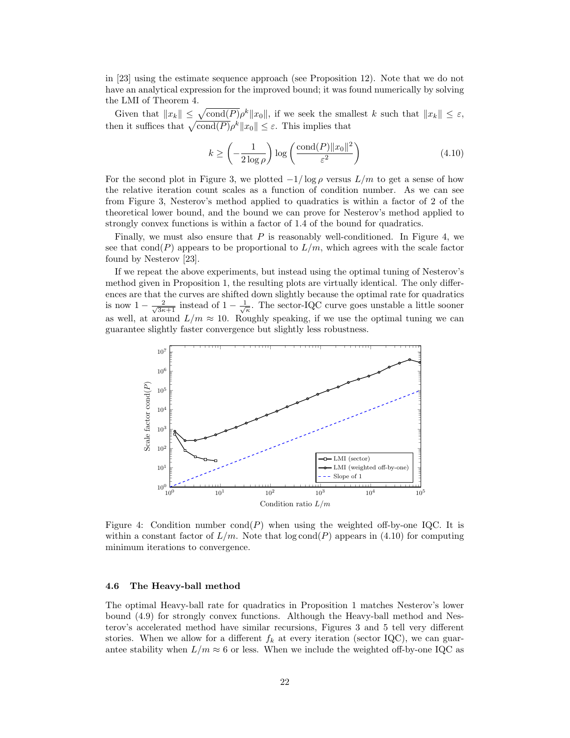in [23] using the estimate sequence approach (see Proposition 12). Note that we do not have an analytical expression for the improved bound; it was found numerically by solving the LMI of Theorem 4.

Given that $\|x_k\| \le \sqrt{\text{cond}(P)}\rho^k \|x_0\|$, if we seek the smallest $k$ such that $\|x_k\| \le \varepsilon$, then it suffices that $\sqrt{\text{cond}(P)}\rho^k\|x_0\| \le \varepsilon$. This implies that

$$k \ge \left(-\frac{1}{2\log\rho}\right)\log\left(\frac{\text{cond}(P)\|x_0\|^2}{\varepsilon^2}\right) \tag{4.10}$$

For the second plot in Figure 3, we plotted $-1/\log\rho$ versus $L/m$ to get a sense of how the relative iteration count scales as a function of condition number. As we can see from Figure 3, Nesterov's method applied to quadratics is within a factor of 2 of the theoretical lower bound, and the bound we can prove for Nesterov's method applied to strongly convex functions is within a factor of 1.4 of the bound for quadratics.

Finally, we must also ensure that $P$ is reasonably well-conditioned. In Figure 4, we see that $\text{cond}(P)$ appears to be proportional to $L/m$, which agrees with the scale factor found by Nesterov [23].

If we repeat the above experiments, but instead using the optimal tuning of Nesterov's method given in Proposition 1, the resulting plots are virtually identical. The only differences are that the curves are shifted down slightly because the optimal rate for quadratics is now $1 - \frac{2}{\sqrt{3\kappa+1}}$ instead of $1 - \frac{1}{\sqrt{\kappa}}$. The sector-IQC curve goes unstable a little sooner as well, at around $L/m \approx 10$. Roughly speaking, if we use the optimal tuning we can guarantee slightly faster convergence but slightly less robustness.

Figure 4: Condition number $\text{cond}(P)$ when using the weighted off-by-one IQC. It is within a constant factor of $L/m$. Note that $\log \text{cond}(P)$ appears in (4.10) for computing minimum iterations to convergence.

### 4.6 The Heavy-ball method

The optimal Heavy-ball rate for quadratics in Proposition 1 matches Nesterov's lower bound (4.9) for strongly convex functions. Although the Heavy-ball method and Nesterov's accelerated method have similar recursions, Figures 3 and 5 tell very different stories. When we allow for a different $f_k$ at every iteration (sector IQC), we can guarantee stability when $L/m \approx 6$ or less. When we include the weighted off-by-one IQC as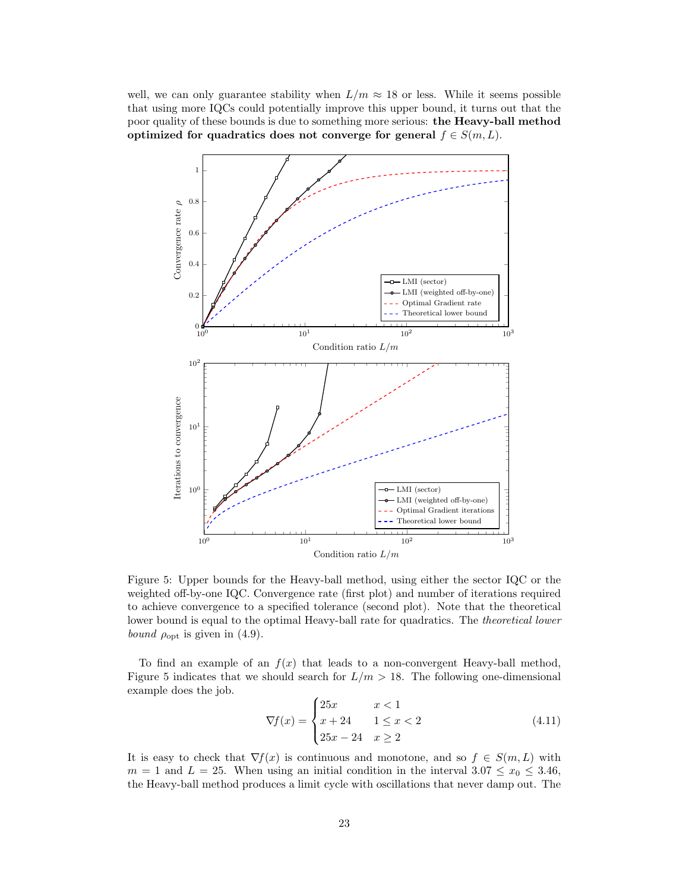well, we can only guarantee stability when $L/m \approx 18$ or less. While it seems possible that using more IQCs could potentially improve this upper bound, it turns out that the poor quality of these bounds is due to something more serious: **the Heavy-ball method optimized for quadratics does not converge for general $f \in S(m, L)$.**

Figure 5: Upper bounds for the Heavy-ball method, using either the sector IQC or the weighted off-by-one IQC. Convergence rate (first plot) and number of iterations required to achieve convergence to a specified tolerance (second plot). Note that the theoretical lower bound is equal to the optimal Heavy-ball rate for quadratics. The *theoretical lower bound* $\rho_{\text{opt}}$ is given in (4.9).

To find an example of an $f(x)$ that leads to a non-convergent Heavy-ball method, Figure 5 indicates that we should search for $L/m > 18$. The following one-dimensional example does the job.

$$
\nabla f(x) = \begin{cases} 25x & x < 1 \\ x + 24 & 1 \le x < 2 \\ 25x - 24 & x \ge 2 \end{cases} \tag{4.11}
$$

It is easy to check that $\nabla f(x)$ is continuous and monotone, and so $f \in S(m, L)$ with $m = 1$ and $L = 25$. When using an initial condition in the interval $3.07 \le x_0 \le 3.46$, the Heavy-ball method produces a limit cycle with oscillations that never damp out. The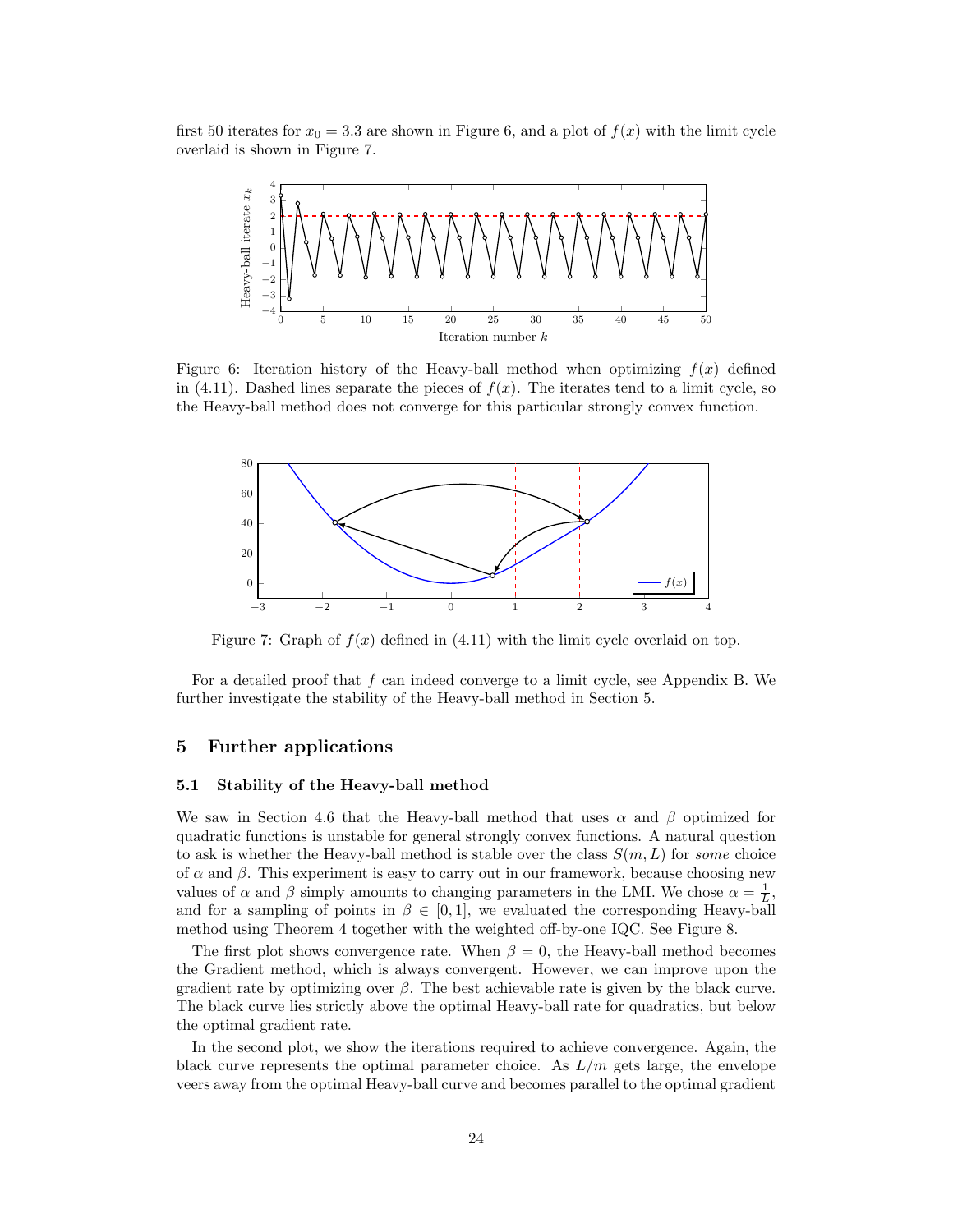first 50 iterates for $x_0 = 3.3$ are shown in Figure 6, and a plot of $f(x)$ with the limit cycle overlaid is shown in Figure 7.

Figure 6: Iteration history of the Heavy-ball method when optimizing $f(x)$ defined in (4.11). Dashed lines separate the pieces of $f(x)$. The iterates tend to a limit cycle, so the Heavy-ball method does not converge for this particular strongly convex function.

Figure 7: Graph of $f(x)$ defined in (4.11) with the limit cycle overlaid on top.

For a detailed proof that $f$ can indeed converge to a limit cycle, see Appendix B. We further investigate the stability of the Heavy-ball method in Section 5.

## 5 Further applications

### 5.1 Stability of the Heavy-ball method

We saw in Section 4.6 that the Heavy-ball method that uses $\alpha$ and $\beta$ optimized for quadratic functions is unstable for general strongly convex functions. A natural question to ask is whether the Heavy-ball method is stable over the class $S(m, L)$ for *some* choice of $\alpha$ and $\beta$. This experiment is easy to carry out in our framework, because choosing new values of $\alpha$ and $\beta$ simply amounts to changing parameters in the LMI. We chose $\alpha = \frac{1}{L}$, and for a sampling of points in $\beta \in [0, 1]$, we evaluated the corresponding Heavy-ball method using Theorem 4 together with the weighted off-by-one IQC. See Figure 8.

The first plot shows convergence rate. When $\beta = 0$, the Heavy-ball method becomes the Gradient method, which is always convergent. However, we can improve upon the gradient rate by optimizing over $\beta$. The best achievable rate is given by the black curve. The black curve lies strictly above the optimal Heavy-ball rate for quadratics, but below the optimal gradient rate.

In the second plot, we show the iterations required to achieve convergence. Again, the black curve represents the optimal parameter choice. As $L/m$ gets large, the envelope veers away from the optimal Heavy-ball curve and becomes parallel to the optimal gradient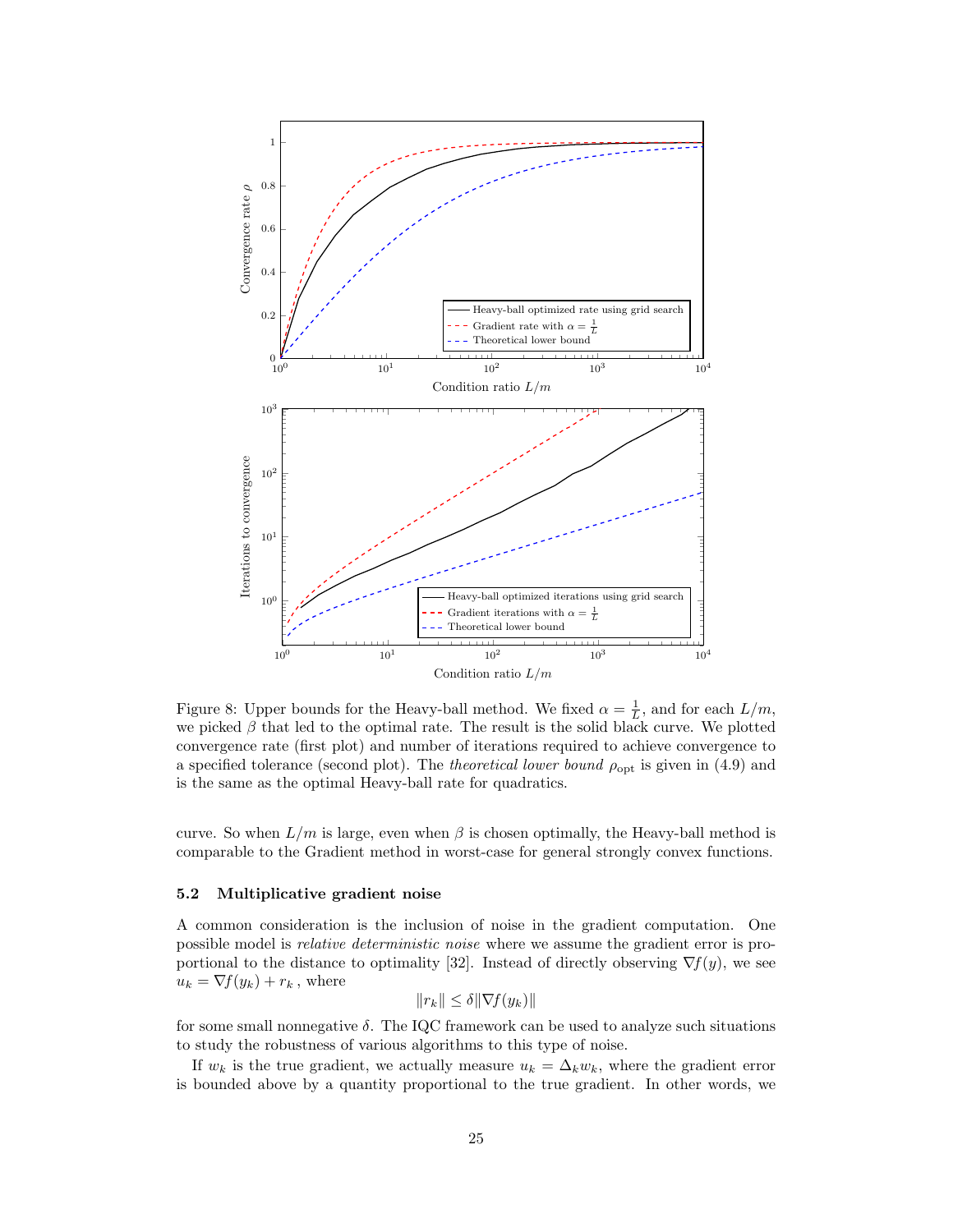Figure 8: Upper bounds for the Heavy-ball method. We fixed $\alpha = \frac{1}{L}$, and for each $L/m$, we picked $\beta$ that led to the optimal rate. The result is the solid black curve. We plotted convergence rate (first plot) and number of iterations required to achieve convergence to a specified tolerance (second plot). The *theoretical lower bound* $\rho_{\text{opt}}$ is given in (4.9) and is the same as the optimal Heavy-ball rate for quadratics.

curve. So when $L/m$ is large, even when $\beta$ is chosen optimally, the Heavy-ball method is comparable to the Gradient method in worst-case for general strongly convex functions.

### 5.2 Multiplicative gradient noise

A common consideration is the inclusion of noise in the gradient computation. One possible model is *relative deterministic noise* where we assume the gradient error is proportional to the distance to optimality [32]. Instead of directly observing $\nabla f(y)$, we see $u_k = \nabla f(y_k) + r_k$ , where

$$\|r_k\| \leq \delta \|\nabla f(y_k)\|$$

for some small nonnegative $\delta$. The IQC framework can be used to analyze such situations to study the robustness of various algorithms to this type of noise.

If $w_k$ is the true gradient, we actually measure $u_k = \Delta_k w_k$, where the gradient error is bounded above by a quantity proportional to the true gradient. In other words, we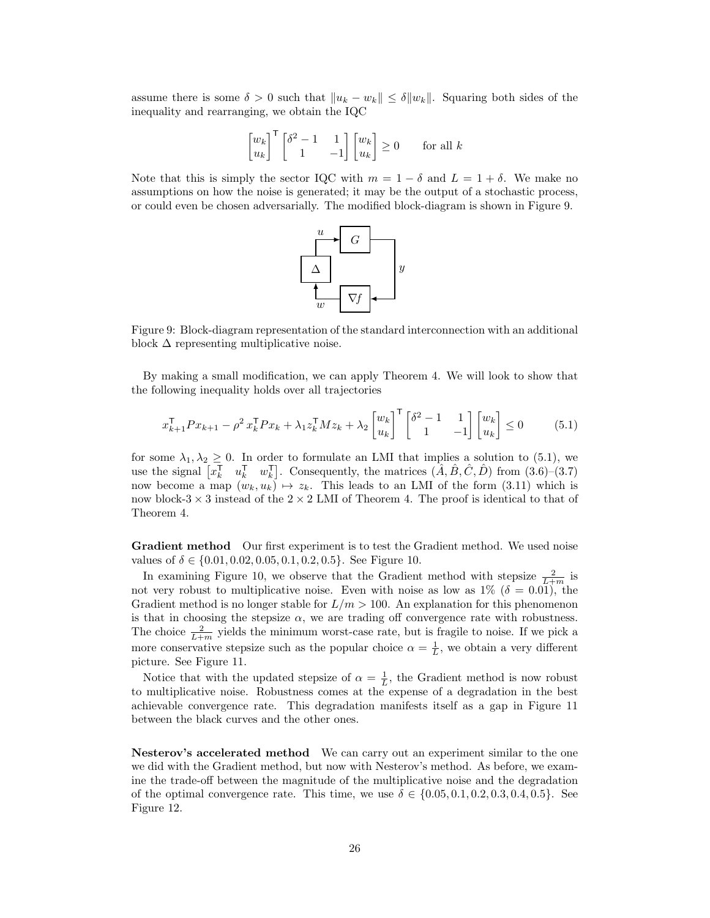assume there is some $\delta > 0$ such that $\|u_k - w_k\| \le \delta \|w_k\|$. Squaring both sides of the inequality and rearranging, we obtain the IQC

$$\begin{bmatrix} w_k \\ u_k \end{bmatrix}^\mathsf{T} \begin{bmatrix} \delta^2 - 1 & 1 \\ 1 & -1 \end{bmatrix} \begin{bmatrix} w_k \\ u_k \end{bmatrix} \ge 0 \qquad \text{for all } k$$

Note that this is simply the sector IQC with $m = 1 - \delta$ and $L = 1 + \delta$. We make no assumptions on how the noise is generated; it may be the output of a stochastic process, or could even be chosen adversarially. The modified block-diagram is shown in Figure 9.

Figure 9: Block-diagram representation of the standard interconnection with an additional block $\Delta$ representing multiplicative noise.

By making a small modification, we can apply Theorem 4. We will look to show that the following inequality holds over all trajectories

$$x_{k+1}^\mathsf{T} P x_{k+1} - \rho^2 x_k^\mathsf{T} P x_k + \lambda_1 z_k^\mathsf{T} M z_k + \lambda_2 \begin{bmatrix} w_k \\ u_k \end{bmatrix}^\mathsf{T} \begin{bmatrix} \delta^2 - 1 & 1 \\ 1 & -1 \end{bmatrix} \begin{bmatrix} w_k \\ u_k \end{bmatrix} \le 0 \tag{5.1}$$

for some $\lambda_1, \lambda_2 \ge 0$. In order to formulate an LMI that implies a solution to (5.1), we use the signal $\begin{bmatrix} x_k^\mathsf{T} & u_k^\mathsf{T} & w_k^\mathsf{T} \end{bmatrix}$. Consequently, the matrices $(\hat{A}, \hat{B}, \hat{C}, \hat{D})$ from (3.6)–(3.7) now become a map $(w_k, u_k) \mapsto z_k$. This leads to an LMI of the form (3.11) which is now block-$3 \times 3$ instead of the $2 \times 2$ LMI of Theorem 4. The proof is identical to that of Theorem 4.

**Gradient method** Our first experiment is to test the Gradient method. We used noise values of $\delta \in \{0.01, 0.02, 0.05, 0.1, 0.2, 0.5\}$. See Figure 10.

In examining Figure 10, we observe that the Gradient method with stepsize $\frac{2}{L+m}$ is not very robust to multiplicative noise. Even with noise as low as 1% ($\delta = 0.01$), the Gradient method is no longer stable for $L/m > 100$. An explanation for this phenomenon is that in choosing the stepsize $\alpha$, we are trading off convergence rate with robustness. The choice $\frac{2}{L+m}$ yields the minimum worst-case rate, but is fragile to noise. If we pick a more conservative stepsize such as the popular choice $\alpha = \frac{1}{L}$, we obtain a very different picture. See Figure 11.

Notice that with the updated stepsize of $\alpha = \frac{1}{L}$, the Gradient method is now robust to multiplicative noise. Robustness comes at the expense of a degradation in the best achievable convergence rate. This degradation manifests itself as a gap in Figure 11 between the black curves and the other ones.

**Nesterov's accelerated method** We can carry out an experiment similar to the one we did with the Gradient method, but now with Nesterov's method. As before, we examine the trade-off between the magnitude of the multiplicative noise and the degradation of the optimal convergence rate. This time, we use $\delta \in \{0.05, 0.1, 0.2, 0.3, 0.4, 0.5\}$. See Figure 12.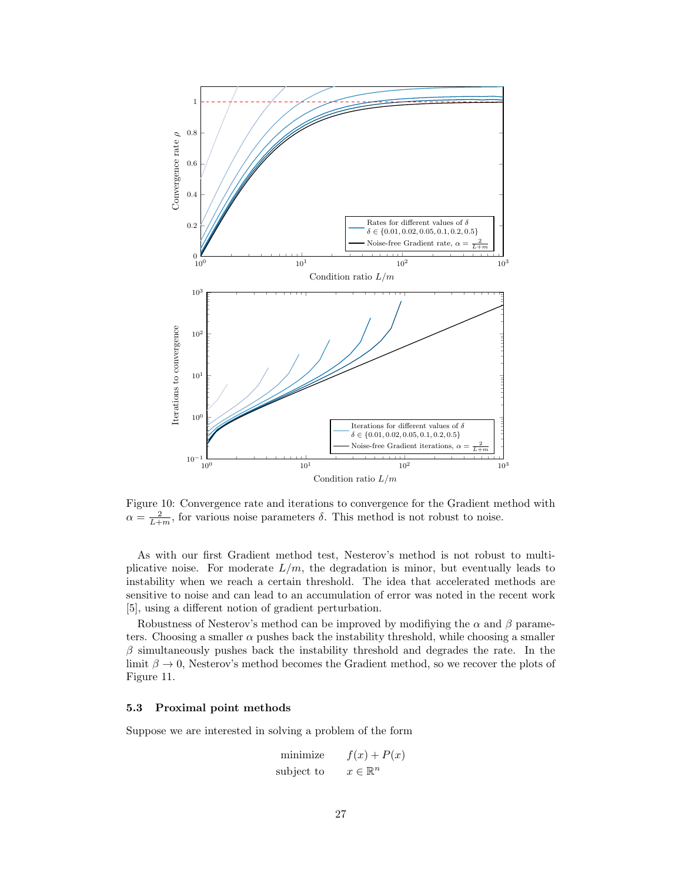Figure 10: Convergence rate and iterations to convergence for the Gradient method with $\alpha = \frac{2}{L+m}$, for various noise parameters $\delta$. This method is not robust to noise.

As with our first Gradient method test, Nesterov's method is not robust to multiplicative noise. For moderate $L/m$, the degradation is minor, but eventually leads to instability when we reach a certain threshold. The idea that accelerated methods are sensitive to noise and can lead to an accumulation of error was noted in the recent work [5], using a different notion of gradient perturbation.

Robustness of Nesterov's method can be improved by modifiying the $\alpha$ and $\beta$ parameters. Choosing a smaller $\alpha$ pushes back the instability threshold, while choosing a smaller $\beta$ simultaneously pushes back the instability threshold and degrades the rate. In the limit $\beta \to 0$, Nesterov's method becomes the Gradient method, so we recover the plots of Figure 11.

### 5.3 Proximal point methods

Suppose we are interested in solving a problem of the form

$$
\begin{aligned}
\text{minimize} \quad & f(x) + P(x) \\
\text{subject to} \quad & x \in \mathbb{R}^n
\end{aligned}
$$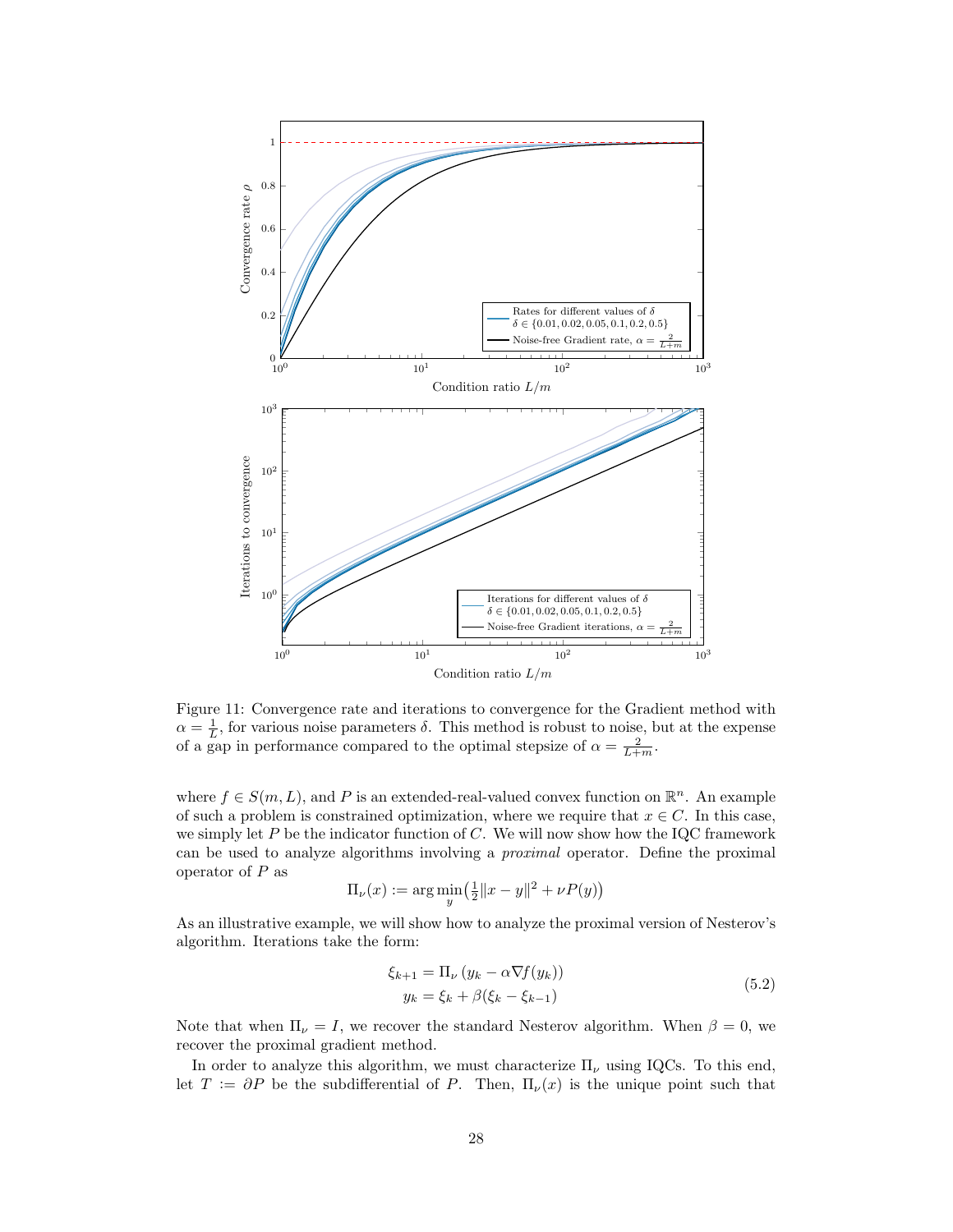Figure 11: Convergence rate and iterations to convergence for the Gradient method with $\alpha = \frac{1}{L}$, for various noise parameters $\delta$. This method is robust to noise, but at the expense of a gap in performance compared to the optimal stepsize of $\alpha = \frac{2}{L+m}$.

where $f \in S(m, L)$, and $P$ is an extended-real-valued convex function on $\mathbb{R}^n$. An example of such a problem is constrained optimization, where we require that $x \in C$. In this case, we simply let $P$ be the indicator function of $C$. We will now show how the IQC framework can be used to analyze algorithms involving a *proximal* operator. Define the proximal operator of $P$ as

$$\Pi_\nu(x) := \arg\min_y \left(\tfrac{1}{2}\|x - y\|^2 + \nu P(y)\right)$$

As an illustrative example, we will show how to analyze the proximal version of Nesterov's algorithm. Iterations take the form:

$$\begin{aligned} \xi_{k+1} &= \Pi_\nu\left(y_k - \alpha \nabla f(y_k)\right) \\ y_k &= \xi_k + \beta(\xi_k - \xi_{k-1}) \end{aligned} \tag{5.2}$$

Note that when $\Pi_\nu = I$, we recover the standard Nesterov algorithm. When $\beta = 0$, we recover the proximal gradient method.

In order to analyze this algorithm, we must characterize $\Pi_\nu$ using IQCs. To this end, let $T := \partial P$ be the subdifferential of $P$. Then, $\Pi_\nu(x)$ is the unique point such that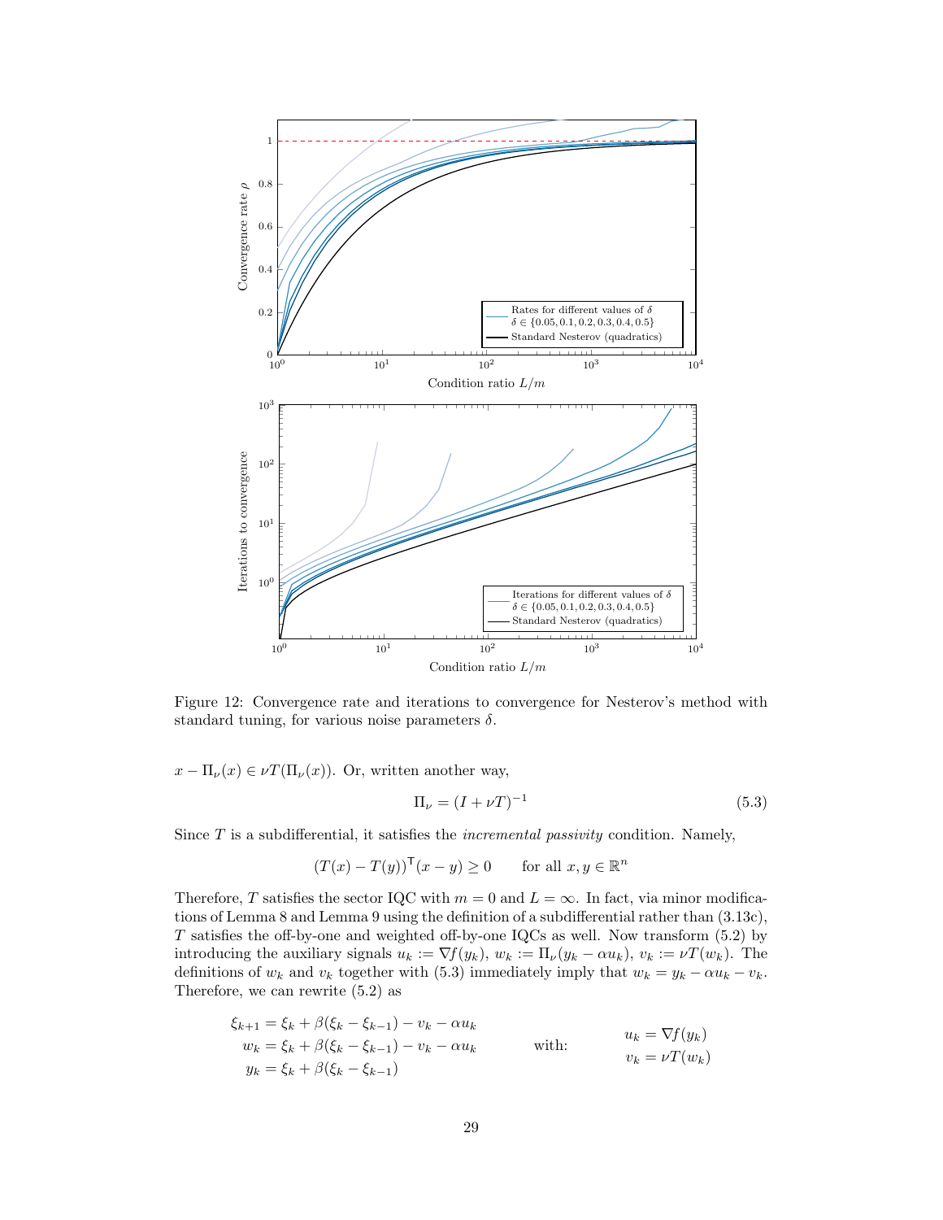Figure 12: Convergence rate and iterations to convergence for Nesterov's method with standard tuning, for various noise parameters $\delta$.

$x - \Pi_\nu(x) \in \nu T(\Pi_\nu(x))$. Or, written another way,

$$\Pi_\nu = (I + \nu T)^{-1} \tag{5.3}$$

Since $T$ is a subdifferential, it satisfies the *incremental passivity* condition. Namely,

$$(T(x) - T(y))^\mathsf{T}(x - y) \geq 0 \qquad \text{for all } x, y \in \mathbb{R}^n$$

Therefore, $T$ satisfies the sector IQC with $m = 0$ and $L = \infty$. In fact, via minor modifications of Lemma 8 and Lemma 9 using the definition of a subdifferential rather than (3.13c), $T$ satisfies the off-by-one and weighted off-by-one IQCs as well. Now transform (5.2) by introducing the auxiliary signals $u_k := \nabla f(y_k)$, $w_k := \Pi_\nu(y_k - \alpha u_k)$, $v_k := \nu T(w_k)$. The definitions of $w_k$ and $v_k$ together with (5.3) immediately imply that $w_k = y_k - \alpha u_k - v_k$. Therefore, we can rewrite (5.2) as

$$\begin{aligned} \xi_{k+1} &= \xi_k + \beta(\xi_k - \xi_{k-1}) - v_k - \alpha u_k \\ w_k &= \xi_k + \beta(\xi_k - \xi_{k-1}) - v_k - \alpha u_k \\ y_k &= \xi_k + \beta(\xi_k - \xi_{k-1}) \end{aligned} \qquad \text{with:} \qquad \begin{aligned} u_k &= \nabla f(y_k) \\ v_k &= \nu T(w_k) \end{aligned}$$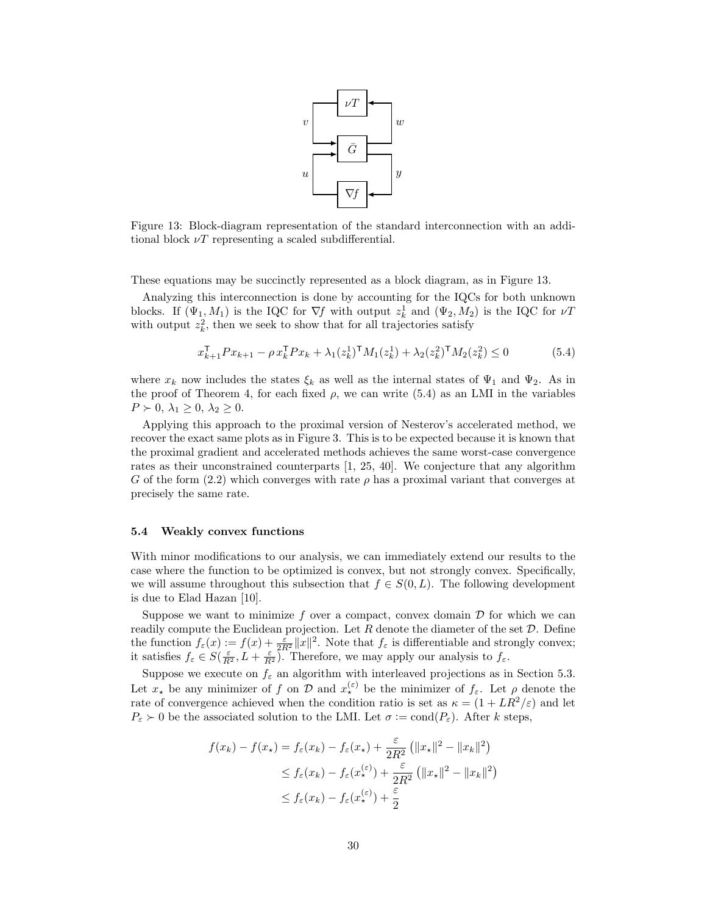Figure 13: Block-diagram representation of the standard interconnection with an additional block $\nu T$ representing a scaled subdifferential.

These equations may be succinctly represented as a block diagram, as in Figure 13.

Analyzing this interconnection is done by accounting for the IQCs for both unknown blocks. If $(\Psi_1, M_1)$ is the IQC for $\nabla f$ with output $z_k^1$ and $(\Psi_2, M_2)$ is the IQC for $\nu T$ with output $z_k^2$, then we seek to show that for all trajectories satisfy

$$x_{k+1}^\mathsf{T} P x_{k+1} - \rho\, x_k^\mathsf{T} P x_k + \lambda_1 (z_k^1)^\mathsf{T} M_1 (z_k^1) + \lambda_2 (z_k^2)^\mathsf{T} M_2 (z_k^2) \le 0 \tag{5.4}$$

where $x_k$ now includes the states $\xi_k$ as well as the internal states of $\Psi_1$ and $\Psi_2$. As in the proof of Theorem 4, for each fixed $\rho$, we can write (5.4) as an LMI in the variables $P \succ 0$, $\lambda_1 \ge 0$, $\lambda_2 \ge 0$.

Applying this approach to the proximal version of Nesterov's accelerated method, we recover the exact same plots as in Figure 3. This is to be expected because it is known that the proximal gradient and accelerated methods achieves the same worst-case convergence rates as their unconstrained counterparts [1, 25, 40]. We conjecture that any algorithm $G$ of the form (2.2) which converges with rate $\rho$ has a proximal variant that converges at precisely the same rate.

### 5.4 Weakly convex functions

With minor modifications to our analysis, we can immediately extend our results to the case where the function to be optimized is convex, but not strongly convex. Specifically, we will assume throughout this subsection that $f \in S(0, L)$. The following development is due to Elad Hazan [10].

Suppose we want to minimize $f$ over a compact, convex domain $\mathcal{D}$ for which we can readily compute the Euclidean projection. Let $R$ denote the diameter of the set $\mathcal{D}$. Define the function $f_\varepsilon(x) := f(x) + \frac{\varepsilon}{2R^2}\|x\|^2$. Note that $f_\varepsilon$ is differentiable and strongly convex; it satisfies $f_\varepsilon \in S(\frac{\varepsilon}{R^2}, L + \frac{\varepsilon}{R^2})$. Therefore, we may apply our analysis to $f_\varepsilon$.

Suppose we execute on $f_\varepsilon$ an algorithm with interleaved projections as in Section 5.3. Let $x_\star$ be any minimizer of $f$ on $\mathcal{D}$ and $x_\star^{(\varepsilon)}$ be the minimizer of $f_\varepsilon$. Let $\rho$ denote the rate of convergence achieved when the condition ratio is set as $\kappa = (1 + LR^2/\varepsilon)$ and let $P_\varepsilon \succ 0$ be the associated solution to the LMI. Let $\sigma := \operatorname{cond}(P_\varepsilon)$. After $k$ steps,

$$\begin{aligned}
f(x_k) - f(x_\star) &= f_\varepsilon(x_k) - f_\varepsilon(x_\star) + \frac{\varepsilon}{2R^2}\left(\|x_\star\|^2 - \|x_k\|^2\right) \\
&\le f_\varepsilon(x_k) - f_\varepsilon(x_\star^{(\varepsilon)}) + \frac{\varepsilon}{2R^2}\left(\|x_\star\|^2 - \|x_k\|^2\right) \\
&\le f_\varepsilon(x_k) - f_\varepsilon(x_\star^{(\varepsilon)}) + \frac{\varepsilon}{2}
\end{aligned}$$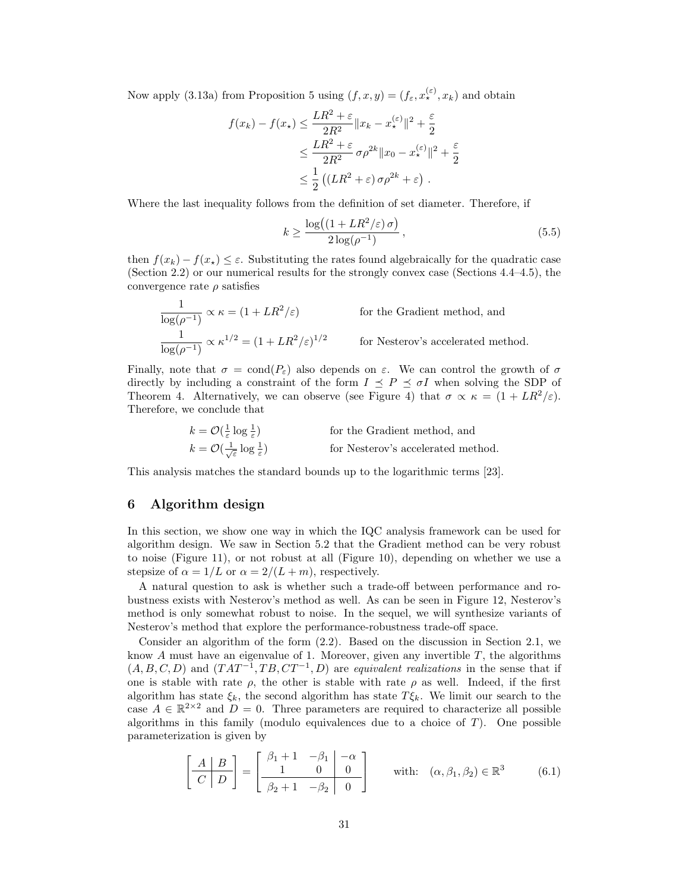Now apply (3.13a) from Proposition 5 using $(f, x, y) = (f_\varepsilon, x_\star^{(\varepsilon)}, x_k)$ and obtain

$$
\begin{aligned}
f(x_k) - f(x_\star) &\le \frac{LR^2 + \varepsilon}{2R^2} \|x_k - x_\star^{(\varepsilon)}\|^2 + \frac{\varepsilon}{2} \\
&\le \frac{LR^2 + \varepsilon}{2R^2} \, \sigma \rho^{2k} \|x_0 - x_\star^{(\varepsilon)}\|^2 + \frac{\varepsilon}{2} \\
&\le \frac{1}{2} \left( (LR^2 + \varepsilon) \, \sigma \rho^{2k} + \varepsilon \right) .
\end{aligned}
$$

Where the last inequality follows from the definition of set diameter. Therefore, if

$$
k \ge \frac{\log\big( (1 + LR^2/\varepsilon) \, \sigma \big)}{2 \log(\rho^{-1})}, \tag{5.5}
$$

then $f(x_k) - f(x_\star) \le \varepsilon$. Substituting the rates found algebraically for the quadratic case (Section 2.2) or our numerical results for the strongly convex case (Sections 4.4–4.5), the convergence rate $\rho$ satisfies

$$\frac{1}{\log(\rho^{-1})} \propto \kappa = (1 + LR^2/\varepsilon) \qquad \text{for the Gradient method, and}$$

$$\frac{1}{\log(\rho^{-1})} \propto \kappa^{1/2} = (1 + LR^2/\varepsilon)^{1/2} \qquad \text{for Nesterov's accelerated method.}$$

Finally, note that $\sigma = \operatorname{cond}(P_\varepsilon)$ also depends on $\varepsilon$. We can control the growth of $\sigma$ directly by including a constraint of the form $I \preceq P \preceq \sigma I$ when solving the SDP of Theorem 4. Alternatively, we can observe (see Figure 4) that $\sigma \propto \kappa = (1 + LR^2/\varepsilon)$. Therefore, we conclude that

$$k = \mathcal{O}(\tfrac{1}{\varepsilon} \log \tfrac{1}{\varepsilon}) \qquad \text{for the Gradient method, and}$$

$$k = \mathcal{O}(\tfrac{1}{\sqrt{\varepsilon}} \log \tfrac{1}{\varepsilon}) \qquad \text{for Nesterov's accelerated method.}$$

This analysis matches the standard bounds up to the logarithmic terms [23].

## 6 Algorithm design

In this section, we show one way in which the IQC analysis framework can be used for algorithm design. We saw in Section 5.2 that the Gradient method can be very robust to noise (Figure 11), or not robust at all (Figure 10), depending on whether we use a stepsize of $\alpha = 1/L$ or $\alpha = 2/(L + m)$, respectively.

A natural question to ask is whether such a trade-off between performance and robustness exists with Nesterov's method as well. As can be seen in Figure 12, Nesterov's method is only somewhat robust to noise. In the sequel, we will synthesize variants of Nesterov's method that explore the performance-robustness trade-off space.

Consider an algorithm of the form (2.2). Based on the discussion in Section 2.1, we know $A$ must have an eigenvalue of 1. Moreover, given any invertible $T$, the algorithms $(A, B, C, D)$ and $(TAT^{-1}, TB, CT^{-1}, D)$ are *equivalent realizations* in the sense that if one is stable with rate $\rho$, the other is stable with rate $\rho$ as well. Indeed, if the first algorithm has state $\xi_k$, the second algorithm has state $T\xi_k$. We limit our search to the case $A \in \mathbb{R}^{2\times 2}$ and $D = 0$. Three parameters are required to characterize all possible algorithms in this family (modulo equivalences due to a choice of $T$). One possible parameterization is given by

$$
\left[ \begin{array}{c|c} A & B \\ \hline C & D \end{array} \right] = \left[ \begin{array}{cc|c} \beta_1 + 1 & -\beta_1 & -\alpha \\ 1 & 0 & 0 \\ \hline \beta_2 + 1 & -\beta_2 & 0 \end{array} \right] \qquad \text{with:} \quad (\alpha, \beta_1, \beta_2) \in \mathbb{R}^3 \tag{6.1}
$$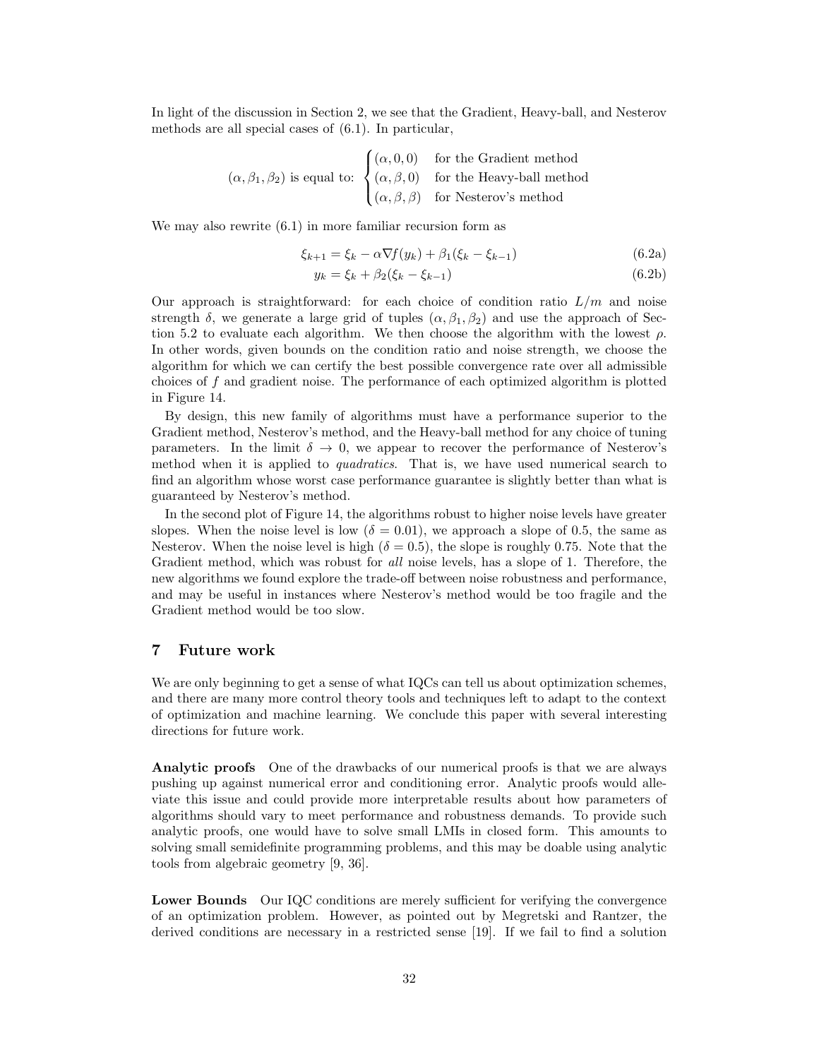In light of the discussion in Section 2, we see that the Gradient, Heavy-ball, and Nesterov methods are all special cases of (6.1). In particular,

$$(\alpha, \beta_1, \beta_2) \text{ is equal to: } \begin{cases} (\alpha, 0, 0) & \text{for the Gradient method} \\ (\alpha, \beta, 0) & \text{for the Heavy-ball method} \\ (\alpha, \beta, \beta) & \text{for Nesterov's method} \end{cases}$$

We may also rewrite (6.1) in more familiar recursion form as

$$\xi_{k+1} = \xi_k - \alpha \nabla f(y_k) + \beta_1(\xi_k - \xi_{k-1}) \tag{6.2a}$$

$$y_k = \xi_k + \beta_2(\xi_k - \xi_{k-1}) \tag{6.2b}$$

Our approach is straightforward: for each choice of condition ratio $L/m$ and noise strength $\delta$, we generate a large grid of tuples $(\alpha, \beta_1, \beta_2)$ and use the approach of Section 5.2 to evaluate each algorithm. We then choose the algorithm with the lowest $\rho$. In other words, given bounds on the condition ratio and noise strength, we choose the algorithm for which we can certify the best possible convergence rate over all admissible choices of $f$ and gradient noise. The performance of each optimized algorithm is plotted in Figure 14.

By design, this new family of algorithms must have a performance superior to the Gradient method, Nesterov's method, and the Heavy-ball method for any choice of tuning parameters. In the limit $\delta \to 0$, we appear to recover the performance of Nesterov's method when it is applied to *quadratics*. That is, we have used numerical search to find an algorithm whose worst case performance guarantee is slightly better than what is guaranteed by Nesterov's method.

In the second plot of Figure 14, the algorithms robust to higher noise levels have greater slopes. When the noise level is low ($\delta = 0.01$), we approach a slope of 0.5, the same as Nesterov. When the noise level is high ($\delta = 0.5$), the slope is roughly 0.75. Note that the Gradient method, which was robust for *all* noise levels, has a slope of 1. Therefore, the new algorithms we found explore the trade-off between noise robustness and performance, and may be useful in instances where Nesterov's method would be too fragile and the Gradient method would be too slow.

## 7 Future work

We are only beginning to get a sense of what IQCs can tell us about optimization schemes, and there are many more control theory tools and techniques left to adapt to the context of optimization and machine learning. We conclude this paper with several interesting directions for future work.

**Analytic proofs** One of the drawbacks of our numerical proofs is that we are always pushing up against numerical error and conditioning error. Analytic proofs would alleviate this issue and could provide more interpretable results about how parameters of algorithms should vary to meet performance and robustness demands. To provide such analytic proofs, one would have to solve small LMIs in closed form. This amounts to solving small semidefinite programming problems, and this may be doable using analytic tools from algebraic geometry [9, 36].

**Lower Bounds** Our IQC conditions are merely sufficient for verifying the convergence of an optimization problem. However, as pointed out by Megretski and Rantzer, the derived conditions are necessary in a restricted sense [19]. If we fail to find a solution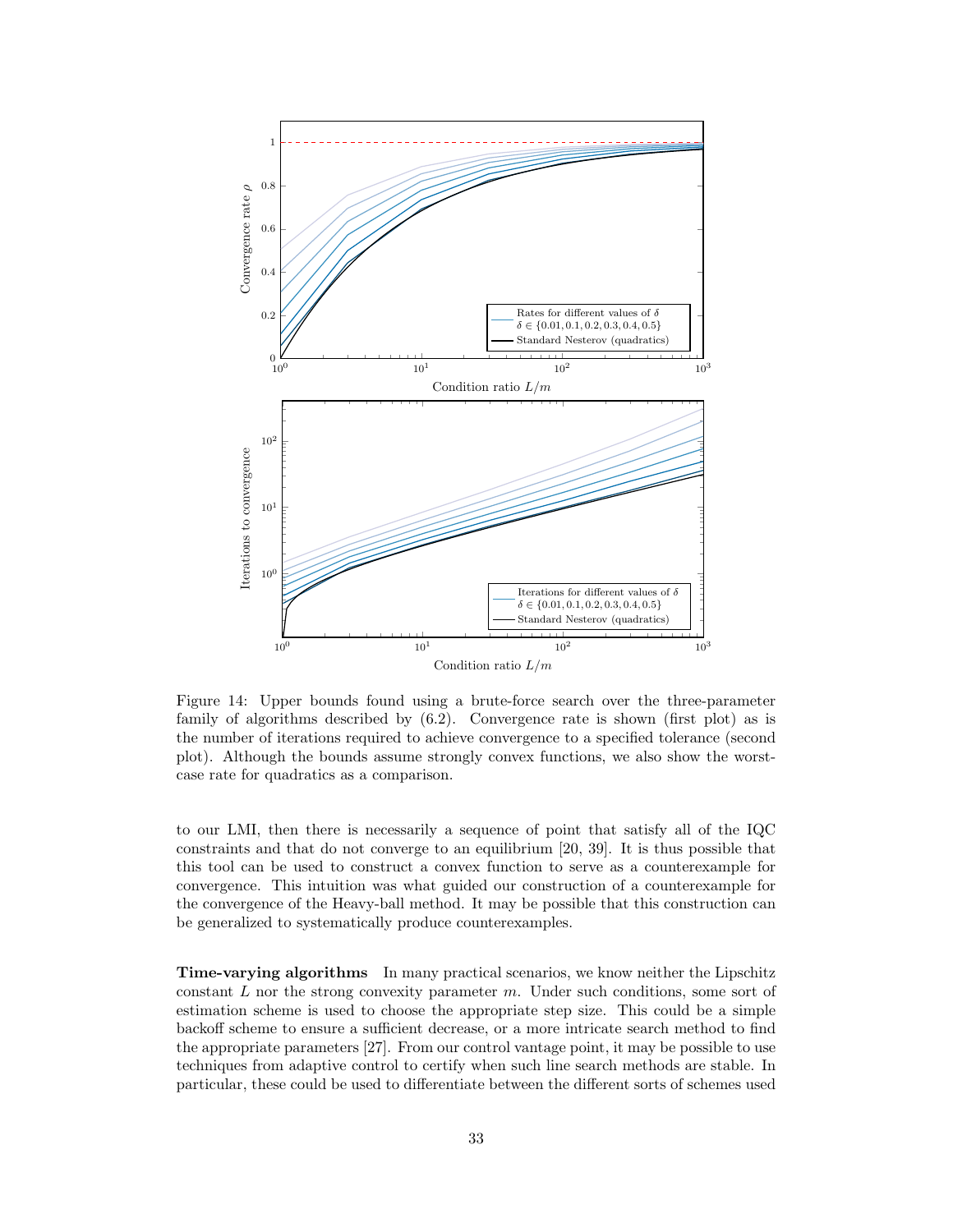Figure 14: Upper bounds found using a brute-force search over the three-parameter family of algorithms described by (6.2). Convergence rate is shown (first plot) as is the number of iterations required to achieve convergence to a specified tolerance (second plot). Although the bounds assume strongly convex functions, we also show the worst-case rate for quadratics as a comparison.

to our LMI, then there is necessarily a sequence of point that satisfy all of the IQC constraints and that do not converge to an equilibrium [20, 39]. It is thus possible that this tool can be used to construct a convex function to serve as a counterexample for convergence. This intuition was what guided our construction of a counterexample for the convergence of the Heavy-ball method. It may be possible that this construction can be generalized to systematically produce counterexamples.

**Time-varying algorithms** In many practical scenarios, we know neither the Lipschitz constant $L$ nor the strong convexity parameter $m$. Under such conditions, some sort of estimation scheme is used to choose the appropriate step size. This could be a simple backoff scheme to ensure a sufficient decrease, or a more intricate search method to find the appropriate parameters [27]. From our control vantage point, it may be possible to use techniques from adaptive control to certify when such line search methods are stable. In particular, these could be used to differentiate between the different sorts of schemes used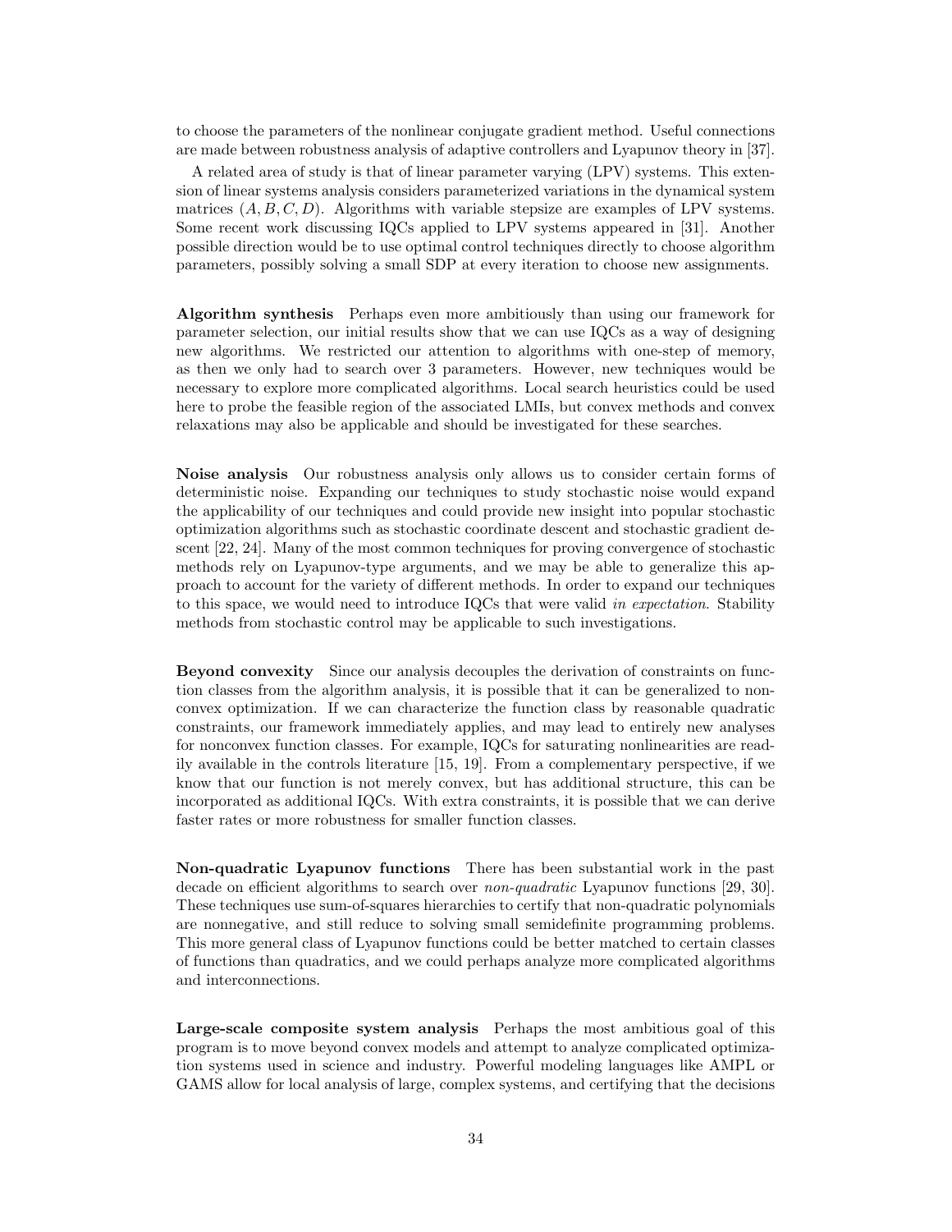to choose the parameters of the nonlinear conjugate gradient method. Useful connections are made between robustness analysis of adaptive controllers and Lyapunov theory in [37].

A related area of study is that of linear parameter varying (LPV) systems. This extension of linear systems analysis considers parameterized variations in the dynamical system matrices $(A, B, C, D)$. Algorithms with variable stepsize are examples of LPV systems. Some recent work discussing IQCs applied to LPV systems appeared in [31]. Another possible direction would be to use optimal control techniques directly to choose algorithm parameters, possibly solving a small SDP at every iteration to choose new assignments.

**Algorithm synthesis** Perhaps even more ambitiously than using our framework for parameter selection, our initial results show that we can use IQCs as a way of designing new algorithms. We restricted our attention to algorithms with one-step of memory, as then we only had to search over 3 parameters. However, new techniques would be necessary to explore more complicated algorithms. Local search heuristics could be used here to probe the feasible region of the associated LMIs, but convex methods and convex relaxations may also be applicable and should be investigated for these searches.

**Noise analysis** Our robustness analysis only allows us to consider certain forms of deterministic noise. Expanding our techniques to study stochastic noise would expand the applicability of our techniques and could provide new insight into popular stochastic optimization algorithms such as stochastic coordinate descent and stochastic gradient descent [22, 24]. Many of the most common techniques for proving convergence of stochastic methods rely on Lyapunov-type arguments, and we may be able to generalize this approach to account for the variety of different methods. In order to expand our techniques to this space, we would need to introduce IQCs that were valid *in expectation*. Stability methods from stochastic control may be applicable to such investigations.

**Beyond convexity** Since our analysis decouples the derivation of constraints on function classes from the algorithm analysis, it is possible that it can be generalized to nonconvex optimization. If we can characterize the function class by reasonable quadratic constraints, our framework immediately applies, and may lead to entirely new analyses for nonconvex function classes. For example, IQCs for saturating nonlinearities are readily available in the controls literature [15, 19]. From a complementary perspective, if we know that our function is not merely convex, but has additional structure, this can be incorporated as additional IQCs. With extra constraints, it is possible that we can derive faster rates or more robustness for smaller function classes.

**Non-quadratic Lyapunov functions** There has been substantial work in the past decade on efficient algorithms to search over *non-quadratic* Lyapunov functions [29, 30]. These techniques use sum-of-squares hierarchies to certify that non-quadratic polynomials are nonnegative, and still reduce to solving small semidefinite programming problems. This more general class of Lyapunov functions could be better matched to certain classes of functions than quadratics, and we could perhaps analyze more complicated algorithms and interconnections.

**Large-scale composite system analysis** Perhaps the most ambitious goal of this program is to move beyond convex models and attempt to analyze complicated optimization systems used in science and industry. Powerful modeling languages like AMPL or GAMS allow for local analysis of large, complex systems, and certifying that the decisions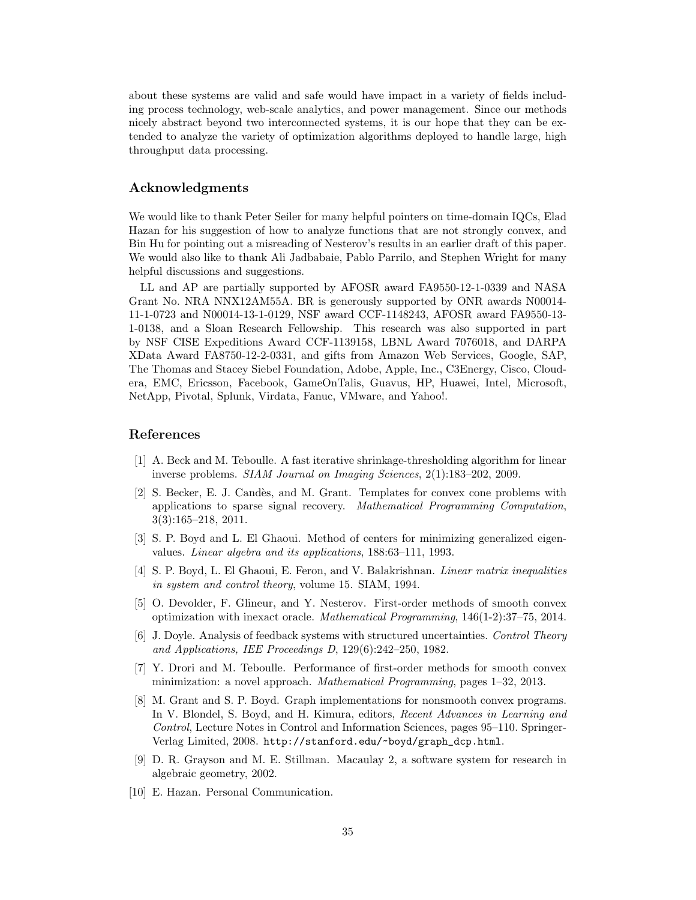about these systems are valid and safe would have impact in a variety of fields including process technology, web-scale analytics, and power management. Since our methods nicely abstract beyond two interconnected systems, it is our hope that they can be extended to analyze the variety of optimization algorithms deployed to handle large, high throughput data processing.

## Acknowledgments

We would like to thank Peter Seiler for many helpful pointers on time-domain IQCs, Elad Hazan for his suggestion of how to analyze functions that are not strongly convex, and Bin Hu for pointing out a misreading of Nesterov's results in an earlier draft of this paper. We would also like to thank Ali Jadbabaie, Pablo Parrilo, and Stephen Wright for many helpful discussions and suggestions.

LL and AP are partially supported by AFOSR award FA9550-12-1-0339 and NASA Grant No. NRA NNX12AM55A. BR is generously supported by ONR awards N00014-11-1-0723 and N00014-13-1-0129, NSF award CCF-1148243, AFOSR award FA9550-13-1-0138, and a Sloan Research Fellowship. This research was also supported in part by NSF CISE Expeditions Award CCF-1139158, LBNL Award 7076018, and DARPA XData Award FA8750-12-2-0331, and gifts from Amazon Web Services, Google, SAP, The Thomas and Stacey Siebel Foundation, Adobe, Apple, Inc., C3Energy, Cisco, Cloudera, EMC, Ericsson, Facebook, GameOnTalis, Guavus, HP, Huawei, Intel, Microsoft, NetApp, Pivotal, Splunk, Virdata, Fanuc, VMware, and Yahoo!.

## References

[1] A. Beck and M. Teboulle. A fast iterative shrinkage-thresholding algorithm for linear inverse problems. *SIAM Journal on Imaging Sciences*, 2(1):183–202, 2009.

[2] S. Becker, E. J. Candès, and M. Grant. Templates for convex cone problems with applications to sparse signal recovery. *Mathematical Programming Computation*, 3(3):165–218, 2011.

[3] S. P. Boyd and L. El Ghaoui. Method of centers for minimizing generalized eigenvalues. *Linear algebra and its applications*, 188:63–111, 1993.

[4] S. P. Boyd, L. El Ghaoui, E. Feron, and V. Balakrishnan. *Linear matrix inequalities in system and control theory*, volume 15. SIAM, 1994.

[5] O. Devolder, F. Glineur, and Y. Nesterov. First-order methods of smooth convex optimization with inexact oracle. *Mathematical Programming*, 146(1-2):37–75, 2014.

[6] J. Doyle. Analysis of feedback systems with structured uncertainties. *Control Theory and Applications, IEE Proceedings D*, 129(6):242–250, 1982.

[7] Y. Drori and M. Teboulle. Performance of first-order methods for smooth convex minimization: a novel approach. *Mathematical Programming*, pages 1–32, 2013.

[8] M. Grant and S. P. Boyd. Graph implementations for nonsmooth convex programs. In V. Blondel, S. Boyd, and H. Kimura, editors, *Recent Advances in Learning and Control*, Lecture Notes in Control and Information Sciences, pages 95–110. Springer-Verlag Limited, 2008. `http://stanford.edu/~boyd/graph_dcp.html`.

[9] D. R. Grayson and M. E. Stillman. Macaulay 2, a software system for research in algebraic geometry, 2002.

[10] E. Hazan. Personal Communication.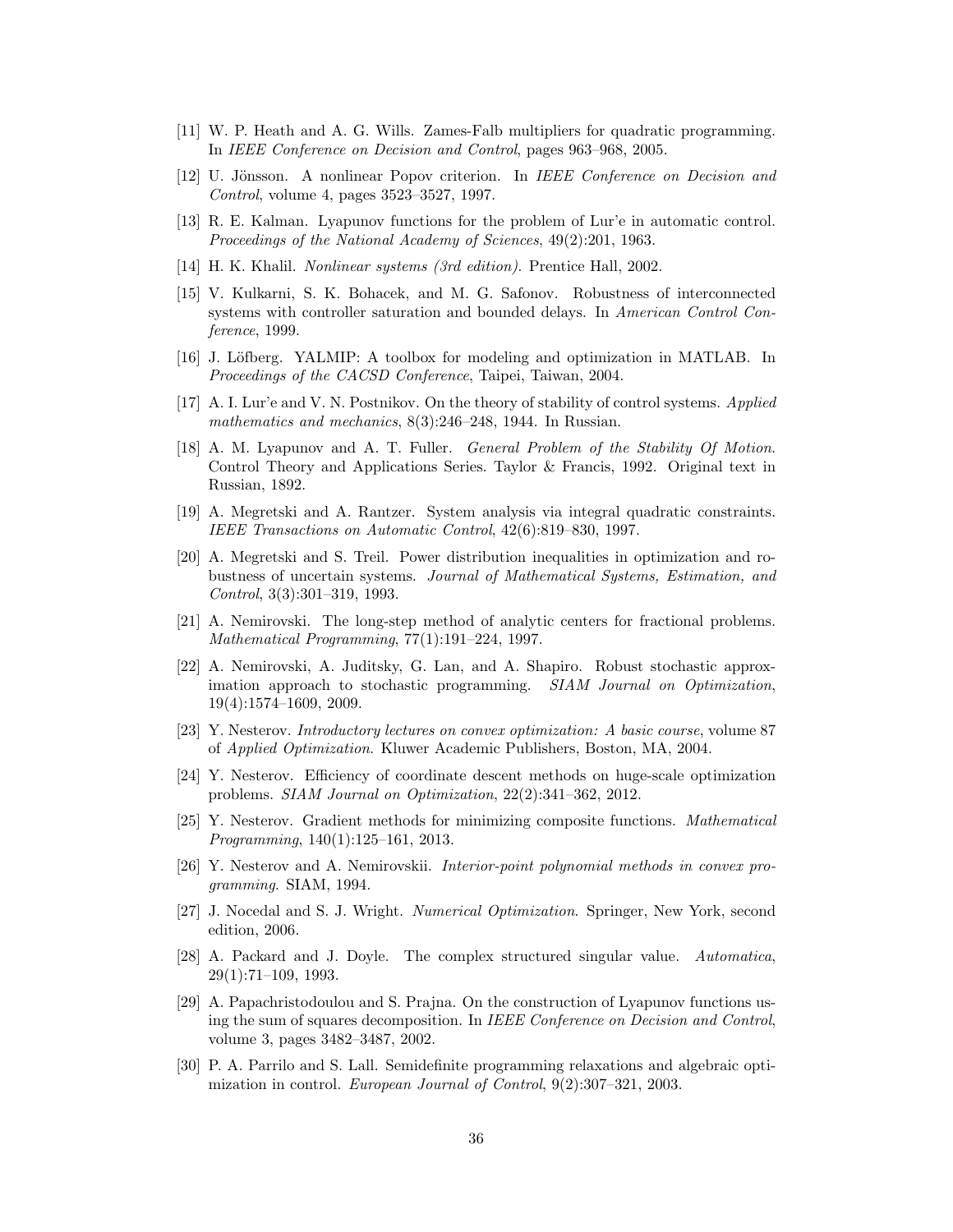[11] W. P. Heath and A. G. Wills. Zames-Falb multipliers for quadratic programming. In *IEEE Conference on Decision and Control*, pages 963–968, 2005.

[12] U. Jönsson. A nonlinear Popov criterion. In *IEEE Conference on Decision and Control*, volume 4, pages 3523–3527, 1997.

[13] R. E. Kalman. Lyapunov functions for the problem of Lur'e in automatic control. *Proceedings of the National Academy of Sciences*, 49(2):201, 1963.

[14] H. K. Khalil. *Nonlinear systems (3rd edition)*. Prentice Hall, 2002.

[15] V. Kulkarni, S. K. Bohacek, and M. G. Safonov. Robustness of interconnected systems with controller saturation and bounded delays. In *American Control Conference*, 1999.

[16] J. Löfberg. YALMIP: A toolbox for modeling and optimization in MATLAB. In *Proceedings of the CACSD Conference*, Taipei, Taiwan, 2004.

[17] A. I. Lur'e and V. N. Postnikov. On the theory of stability of control systems. *Applied mathematics and mechanics*, 8(3):246–248, 1944. In Russian.

[18] A. M. Lyapunov and A. T. Fuller. *General Problem of the Stability Of Motion*. Control Theory and Applications Series. Taylor & Francis, 1992. Original text in Russian, 1892.

[19] A. Megretski and A. Rantzer. System analysis via integral quadratic constraints. *IEEE Transactions on Automatic Control*, 42(6):819–830, 1997.

[20] A. Megretski and S. Treil. Power distribution inequalities in optimization and robustness of uncertain systems. *Journal of Mathematical Systems, Estimation, and Control*, 3(3):301–319, 1993.

[21] A. Nemirovski. The long-step method of analytic centers for fractional problems. *Mathematical Programming*, 77(1):191–224, 1997.

[22] A. Nemirovski, A. Juditsky, G. Lan, and A. Shapiro. Robust stochastic approximation approach to stochastic programming. *SIAM Journal on Optimization*, 19(4):1574–1609, 2009.

[23] Y. Nesterov. *Introductory lectures on convex optimization: A basic course*, volume 87 of *Applied Optimization*. Kluwer Academic Publishers, Boston, MA, 2004.

[24] Y. Nesterov. Efficiency of coordinate descent methods on huge-scale optimization problems. *SIAM Journal on Optimization*, 22(2):341–362, 2012.

[25] Y. Nesterov. Gradient methods for minimizing composite functions. *Mathematical Programming*, 140(1):125–161, 2013.

[26] Y. Nesterov and A. Nemirovskii. *Interior-point polynomial methods in convex programming*. SIAM, 1994.

[27] J. Nocedal and S. J. Wright. *Numerical Optimization*. Springer, New York, second edition, 2006.

[28] A. Packard and J. Doyle. The complex structured singular value. *Automatica*, 29(1):71–109, 1993.

[29] A. Papachristodoulou and S. Prajna. On the construction of Lyapunov functions using the sum of squares decomposition. In *IEEE Conference on Decision and Control*, volume 3, pages 3482–3487, 2002.

[30] P. A. Parrilo and S. Lall. Semidefinite programming relaxations and algebraic optimization in control. *European Journal of Control*, 9(2):307–321, 2003.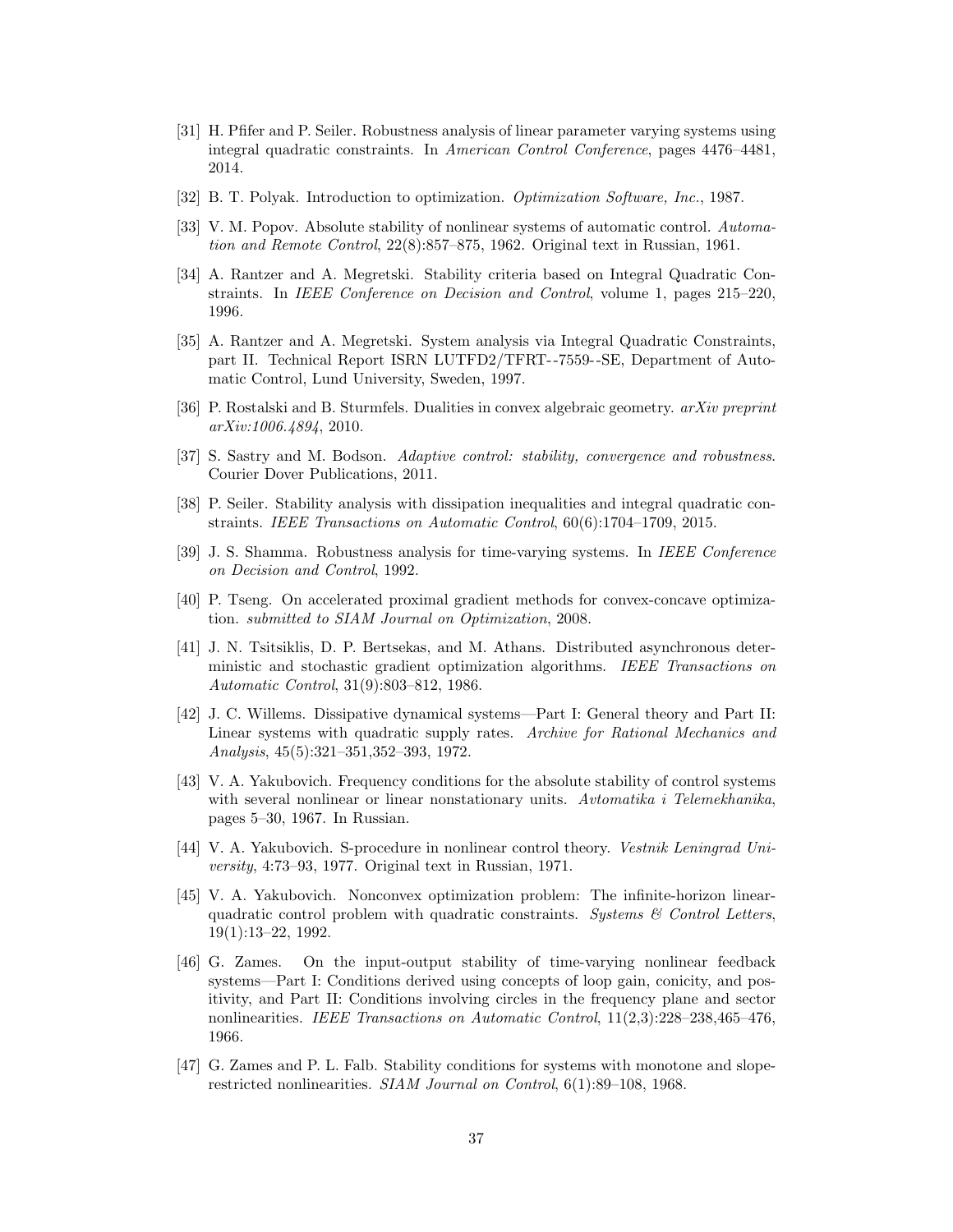[31] H. Pfifer and P. Seiler. Robustness analysis of linear parameter varying systems using integral quadratic constraints. In *American Control Conference*, pages 4476–4481, 2014.

[32] B. T. Polyak. Introduction to optimization. *Optimization Software, Inc.*, 1987.

[33] V. M. Popov. Absolute stability of nonlinear systems of automatic control. *Automation and Remote Control*, 22(8):857–875, 1962. Original text in Russian, 1961.

[34] A. Rantzer and A. Megretski. Stability criteria based on Integral Quadratic Constraints. In *IEEE Conference on Decision and Control*, volume 1, pages 215–220, 1996.

[35] A. Rantzer and A. Megretski. System analysis via Integral Quadratic Constraints, part II. Technical Report ISRN LUTFD2/TFRT--7559--SE, Department of Automatic Control, Lund University, Sweden, 1997.

[36] P. Rostalski and B. Sturmfels. Dualities in convex algebraic geometry. *arXiv preprint arXiv:1006.4894*, 2010.

[37] S. Sastry and M. Bodson. *Adaptive control: stability, convergence and robustness*. Courier Dover Publications, 2011.

[38] P. Seiler. Stability analysis with dissipation inequalities and integral quadratic constraints. *IEEE Transactions on Automatic Control*, 60(6):1704–1709, 2015.

[39] J. S. Shamma. Robustness analysis for time-varying systems. In *IEEE Conference on Decision and Control*, 1992.

[40] P. Tseng. On accelerated proximal gradient methods for convex-concave optimization. *submitted to SIAM Journal on Optimization*, 2008.

[41] J. N. Tsitsiklis, D. P. Bertsekas, and M. Athans. Distributed asynchronous deterministic and stochastic gradient optimization algorithms. *IEEE Transactions on Automatic Control*, 31(9):803–812, 1986.

[42] J. C. Willems. Dissipative dynamical systems—Part I: General theory and Part II: Linear systems with quadratic supply rates. *Archive for Rational Mechanics and Analysis*, 45(5):321–351,352–393, 1972.

[43] V. A. Yakubovich. Frequency conditions for the absolute stability of control systems with several nonlinear or linear nonstationary units. *Avtomatika i Telemekhanika*, pages 5–30, 1967. In Russian.

[44] V. A. Yakubovich. S-procedure in nonlinear control theory. *Vestnik Leningrad University*, 4:73–93, 1977. Original text in Russian, 1971.

[45] V. A. Yakubovich. Nonconvex optimization problem: The infinite-horizon linear-quadratic control problem with quadratic constraints. *Systems & Control Letters*, 19(1):13–22, 1992.

[46] G. Zames. On the input-output stability of time-varying nonlinear feedback systems—Part I: Conditions derived using concepts of loop gain, conicity, and positivity, and Part II: Conditions involving circles in the frequency plane and sector nonlinearities. *IEEE Transactions on Automatic Control*, 11(2,3):228–238,465–476, 1966.

[47] G. Zames and P. L. Falb. Stability conditions for systems with monotone and slope-restricted nonlinearities. *SIAM Journal on Control*, 6(1):89–108, 1968.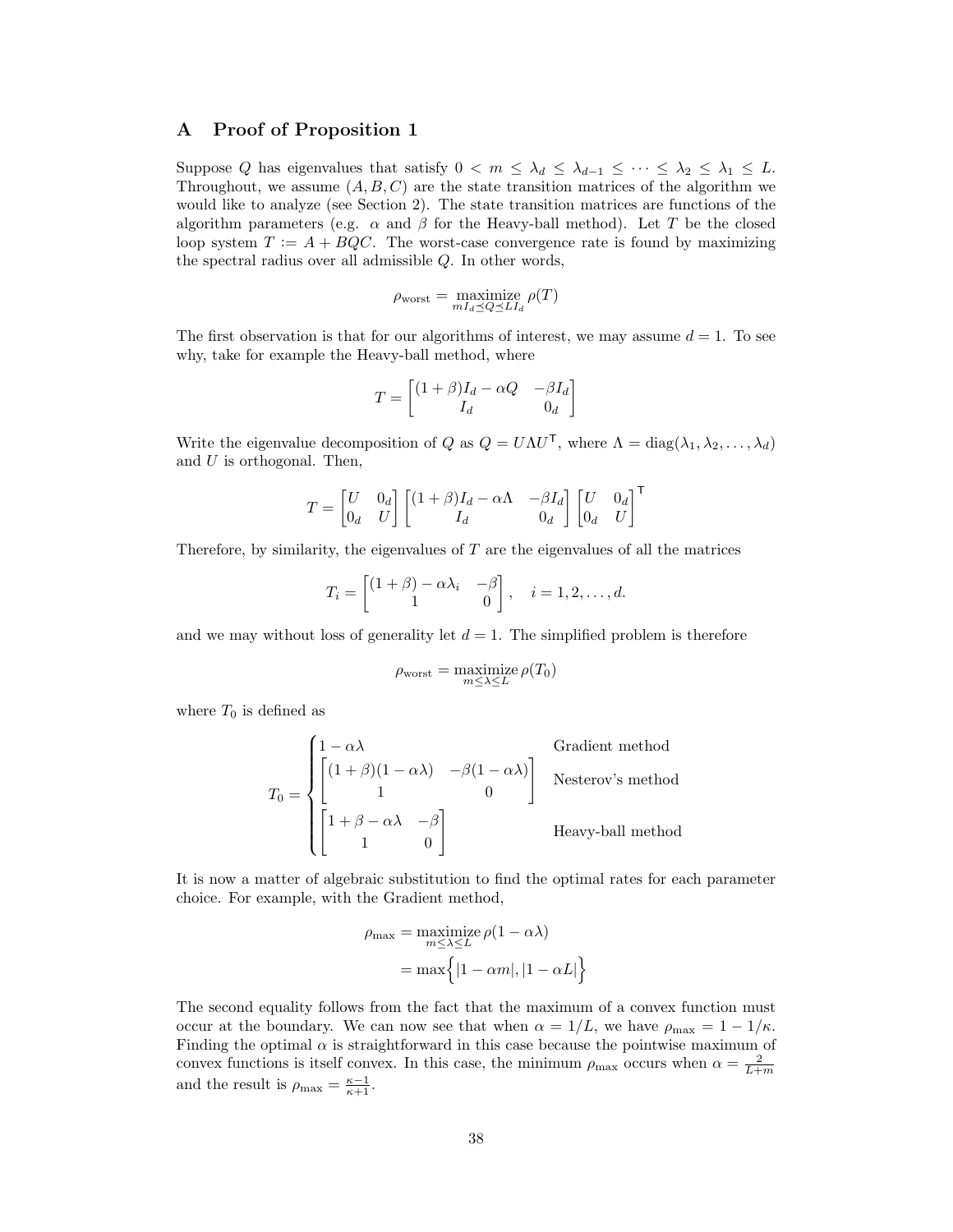## A Proof of Proposition 1

Suppose $Q$ has eigenvalues that satisfy $0 < m \le \lambda_d \le \lambda_{d-1} \le \cdots \le \lambda_2 \le \lambda_1 \le L$. Throughout, we assume $(A, B, C)$ are the state transition matrices of the algorithm we would like to analyze (see Section 2). The state transition matrices are functions of the algorithm parameters (e.g. $\alpha$ and $\beta$ for the Heavy-ball method). Let $T$ be the closed loop system $T := A + BQC$. The worst-case convergence rate is found by maximizing the spectral radius over all admissible $Q$. In other words,

$$\rho_{\text{worst}} = \underset{mI_d \preceq Q \preceq LI_d}{\text{maximize}}\ \rho(T)$$

The first observation is that for our algorithms of interest, we may assume $d = 1$. To see why, take for example the Heavy-ball method, where

$$T = \begin{bmatrix} (1+\beta)I_d - \alpha Q & -\beta I_d \\ I_d & 0_d \end{bmatrix}$$

Write the eigenvalue decomposition of $Q$ as $Q = U\Lambda U^{\mathsf{T}}$, where $\Lambda = \operatorname{diag}(\lambda_1, \lambda_2, \ldots, \lambda_d)$ and $U$ is orthogonal. Then,

$$T = \begin{bmatrix} U & 0_d \\ 0_d & U \end{bmatrix} \begin{bmatrix} (1+\beta)I_d - \alpha \Lambda & -\beta I_d \\ I_d & 0_d \end{bmatrix} \begin{bmatrix} U & 0_d \\ 0_d & U \end{bmatrix}^{\mathsf{T}}$$

Therefore, by similarity, the eigenvalues of $T$ are the eigenvalues of all the matrices

$$T_i = \begin{bmatrix} (1+\beta) - \alpha\lambda_i & -\beta \\ 1 & 0 \end{bmatrix}, \quad i = 1, 2, \ldots, d.$$

and we may without loss of generality let $d = 1$. The simplified problem is therefore

$$\rho_{\text{worst}} = \underset{m \le \lambda \le L}{\text{maximize}}\ \rho(T_0)$$

where $T_0$ is defined as

$$T_0 = \begin{cases} 1 - \alpha\lambda & \text{Gradient method} \\ \begin{bmatrix} (1+\beta)(1-\alpha\lambda) & -\beta(1-\alpha\lambda) \\ 1 & 0 \end{bmatrix} & \text{Nesterov's method} \\ \begin{bmatrix} 1+\beta-\alpha\lambda & -\beta \\ 1 & 0 \end{bmatrix} & \text{Heavy-ball method} \end{cases}$$

It is now a matter of algebraic substitution to find the optimal rates for each parameter choice. For example, with the Gradient method,

$$\begin{aligned} \rho_{\max} &= \underset{m \le \lambda \le L}{\text{maximize}}\ \rho(1 - \alpha\lambda) \\ &= \max\Big\{ |1 - \alpha m|, |1 - \alpha L| \Big\} \end{aligned}$$

The second equality follows from the fact that the maximum of a convex function must occur at the boundary. We can now see that when $\alpha = 1/L$, we have $\rho_{\max} = 1 - 1/\kappa$. Finding the optimal $\alpha$ is straightforward in this case because the pointwise maximum of convex functions is itself convex. In this case, the minimum $\rho_{\max}$ occurs when $\alpha = \frac{2}{L+m}$ and the result is $\rho_{\max} = \frac{\kappa-1}{\kappa+1}$.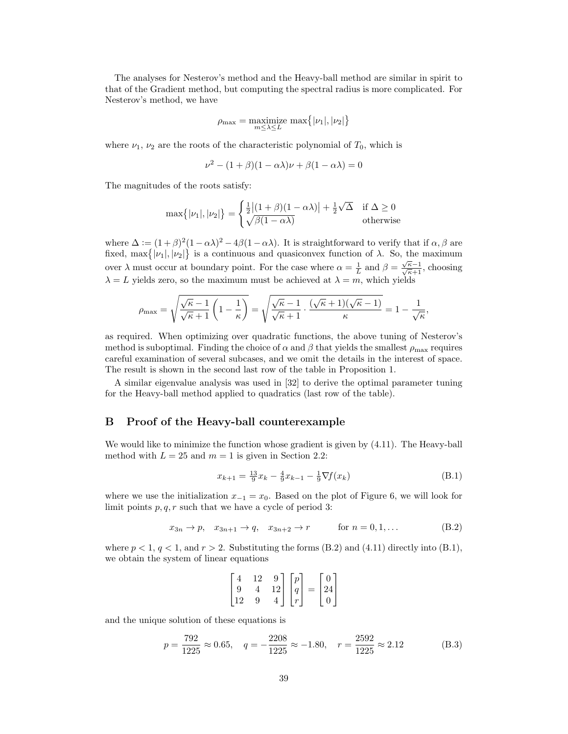The analyses for Nesterov's method and the Heavy-ball method are similar in spirit to that of the Gradient method, but computing the spectral radius is more complicated. For Nesterov's method, we have

$$\rho_{\max} = \underset{m \le \lambda \le L}{\text{maximize}} \ \max\{|\nu_1|, |\nu_2|\}$$

where $\nu_1$, $\nu_2$ are the roots of the characteristic polynomial of $T_0$, which is

$$\nu^2 - (1+\beta)(1-\alpha\lambda)\nu + \beta(1-\alpha\lambda) = 0$$

The magnitudes of the roots satisfy:

$$\max\{|\nu_1|, |\nu_2|\} = \begin{cases} \frac{1}{2}\big|(1+\beta)(1-\alpha\lambda)\big| + \frac{1}{2}\sqrt{\Delta} & \text{if } \Delta \ge 0 \\ \sqrt{\beta(1-\alpha\lambda)} & \text{otherwise} \end{cases}$$

where $\Delta := (1+\beta)^2(1-\alpha\lambda)^2 - 4\beta(1-\alpha\lambda)$. It is straightforward to verify that if $\alpha, \beta$ are fixed, $\max\{|\nu_1|, |\nu_2|\}$ is a continuous and quasiconvex function of $\lambda$. So, the maximum over $\lambda$ must occur at boundary point. For the case where $\alpha = \frac{1}{L}$ and $\beta = \frac{\sqrt{\kappa}-1}{\sqrt{\kappa}+1}$, choosing $\lambda = L$ yields zero, so the maximum must be achieved at $\lambda = m$, which yields

$$\rho_{\max} = \sqrt{\frac{\sqrt{\kappa}-1}{\sqrt{\kappa}+1}\left(1 - \frac{1}{\kappa}\right)} = \sqrt{\frac{\sqrt{\kappa}-1}{\sqrt{\kappa}+1} \cdot \frac{(\sqrt{\kappa}+1)(\sqrt{\kappa}-1)}{\kappa}} = 1 - \frac{1}{\sqrt{\kappa}},$$

as required. When optimizing over quadratic functions, the above tuning of Nesterov's method is suboptimal. Finding the choice of $\alpha$ and $\beta$ that yields the smallest $\rho_{\max}$ requires careful examination of several subcases, and we omit the details in the interest of space. The result is shown in the second last row of the table in Proposition 1.

A similar eigenvalue analysis was used in [32] to derive the optimal parameter tuning for the Heavy-ball method applied to quadratics (last row of the table).

## B Proof of the Heavy-ball counterexample

We would like to minimize the function whose gradient is given by (4.11). The Heavy-ball method with $L = 25$ and $m = 1$ is given in Section 2.2:

$$x_{k+1} = \tfrac{13}{9}x_k - \tfrac{4}{9}x_{k-1} - \tfrac{1}{9}\nabla f(x_k) \tag{B.1}$$

where we use the initialization $x_{-1} = x_0$. Based on the plot of Figure 6, we will look for limit points $p, q, r$ such that we have a cycle of period 3:

$$x_{3n} \to p, \quad x_{3n+1} \to q, \quad x_{3n+2} \to r \qquad \text{for } n = 0, 1, \dots \tag{B.2}$$

where $p < 1$, $q < 1$, and $r > 2$. Substituting the forms (B.2) and (4.11) directly into (B.1), we obtain the system of linear equations

$$\begin{bmatrix} 4 & 12 & 9 \\ 9 & 4 & 12 \\ 12 & 9 & 4 \end{bmatrix} \begin{bmatrix} p \\ q \\ r \end{bmatrix} = \begin{bmatrix} 0 \\ 24 \\ 0 \end{bmatrix}$$

and the unique solution of these equations is

$$p = \frac{792}{1225} \approx 0.65, \quad q = -\frac{2208}{1225} \approx -1.80, \quad r = \frac{2592}{1225} \approx 2.12 \tag{B.3}$$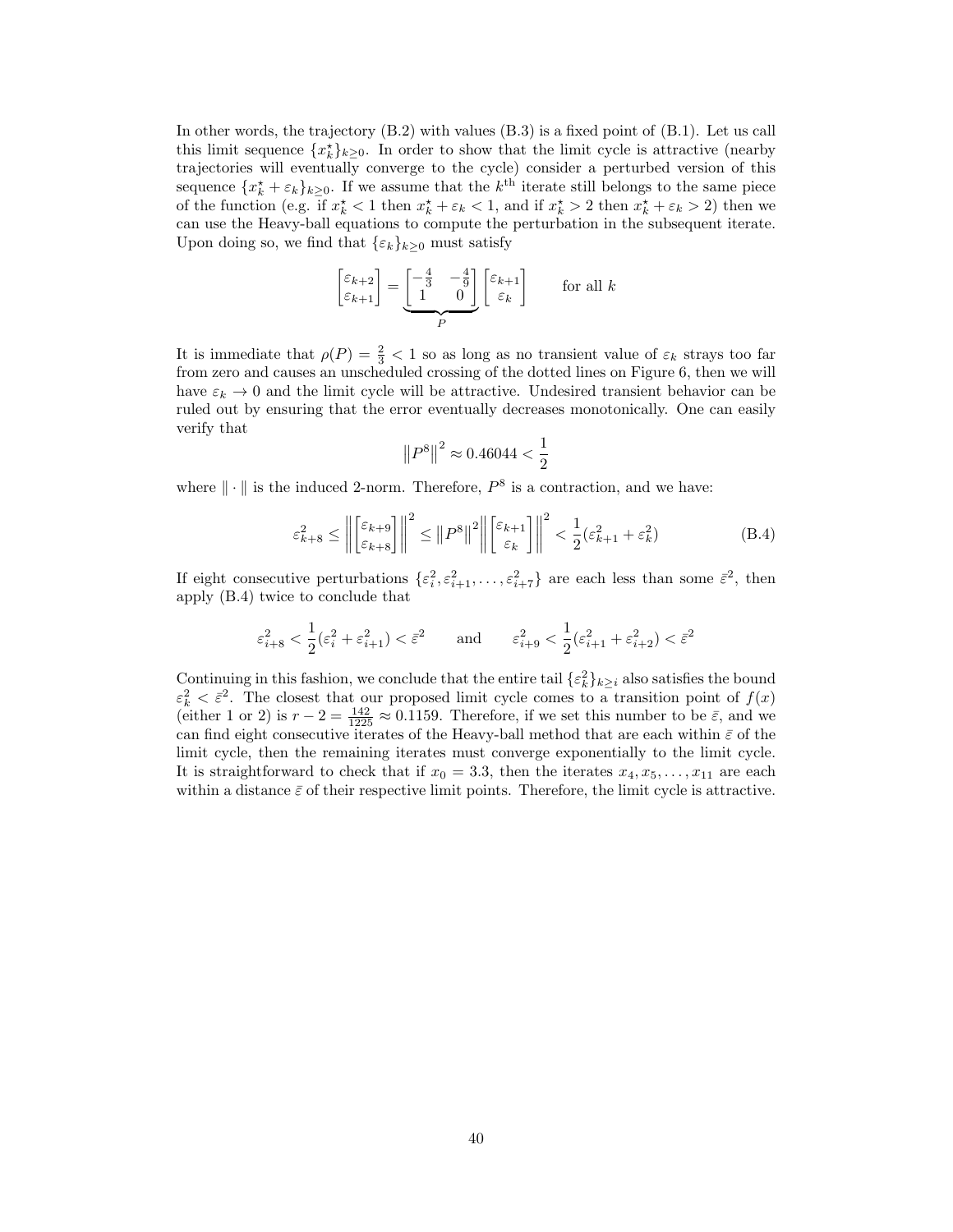In other words, the trajectory (B.2) with values (B.3) is a fixed point of (B.1). Let us call this limit sequence $\{x_k^\star\}_{k\geq 0}$. In order to show that the limit cycle is attractive (nearby trajectories will eventually converge to the cycle) consider a perturbed version of this sequence $\{x_k^\star + \varepsilon_k\}_{k\geq 0}$. If we assume that the $k^{\text{th}}$ iterate still belongs to the same piece of the function (e.g. if $x_k^\star < 1$ then $x_k^\star + \varepsilon_k < 1$, and if $x_k^\star > 2$ then $x_k^\star + \varepsilon_k > 2$) then we can use the Heavy-ball equations to compute the perturbation in the subsequent iterate. Upon doing so, we find that $\{\varepsilon_k\}_{k\geq 0}$ must satisfy

$$\begin{bmatrix}\varepsilon_{k+2}\\ \varepsilon_{k+1}\end{bmatrix} = \underbrace{\begin{bmatrix}-\frac{4}{3} & -\frac{4}{9}\\ 1 & 0\end{bmatrix}}_{P}\begin{bmatrix}\varepsilon_{k+1}\\ \varepsilon_k\end{bmatrix} \qquad \text{for all } k$$

It is immediate that $\rho(P) = \frac{2}{3} < 1$ so as long as no transient value of $\varepsilon_k$ strays too far from zero and causes an unscheduled crossing of the dotted lines on Figure 6, then we will have $\varepsilon_k \to 0$ and the limit cycle will be attractive. Undesired transient behavior can be ruled out by ensuring that the error eventually decreases monotonically. One can easily verify that

$$\left\|P^8\right\|^2 \approx 0.46044 < \frac{1}{2}$$

where $\|\cdot\|$ is the induced 2-norm. Therefore, $P^8$ is a contraction, and we have:

$$\varepsilon_{k+8}^2 \leq \left\|\begin{bmatrix}\varepsilon_{k+9}\\ \varepsilon_{k+8}\end{bmatrix}\right\|^2 \leq \left\|P^8\right\|^2\left\|\begin{bmatrix}\varepsilon_{k+1}\\ \varepsilon_k\end{bmatrix}\right\|^2 < \frac{1}{2}(\varepsilon_{k+1}^2 + \varepsilon_k^2) \tag{B.4}$$

If eight consecutive perturbations $\{\varepsilon_i^2, \varepsilon_{i+1}^2, \ldots, \varepsilon_{i+7}^2\}$ are each less than some $\bar{\varepsilon}^2$, then apply (B.4) twice to conclude that

$$\varepsilon_{i+8}^2 < \frac{1}{2}(\varepsilon_i^2 + \varepsilon_{i+1}^2) < \bar{\varepsilon}^2 \qquad \text{and} \qquad \varepsilon_{i+9}^2 < \frac{1}{2}(\varepsilon_{i+1}^2 + \varepsilon_{i+2}^2) < \bar{\varepsilon}^2$$

Continuing in this fashion, we conclude that the entire tail $\{\varepsilon_k^2\}_{k\geq i}$ also satisfies the bound $\varepsilon_k^2 < \bar{\varepsilon}^2$. The closest that our proposed limit cycle comes to a transition point of $f(x)$ (either 1 or 2) is $r - 2 = \frac{142}{1225} \approx 0.1159$. Therefore, if we set this number to be $\bar{\varepsilon}$, and we can find eight consecutive iterates of the Heavy-ball method that are each within $\bar{\varepsilon}$ of the limit cycle, then the remaining iterates must converge exponentially to the limit cycle. It is straightforward to check that if $x_0 = 3.3$, then the iterates $x_4, x_5, \ldots, x_{11}$ are each within a distance $\bar{\varepsilon}$ of their respective limit points. Therefore, the limit cycle is attractive.